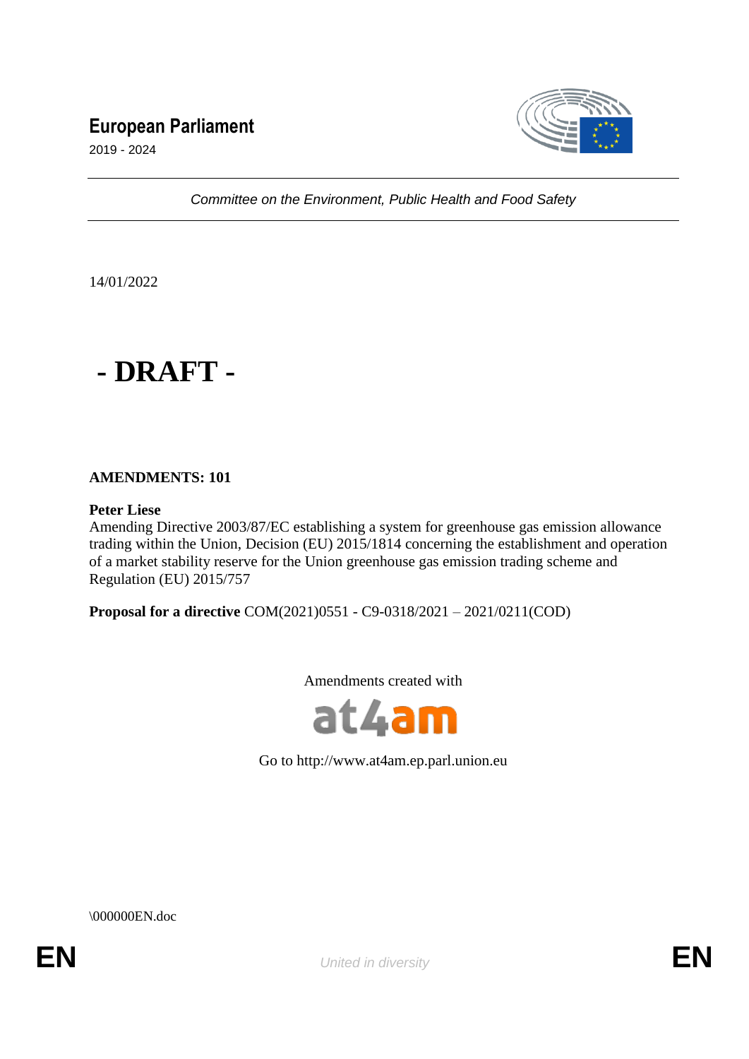# European Parliament

2019 - 2024

*Committee on the Environment, Public Health and Food Safety*

14/01/2022

# - DRAFT -

**AMENDMENTS: 101**

**Peter Liese**
Amending Directive 2003/87/EC establishing a system for greenhouse gas emission allowance trading within the Union, Decision (EU) 2015/1814 concerning the establishment and operation of a market stability reserve for the Union greenhouse gas emission trading scheme and Regulation (EU) 2015/757

**Proposal for a directive** COM(2021)0551 - C9-0318/2021 – 2021/0211(COD)

Amendments created with

at4am

Go to http://www.at4am.ep.parl.union.eu

\000000EN.doc

EN

*United in diversity*

EN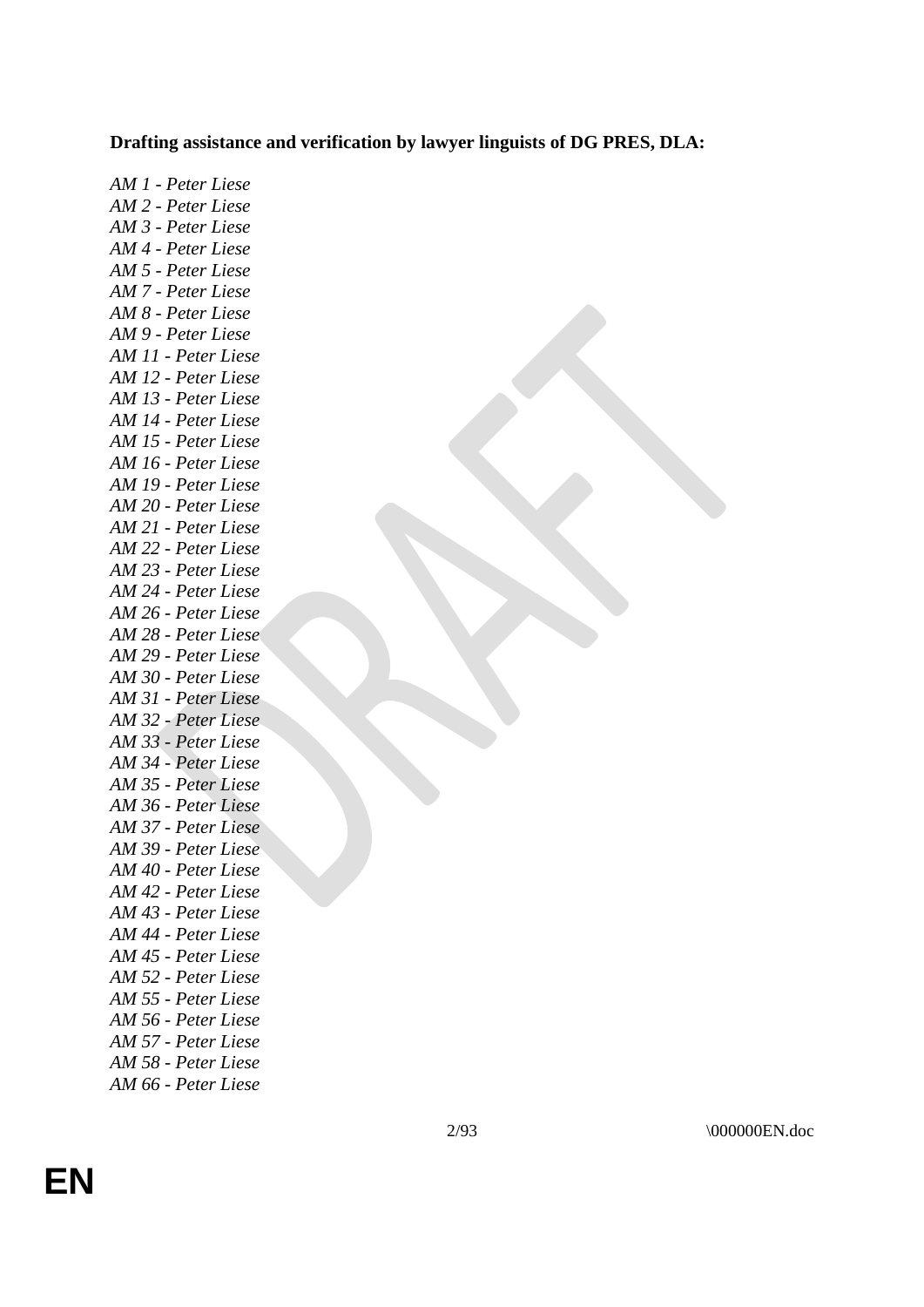**Drafting assistance and verification by lawyer linguists of DG PRES, DLA:**

*AM 1 - Peter Liese*  
*AM 2 - Peter Liese*  
*AM 3 - Peter Liese*  
*AM 4 - Peter Liese*  
*AM 5 - Peter Liese*  
*AM 7 - Peter Liese*  
*AM 8 - Peter Liese*  
*AM 9 - Peter Liese*  
*AM 11 - Peter Liese*  
*AM 12 - Peter Liese*  
*AM 13 - Peter Liese*  
*AM 14 - Peter Liese*  
*AM 15 - Peter Liese*  
*AM 16 - Peter Liese*  
*AM 19 - Peter Liese*  
*AM 20 - Peter Liese*  
*AM 21 - Peter Liese*  
*AM 22 - Peter Liese*  
*AM 23 - Peter Liese*  
*AM 24 - Peter Liese*  
*AM 26 - Peter Liese*  
*AM 28 - Peter Liese*  
*AM 29 - Peter Liese*  
*AM 30 - Peter Liese*  
*AM 31 - Peter Liese*  
*AM 32 - Peter Liese*  
*AM 33 - Peter Liese*  
*AM 34 - Peter Liese*  
*AM 35 - Peter Liese*  
*AM 36 - Peter Liese*  
*AM 37 - Peter Liese*  
*AM 39 - Peter Liese*  
*AM 40 - Peter Liese*  
*AM 42 - Peter Liese*  
*AM 43 - Peter Liese*  
*AM 44 - Peter Liese*  
*AM 45 - Peter Liese*  
*AM 52 - Peter Liese*  
*AM 55 - Peter Liese*  
*AM 56 - Peter Liese*  
*AM 57 - Peter Liese*  
*AM 58 - Peter Liese*  
*AM 66 - Peter Liese*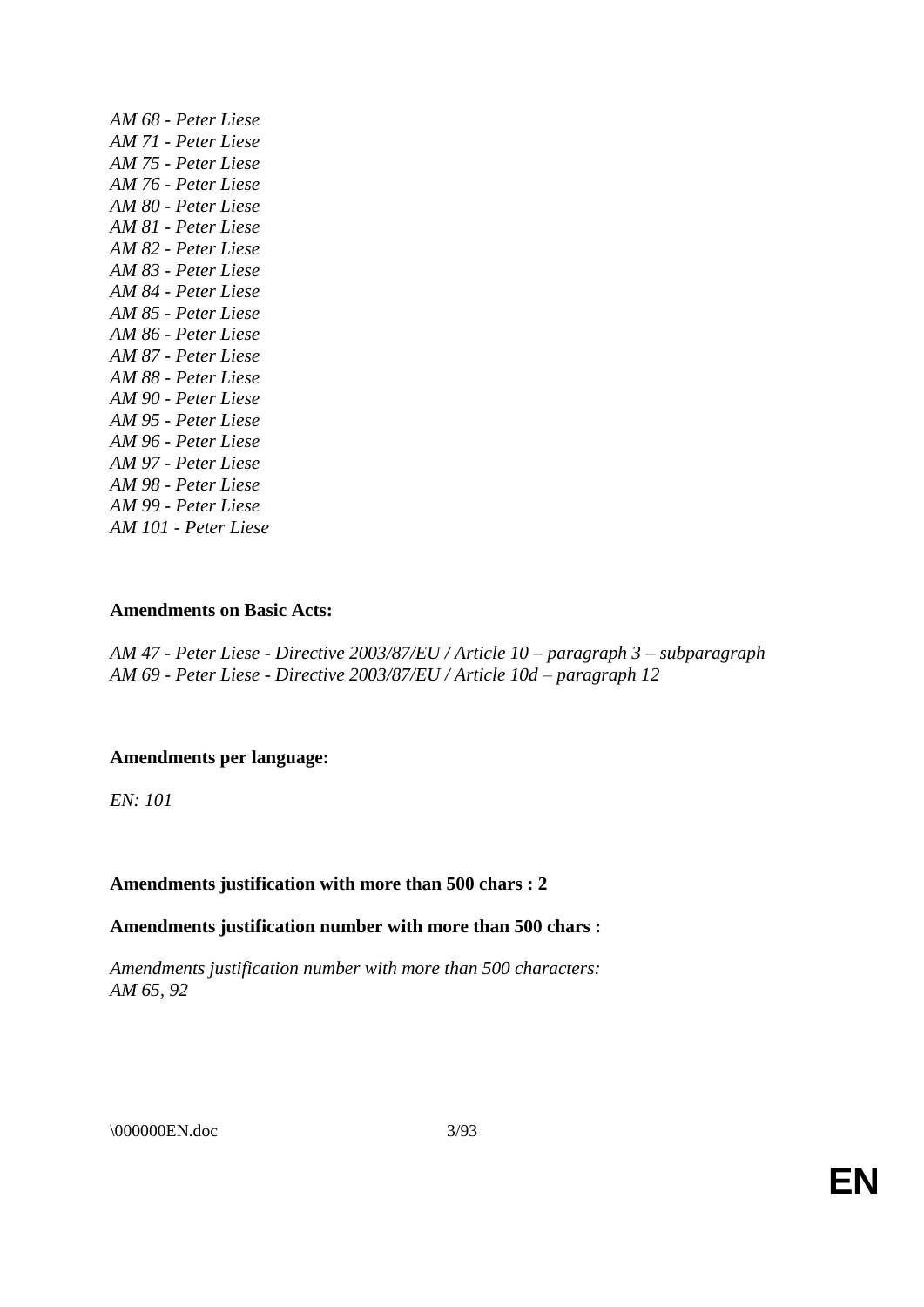*AM 68 - Peter Liese*
*AM 71 - Peter Liese*
*AM 75 - Peter Liese*
*AM 76 - Peter Liese*
*AM 80 - Peter Liese*
*AM 81 - Peter Liese*
*AM 82 - Peter Liese*
*AM 83 - Peter Liese*
*AM 84 - Peter Liese*
*AM 85 - Peter Liese*
*AM 86 - Peter Liese*
*AM 87 - Peter Liese*
*AM 88 - Peter Liese*
*AM 90 - Peter Liese*
*AM 95 - Peter Liese*
*AM 96 - Peter Liese*
*AM 97 - Peter Liese*
*AM 98 - Peter Liese*
*AM 99 - Peter Liese*
*AM 101 - Peter Liese*

**Amendments on Basic Acts:**

*AM 47 - Peter Liese - Directive 2003/87/EU / Article 10 – paragraph 3 – subparagraph*
*AM 69 - Peter Liese - Directive 2003/87/EU / Article 10d – paragraph 12*

**Amendments per language:**

*EN: 101*

**Amendments justification with more than 500 chars : 2**

**Amendments justification number with more than 500 chars :**

*Amendments justification number with more than 500 characters:*
*AM 65, 92*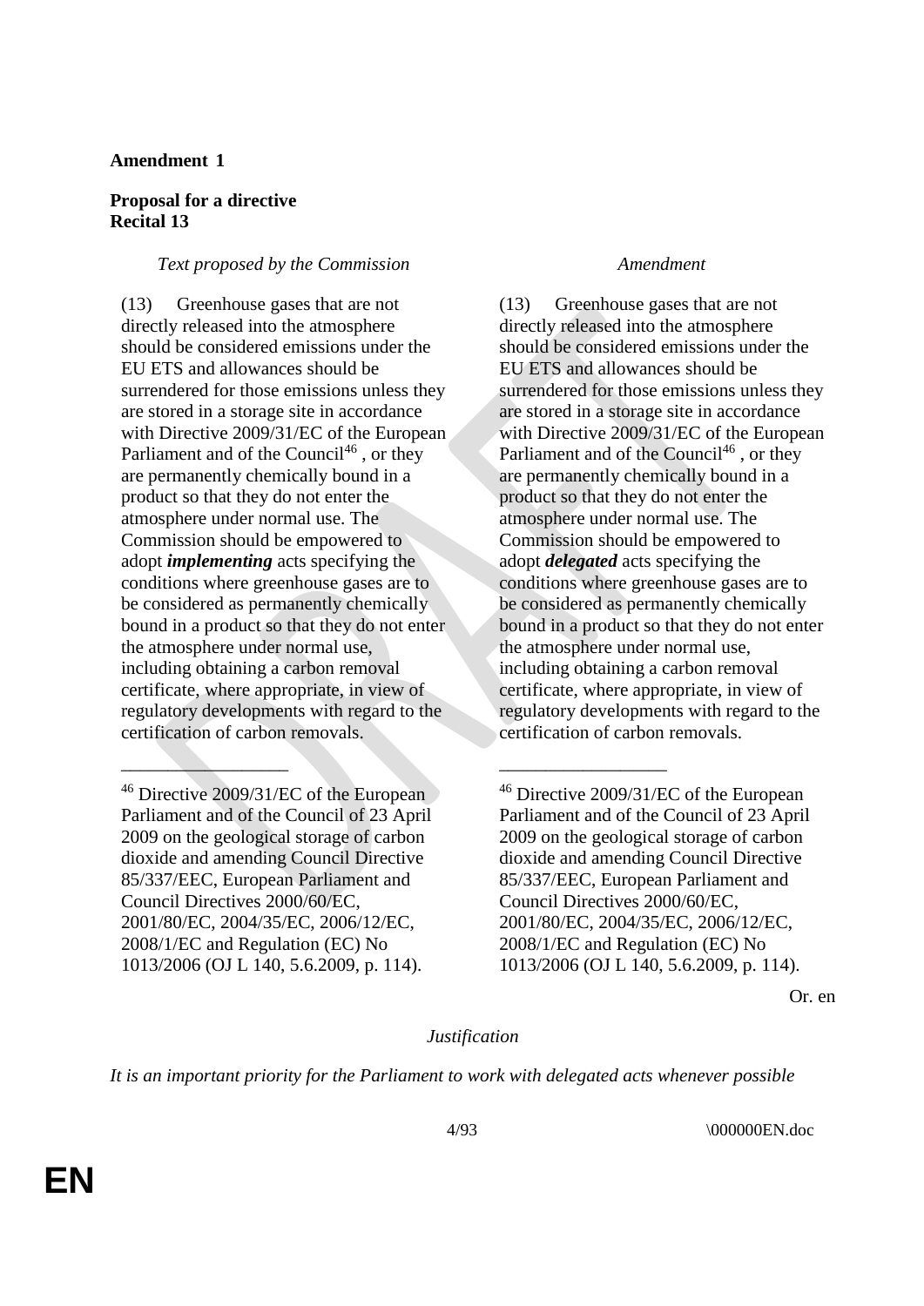**Amendment 1**

**Proposal for a directive**
**Recital 13**

| *Text proposed by the Commission* | *Amendment* |
| --- | --- |
| (13) Greenhouse gases that are not directly released into the atmosphere should be considered emissions under the EU ETS and allowances should be surrendered for those emissions unless they are stored in a storage site in accordance with Directive 2009/31/EC of the European Parliament and of the Council[46] , or they are permanently chemically bound in a product so that they do not enter the atmosphere under normal use. The Commission should be empowered to adopt ***implementing*** acts specifying the conditions where greenhouse gases are to be considered as permanently chemically bound in a product so that they do not enter the atmosphere under normal use, including obtaining a carbon removal certificate, where appropriate, in view of regulatory developments with regard to the certification of carbon removals. | (13) Greenhouse gases that are not directly released into the atmosphere should be considered emissions under the EU ETS and allowances should be surrendered for those emissions unless they are stored in a storage site in accordance with Directive 2009/31/EC of the European Parliament and of the Council[46] , or they are permanently chemically bound in a product so that they do not enter the atmosphere under normal use. The Commission should be empowered to adopt ***delegated*** acts specifying the conditions where greenhouse gases are to be considered as permanently chemically bound in a product so that they do not enter the atmosphere under normal use, including obtaining a carbon removal certificate, where appropriate, in view of regulatory developments with regard to the certification of carbon removals. |
| __________________ | __________________ |
| [46] Directive 2009/31/EC of the European Parliament and of the Council of 23 April 2009 on the geological storage of carbon dioxide and amending Council Directive 85/337/EEC, European Parliament and Council Directives 2000/60/EC, 2001/80/EC, 2004/35/EC, 2006/12/EC, 2008/1/EC and Regulation (EC) No 1013/2006 (OJ L 140, 5.6.2009, p. 114). | [46] Directive 2009/31/EC of the European Parliament and of the Council of 23 April 2009 on the geological storage of carbon dioxide and amending Council Directive 85/337/EEC, European Parliament and Council Directives 2000/60/EC, 2001/80/EC, 2004/35/EC, 2006/12/EC, 2008/1/EC and Regulation (EC) No 1013/2006 (OJ L 140, 5.6.2009, p. 114). |

Or. en

*Justification*

*It is an important priority for the Parliament to work with delegated acts whenever possible*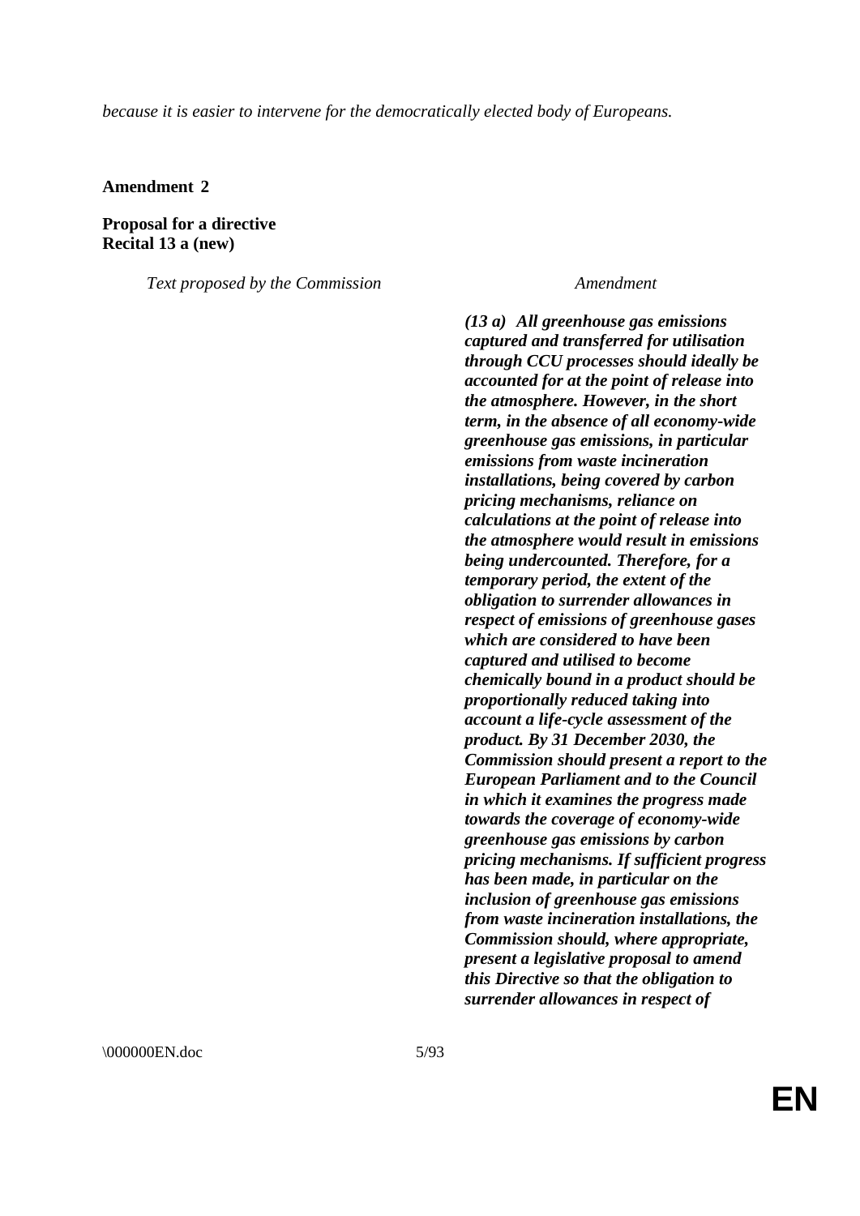*because it is easier to intervene for the democratically elected body of Europeans.*

**Amendment 2**

**Proposal for a directive**
**Recital 13 a (new)**

| *Text proposed by the Commission* | *Amendment* |
| --- | --- |
| | ***(13 a) All greenhouse gas emissions captured and transferred for utilisation through CCU processes should ideally be accounted for at the point of release into the atmosphere. However, in the short term, in the absence of all economy-wide greenhouse gas emissions, in particular emissions from waste incineration installations, being covered by carbon pricing mechanisms, reliance on calculations at the point of release into the atmosphere would result in emissions being undercounted. Therefore, for a temporary period, the extent of the obligation to surrender allowances in respect of emissions of greenhouse gases which are considered to have been captured and utilised to become chemically bound in a product should be proportionally reduced taking into account a life-cycle assessment of the product. By 31 December 2030, the Commission should present a report to the European Parliament and to the Council in which it examines the progress made towards the coverage of economy-wide greenhouse gas emissions by carbon pricing mechanisms. If sufficient progress has been made, in particular on the inclusion of greenhouse gas emissions from waste incineration installations, the Commission should, where appropriate, present a legislative proposal to amend this Directive so that the obligation to surrender allowances in respect of*** |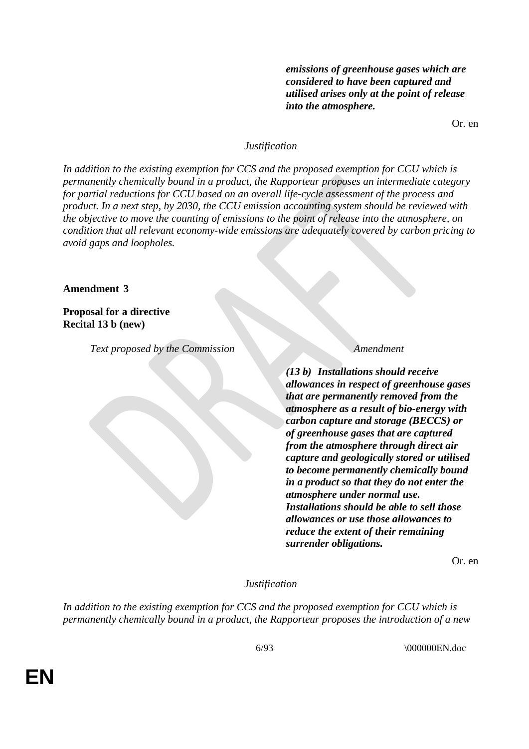| | ***emissions of greenhouse gases which are considered to have been captured and utilised arises only at the point of release into the atmosphere.*** |
|---|---|

Or. en

*Justification*

*In addition to the existing exemption for CCS and the proposed exemption for CCU which is permanently chemically bound in a product, the Rapporteur proposes an intermediate category for partial reductions for CCU based on an overall life-cycle assessment of the process and product. In a next step, by 2030, the CCU emission accounting system should be reviewed with the objective to move the counting of emissions to the point of release into the atmosphere, on condition that all relevant economy-wide emissions are adequately covered by carbon pricing to avoid gaps and loopholes.*

**Amendment 3**

**Proposal for a directive**
**Recital 13 b (new)**

| *Text proposed by the Commission* | *Amendment* |
|---|---|
| | ***(13 b) Installations should receive allowances in respect of greenhouse gases that are permanently removed from the atmosphere as a result of bio-energy with carbon capture and storage (BECCS) or of greenhouse gases that are captured from the atmosphere through direct air capture and geologically stored or utilised to become permanently chemically bound in a product so that they do not enter the atmosphere under normal use. Installations should be able to sell those allowances or use those allowances to reduce the extent of their remaining surrender obligations.*** |

Or. en

*Justification*

*In addition to the existing exemption for CCS and the proposed exemption for CCU which is permanently chemically bound in a product, the Rapporteur proposes the introduction of a new*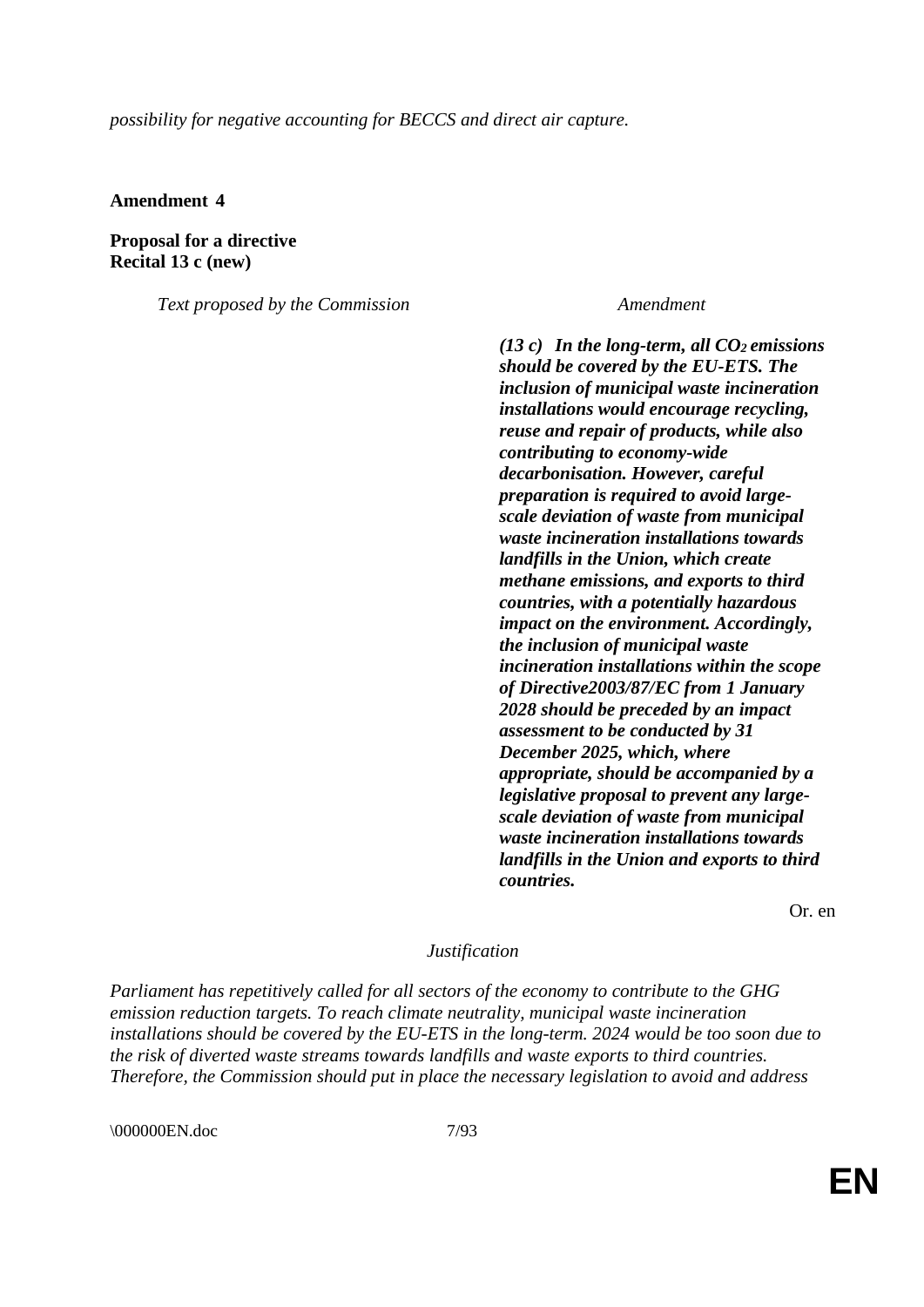*possibility for negative accounting for BECCS and direct air capture.*

**Amendment 4**

**Proposal for a directive**
**Recital 13 c (new)**

| *Text proposed by the Commission* | *Amendment* |
|---|---|
| | ***(13 c) In the long-term, all $CO_2$ emissions should be covered by the EU-ETS. The inclusion of municipal waste incineration installations would encourage recycling, reuse and repair of products, while also contributing to economy-wide decarbonisation. However, careful preparation is required to avoid large-scale deviation of waste from municipal waste incineration installations towards landfills in the Union, which create methane emissions, and exports to third countries, with a potentially hazardous impact on the environment. Accordingly, the inclusion of municipal waste incineration installations within the scope of Directive2003/87/EC from 1 January 2028 should be preceded by an impact assessment to be conducted by 31 December 2025, which, where appropriate, should be accompanied by a legislative proposal to prevent any large-scale deviation of waste from municipal waste incineration installations towards landfills in the Union and exports to third countries.*** |

Or. en

*Justification*

*Parliament has repetitively called for all sectors of the economy to contribute to the GHG emission reduction targets. To reach climate neutrality, municipal waste incineration installations should be covered by the EU-ETS in the long-term. 2024 would be too soon due to the risk of diverted waste streams towards landfills and waste exports to third countries. Therefore, the Commission should put in place the necessary legislation to avoid and address*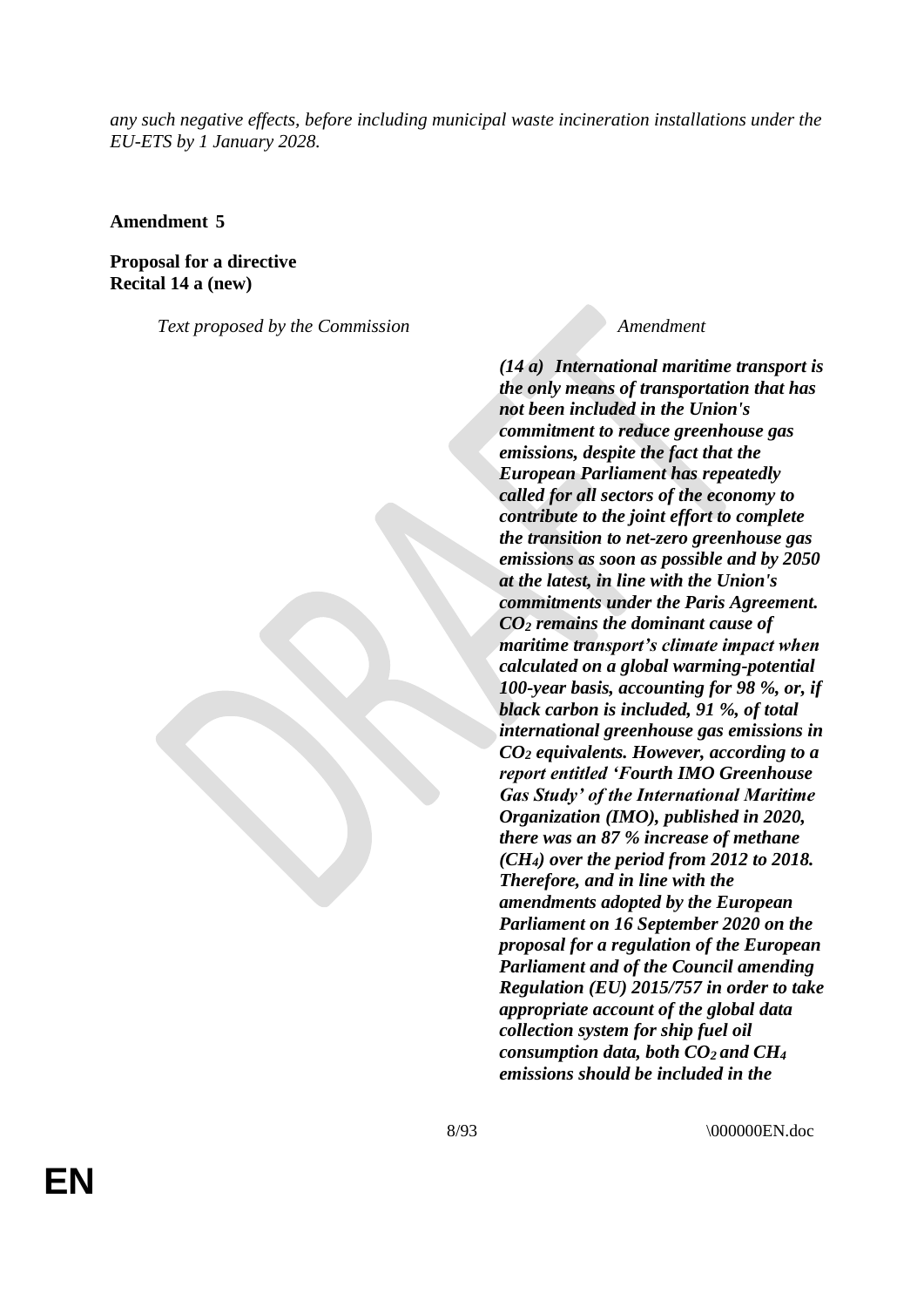*any such negative effects, before including municipal waste incineration installations under the EU-ETS by 1 January 2028.*

**Amendment 5**

**Proposal for a directive**
**Recital 14 a (new)**

| *Text proposed by the Commission* | *Amendment* |
|---|---|
| | ***(14 a) International maritime transport is the only means of transportation that has not been included in the Union's commitment to reduce greenhouse gas emissions, despite the fact that the European Parliament has repeatedly called for all sectors of the economy to contribute to the joint effort to complete the transition to net-zero greenhouse gas emissions as soon as possible and by 2050 at the latest, in line with the Union's commitments under the Paris Agreement. $CO_2$ remains the dominant cause of maritime transport's climate impact when calculated on a global warming-potential 100-year basis, accounting for 98 %, or, if black carbon is included, 91 %, of total international greenhouse gas emissions in $CO_2$ equivalents. However, according to a report entitled 'Fourth IMO Greenhouse Gas Study' of the International Maritime Organization (IMO), published in 2020, there was an 87 % increase of methane ($CH_4$) over the period from 2012 to 2018. Therefore, and in line with the amendments adopted by the European Parliament on 16 September 2020 on the proposal for a regulation of the European Parliament and of the Council amending Regulation (EU) 2015/757 in order to take appropriate account of the global data collection system for ship fuel oil consumption data, both $CO_2$ and $CH_4$ emissions should be included in the*** |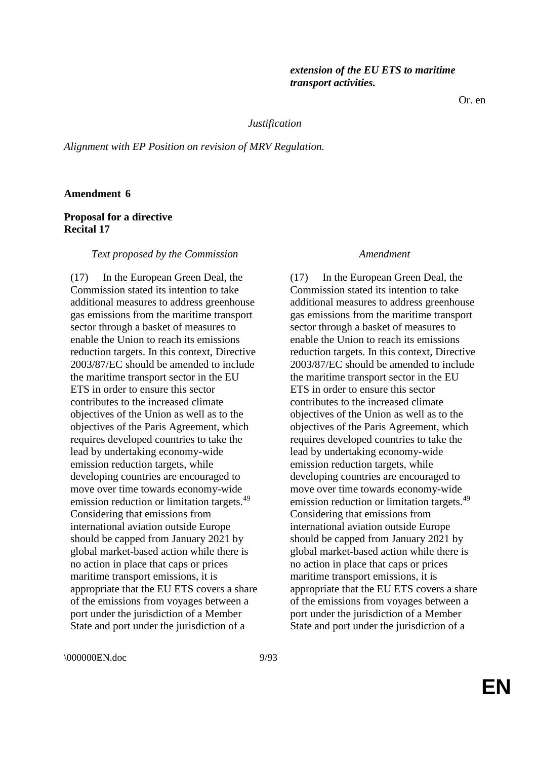***extension of the EU ETS to maritime transport activities.***

Or. en

*Justification*

*Alignment with EP Position on revision of MRV Regulation.*

**Amendment 6**

**Proposal for a directive**
**Recital 17**

| *Text proposed by the Commission* | *Amendment* |
|---|---|
| (17) In the European Green Deal, the Commission stated its intention to take additional measures to address greenhouse gas emissions from the maritime transport sector through a basket of measures to enable the Union to reach its emissions reduction targets. In this context, Directive 2003/87/EC should be amended to include the maritime transport sector in the EU ETS in order to ensure this sector contributes to the increased climate objectives of the Union as well as to the objectives of the Paris Agreement, which requires developed countries to take the lead by undertaking economy-wide emission reduction targets, while developing countries are encouraged to move over time towards economy-wide emission reduction or limitation targets.[49] Considering that emissions from international aviation outside Europe should be capped from January 2021 by global market-based action while there is no action in place that caps or prices maritime transport emissions, it is appropriate that the EU ETS covers a share of the emissions from voyages between a port under the jurisdiction of a Member State and port under the jurisdiction of a | (17) In the European Green Deal, the Commission stated its intention to take additional measures to address greenhouse gas emissions from the maritime transport sector through a basket of measures to enable the Union to reach its emissions reduction targets. In this context, Directive 2003/87/EC should be amended to include the maritime transport sector in the EU ETS in order to ensure this sector contributes to the increased climate objectives of the Union as well as to the objectives of the Paris Agreement, which requires developed countries to take the lead by undertaking economy-wide emission reduction targets, while developing countries are encouraged to move over time towards economy-wide emission reduction or limitation targets.[49] Considering that emissions from international aviation outside Europe should be capped from January 2021 by global market-based action while there is no action in place that caps or prices maritime transport emissions, it is appropriate that the EU ETS covers a share of the emissions from voyages between a port under the jurisdiction of a Member State and port under the jurisdiction of a |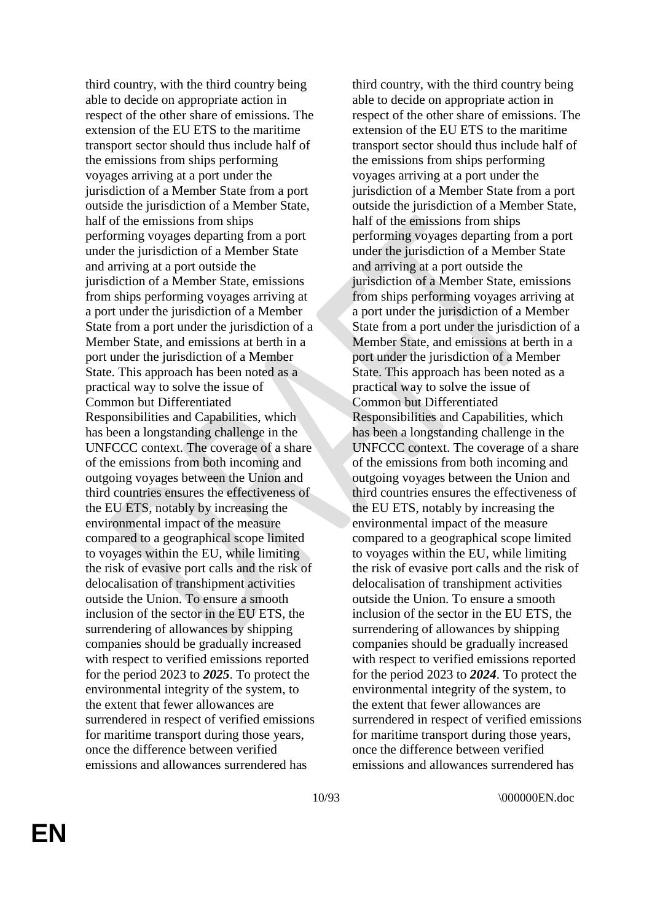| | |
|---|---|
| third country, with the third country being able to decide on appropriate action in respect of the other share of emissions. The extension of the EU ETS to the maritime transport sector should thus include half of the emissions from ships performing voyages arriving at a port under the jurisdiction of a Member State from a port outside the jurisdiction of a Member State, half of the emissions from ships performing voyages departing from a port under the jurisdiction of a Member State and arriving at a port outside the jurisdiction of a Member State, emissions from ships performing voyages arriving at a port under the jurisdiction of a Member State from a port under the jurisdiction of a Member State, and emissions at berth in a port under the jurisdiction of a Member State. This approach has been noted as a practical way to solve the issue of Common but Differentiated Responsibilities and Capabilities, which has been a longstanding challenge in the UNFCCC context. The coverage of a share of the emissions from both incoming and outgoing voyages between the Union and third countries ensures the effectiveness of the EU ETS, notably by increasing the environmental impact of the measure compared to a geographical scope limited to voyages within the EU, while limiting the risk of evasive port calls and the risk of delocalisation of transhipment activities outside the Union. To ensure a smooth inclusion of the sector in the EU ETS, the surrendering of allowances by shipping companies should be gradually increased with respect to verified emissions reported for the period 2023 to ***2025***. To protect the environmental integrity of the system, to the extent that fewer allowances are surrendered in respect of verified emissions for maritime transport during those years, once the difference between verified emissions and allowances surrendered has | third country, with the third country being able to decide on appropriate action in respect of the other share of emissions. The extension of the EU ETS to the maritime transport sector should thus include half of the emissions from ships performing voyages arriving at a port under the jurisdiction of a Member State from a port outside the jurisdiction of a Member State, half of the emissions from ships performing voyages departing from a port under the jurisdiction of a Member State and arriving at a port outside the jurisdiction of a Member State, emissions from ships performing voyages arriving at a port under the jurisdiction of a Member State from a port under the jurisdiction of a Member State, and emissions at berth in a port under the jurisdiction of a Member State. This approach has been noted as a practical way to solve the issue of Common but Differentiated Responsibilities and Capabilities, which has been a longstanding challenge in the UNFCCC context. The coverage of a share of the emissions from both incoming and outgoing voyages between the Union and third countries ensures the effectiveness of the EU ETS, notably by increasing the environmental impact of the measure compared to a geographical scope limited to voyages within the EU, while limiting the risk of evasive port calls and the risk of delocalisation of transhipment activities outside the Union. To ensure a smooth inclusion of the sector in the EU ETS, the surrendering of allowances by shipping companies should be gradually increased with respect to verified emissions reported for the period 2023 to ***2024***. To protect the environmental integrity of the system, to the extent that fewer allowances are surrendered in respect of verified emissions for maritime transport during those years, once the difference between verified emissions and allowances surrendered has |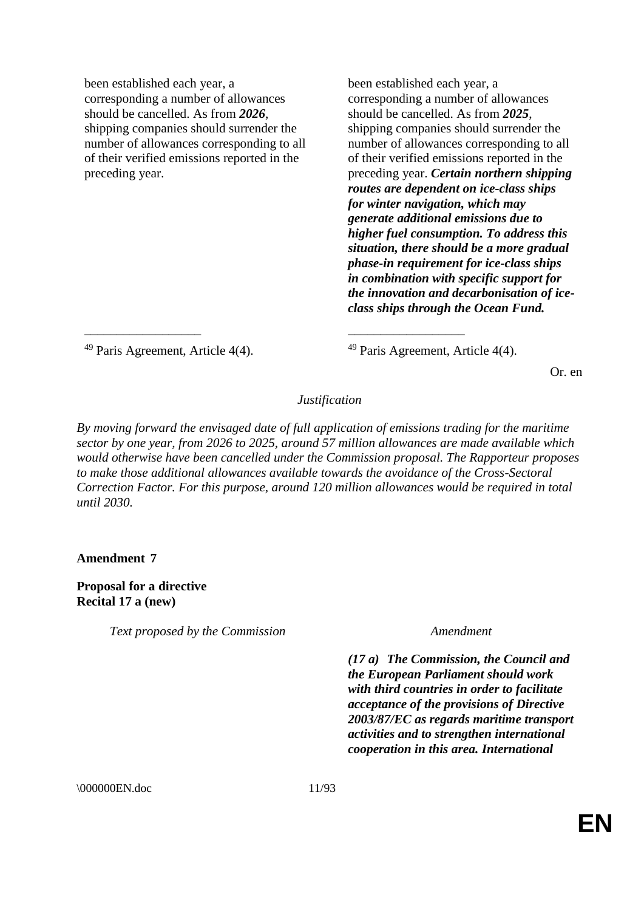| Text proposed by the Commission | Amendment |
| --- | --- |
| been established each year, a corresponding a number of allowances should be cancelled. As from ***2026***, shipping companies should surrender the number of allowances corresponding to all of their verified emissions reported in the preceding year. | been established each year, a corresponding a number of allowances should be cancelled. As from ***2025***, shipping companies should surrender the number of allowances corresponding to all of their verified emissions reported in the preceding year. ***Certain northern shipping routes are dependent on ice-class ships for winter navigation, which may generate additional emissions due to higher fuel consumption. To address this situation, there should be a more gradual phase-in requirement for ice-class ships in combination with specific support for the innovation and decarbonisation of ice-class ships through the Ocean Fund.*** |
| __________________ | __________________ |
| [49] Paris Agreement, Article 4(4). | [49] Paris Agreement, Article 4(4). |

Or. en

*Justification*

*By moving forward the envisaged date of full application of emissions trading for the maritime sector by one year, from 2026 to 2025, around 57 million allowances are made available which would otherwise have been cancelled under the Commission proposal. The Rapporteur proposes to make those additional allowances available towards the avoidance of the Cross-Sectoral Correction Factor. For this purpose, around 120 million allowances would be required in total until 2030.*

**Amendment 7**

**Proposal for a directive**
**Recital 17 a (new)**

| *Text proposed by the Commission* | *Amendment* |
| --- | --- |
| | ***(17 a) The Commission, the Council and the European Parliament should work with third countries in order to facilitate acceptance of the provisions of Directive 2003/87/EC as regards maritime transport activities and to strengthen international cooperation in this area. International*** |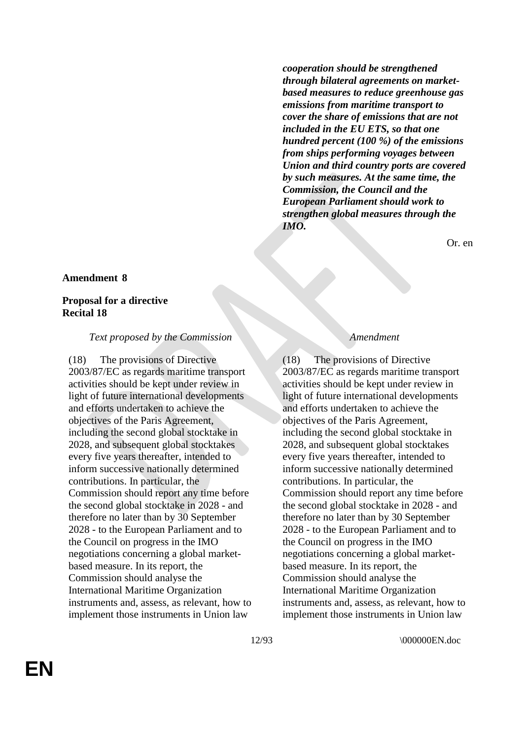| | ***cooperation should be strengthened through bilateral agreements on market-based measures to reduce greenhouse gas emissions from maritime transport to cover the share of emissions that are not included in the EU ETS, so that one hundred percent (100 %) of the emissions from ships performing voyages between Union and third country ports are covered by such measures. At the same time, the Commission, the Council and the European Parliament should work to strengthen global measures through the IMO.*** |
|---|---|

Or. en

**Amendment 8**

**Proposal for a directive**
**Recital 18**

| *Text proposed by the Commission* | *Amendment* |
|---|---|
| (18) The provisions of Directive 2003/87/EC as regards maritime transport activities should be kept under review in light of future international developments and efforts undertaken to achieve the objectives of the Paris Agreement, including the second global stocktake in 2028, and subsequent global stocktakes every five years thereafter, intended to inform successive nationally determined contributions. In particular, the Commission should report any time before the second global stocktake in 2028 - and therefore no later than by 30 September 2028 - to the European Parliament and to the Council on progress in the IMO negotiations concerning a global market-based measure. In its report, the Commission should analyse the International Maritime Organization instruments and, assess, as relevant, how to implement those instruments in Union law | (18) The provisions of Directive 2003/87/EC as regards maritime transport activities should be kept under review in light of future international developments and efforts undertaken to achieve the objectives of the Paris Agreement, including the second global stocktake in 2028, and subsequent global stocktakes every five years thereafter, intended to inform successive nationally determined contributions. In particular, the Commission should report any time before the second global stocktake in 2028 - and therefore no later than by 30 September 2028 - to the European Parliament and to the Council on progress in the IMO negotiations concerning a global market-based measure. In its report, the Commission should analyse the International Maritime Organization instruments and, assess, as relevant, how to implement those instruments in Union law |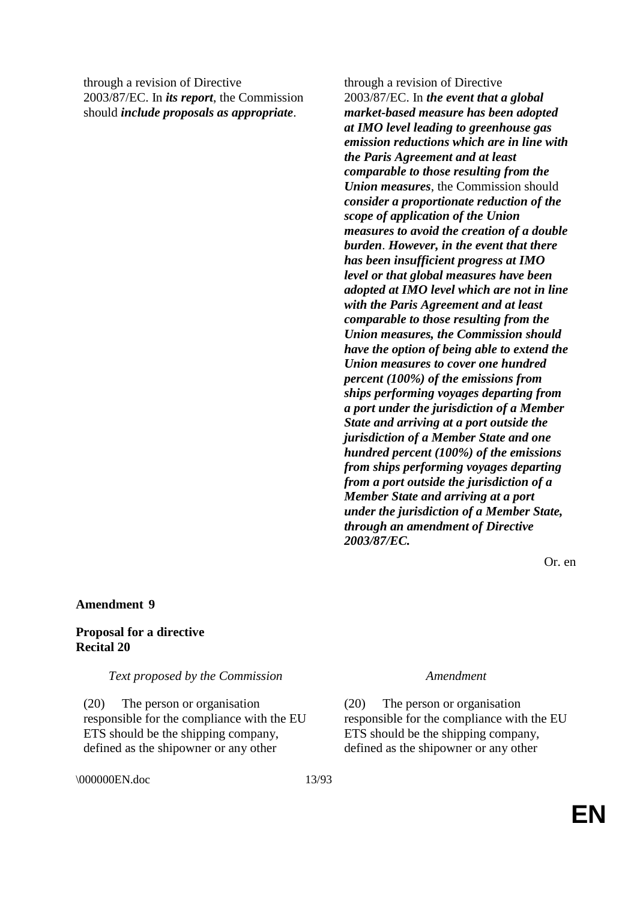| | |
|---|---|
| through a revision of Directive 2003/87/EC. In ***its report***, the Commission should ***include proposals as appropriate***. | through a revision of Directive 2003/87/EC. In ***the event that a global market-based measure has been adopted at IMO level leading to greenhouse gas emission reductions which are in line with the Paris Agreement and at least comparable to those resulting from the Union measures***, the Commission should ***consider a proportionate reduction of the scope of application of the Union measures to avoid the creation of a double burden***. ***However, in the event that there has been insufficient progress at IMO level or that global measures have been adopted at IMO level which are not in line with the Paris Agreement and at least comparable to those resulting from the Union measures, the Commission should have the option of being able to extend the Union measures to cover one hundred percent (100%) of the emissions from ships performing voyages departing from a port under the jurisdiction of a Member State and arriving at a port outside the jurisdiction of a Member State and one hundred percent (100%) of the emissions from ships performing voyages departing from a port outside the jurisdiction of a Member State and arriving at a port under the jurisdiction of a Member State, through an amendment of Directive 2003/87/EC.*** |

Or. en

**Amendment 9**

**Proposal for a directive**
**Recital 20**

| *Text proposed by the Commission* | *Amendment* |
|---|---|
| (20) The person or organisation responsible for the compliance with the EU ETS should be the shipping company, defined as the shipowner or any other | (20) The person or organisation responsible for the compliance with the EU ETS should be the shipping company, defined as the shipowner or any other |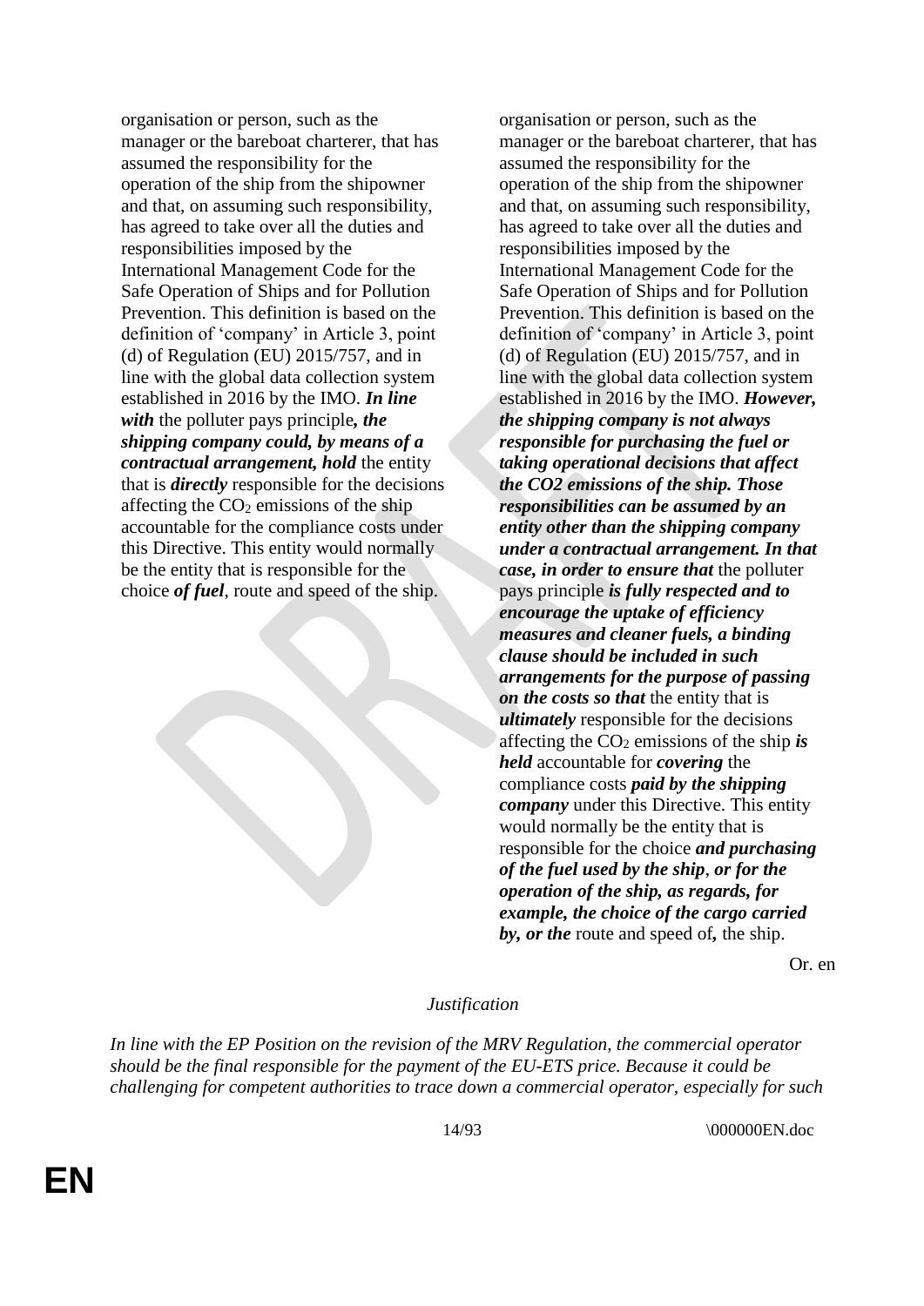| | |
|---|---|
| organisation or person, such as the manager or the bareboat charterer, that has assumed the responsibility for the operation of the ship from the shipowner and that, on assuming such responsibility, has agreed to take over all the duties and responsibilities imposed by the International Management Code for the Safe Operation of Ships and for Pollution Prevention. This definition is based on the definition of 'company' in Article 3, point (d) of Regulation (EU) 2015/757, and in line with the global data collection system established in 2016 by the IMO. ***In line with*** the polluter pays principle***, the shipping company could, by means of a contractual arrangement, hold*** the entity that is ***directly*** responsible for the decisions affecting the $CO_2$ emissions of the ship accountable for the compliance costs under this Directive. This entity would normally be the entity that is responsible for the choice ***of fuel***, route and speed of the ship. | organisation or person, such as the manager or the bareboat charterer, that has assumed the responsibility for the operation of the ship from the shipowner and that, on assuming such responsibility, has agreed to take over all the duties and responsibilities imposed by the International Management Code for the Safe Operation of Ships and for Pollution Prevention. This definition is based on the definition of 'company' in Article 3, point (d) of Regulation (EU) 2015/757, and in line with the global data collection system established in 2016 by the IMO. ***However, the shipping company is not always responsible for purchasing the fuel or taking operational decisions that affect the CO2 emissions of the ship. Those responsibilities can be assumed by an entity other than the shipping company under a contractual arrangement. In that case, in order to ensure that*** the polluter pays principle ***is fully respected and to encourage the uptake of efficiency measures and cleaner fuels, a binding clause should be included in such arrangements for the purpose of passing on the costs so that*** the entity that is ***ultimately*** responsible for the decisions affecting the $CO_2$ emissions of the ship ***is held*** accountable for ***covering*** the compliance costs ***paid by the shipping company*** under this Directive. This entity would normally be the entity that is responsible for the choice ***and purchasing of the fuel used by the ship***, ***or for the operation of the ship, as regards, for example, the choice of the cargo carried by, or the*** route and speed of***,*** the ship. |

Or. en

*Justification*

*In line with the EP Position on the revision of the MRV Regulation, the commercial operator should be the final responsible for the payment of the EU-ETS price. Because it could be challenging for competent authorities to trace down a commercial operator, especially for such*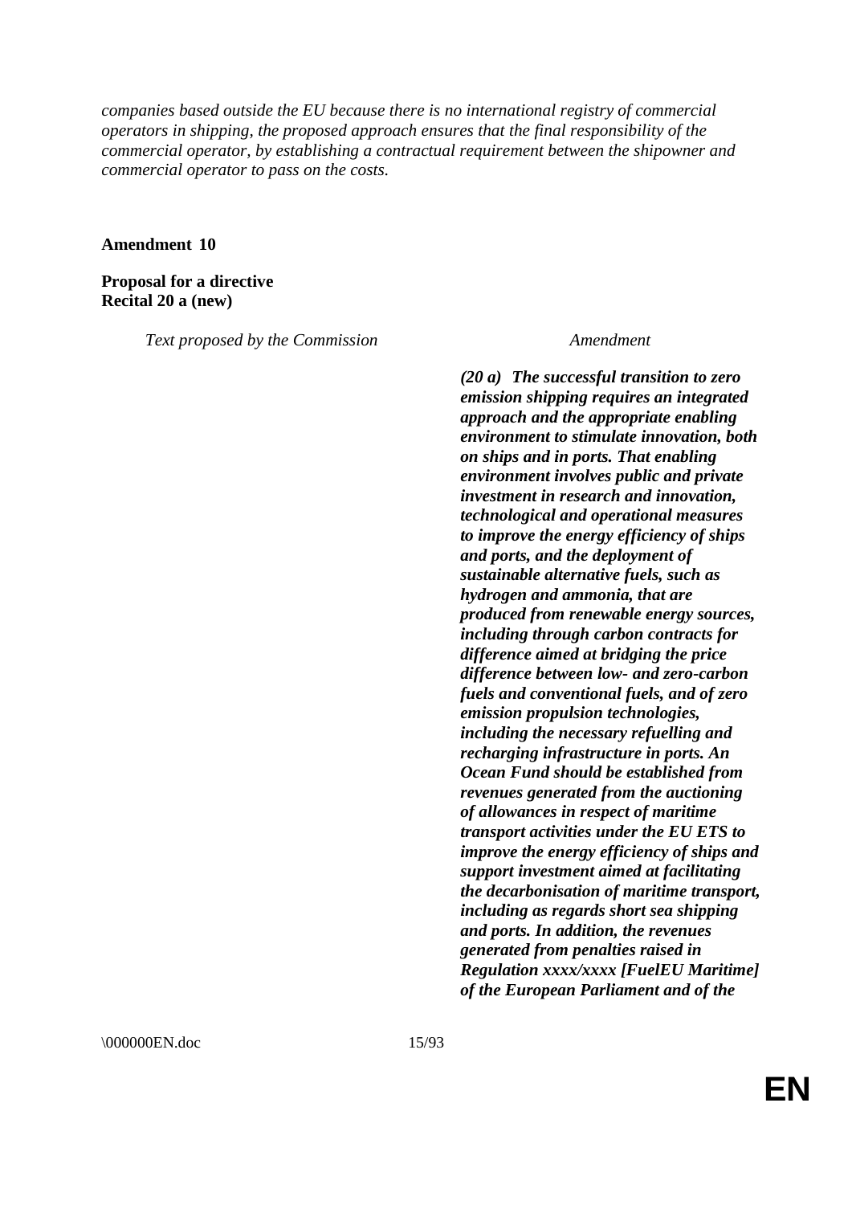*companies based outside the EU because there is no international registry of commercial operators in shipping, the proposed approach ensures that the final responsibility of the commercial operator, by establishing a contractual requirement between the shipowner and commercial operator to pass on the costs.*

**Amendment 10**

**Proposal for a directive**
**Recital 20 a (new)**

| *Text proposed by the Commission* | *Amendment* |
|---|---|
| | ***(20 a) The successful transition to zero emission shipping requires an integrated approach and the appropriate enabling environment to stimulate innovation, both on ships and in ports. That enabling environment involves public and private investment in research and innovation, technological and operational measures to improve the energy efficiency of ships and ports, and the deployment of sustainable alternative fuels, such as hydrogen and ammonia, that are produced from renewable energy sources, including through carbon contracts for difference aimed at bridging the price difference between low- and zero-carbon fuels and conventional fuels, and of zero emission propulsion technologies, including the necessary refuelling and recharging infrastructure in ports. An Ocean Fund should be established from revenues generated from the auctioning of allowances in respect of maritime transport activities under the EU ETS to improve the energy efficiency of ships and support investment aimed at facilitating the decarbonisation of maritime transport, including as regards short sea shipping and ports. In addition, the revenues generated from penalties raised in Regulation xxxx/xxxx [FuelEU Maritime] of the European Parliament and of the*** |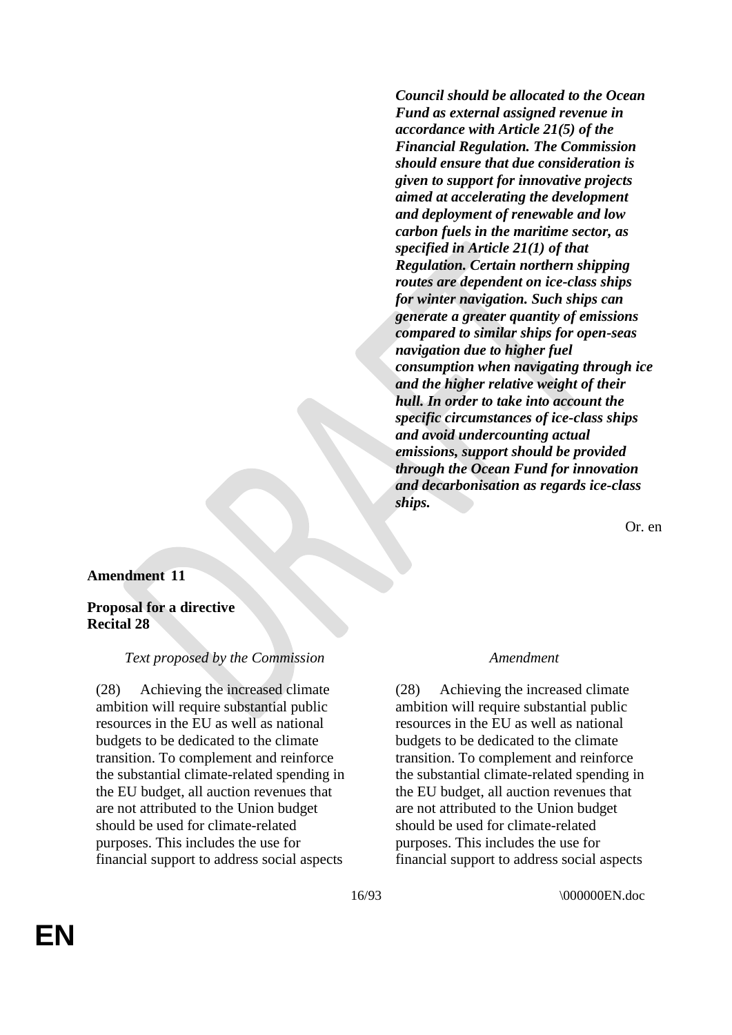| | |
|---|---|
| | ***Council should be allocated to the Ocean Fund as external assigned revenue in accordance with Article 21(5) of the Financial Regulation. The Commission should ensure that due consideration is given to support for innovative projects aimed at accelerating the development and deployment of renewable and low carbon fuels in the maritime sector, as specified in Article 21(1) of that Regulation. Certain northern shipping routes are dependent on ice-class ships for winter navigation. Such ships can generate a greater quantity of emissions compared to similar ships for open-seas navigation due to higher fuel consumption when navigating through ice and the higher relative weight of their hull. In order to take into account the specific circumstances of ice-class ships and avoid undercounting actual emissions, support should be provided through the Ocean Fund for innovation and decarbonisation as regards ice-class ships.*** |

Or. en

**Amendment 11**

**Proposal for a directive**
**Recital 28**

| *Text proposed by the Commission* | *Amendment* |
|---|---|
| (28) Achieving the increased climate ambition will require substantial public resources in the EU as well as national budgets to be dedicated to the climate transition. To complement and reinforce the substantial climate-related spending in the EU budget, all auction revenues that are not attributed to the Union budget should be used for climate-related purposes. This includes the use for financial support to address social aspects | (28) Achieving the increased climate ambition will require substantial public resources in the EU as well as national budgets to be dedicated to the climate transition. To complement and reinforce the substantial climate-related spending in the EU budget, all auction revenues that are not attributed to the Union budget should be used for climate-related purposes. This includes the use for financial support to address social aspects |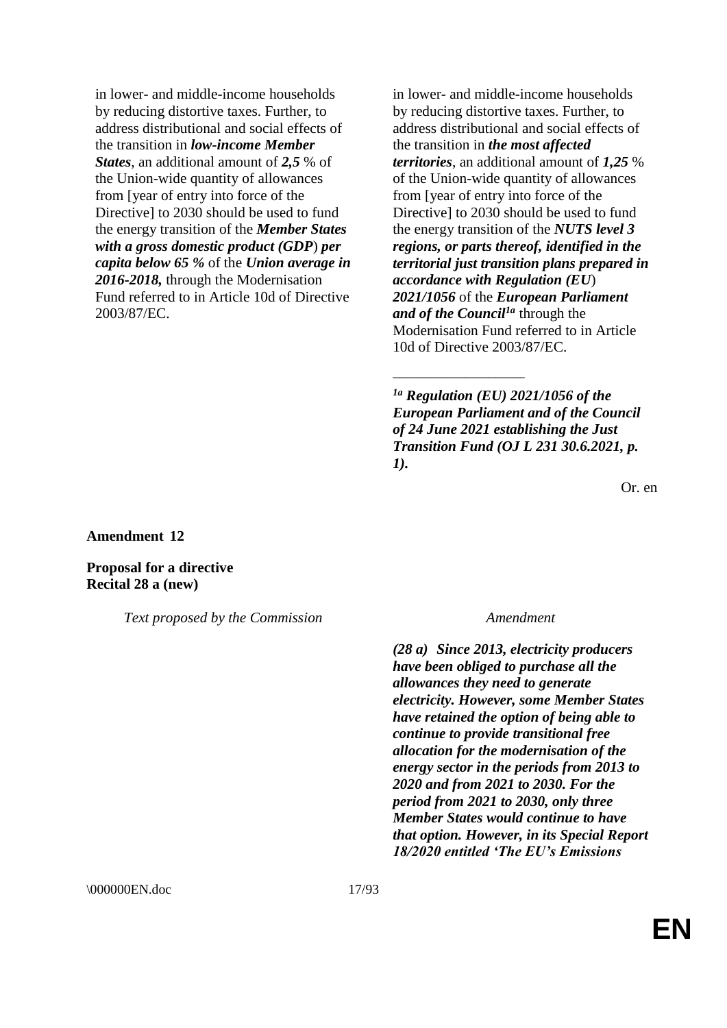| | |
|---|---|
| in lower- and middle-income households by reducing distortive taxes. Further, to address distributional and social effects of the transition in ***low-income Member States***, an additional amount of ***2,5*** % of the Union-wide quantity of allowances from [year of entry into force of the Directive] to 2030 should be used to fund the energy transition of the ***Member States with a gross domestic product (GDP) per capita below 65 %*** of the ***Union average in 2016-2018,*** through the Modernisation Fund referred to in Article 10d of Directive 2003/87/EC. | in lower- and middle-income households by reducing distortive taxes. Further, to address distributional and social effects of the transition in ***the most affected territories***, an additional amount of ***1,25*** % of the Union-wide quantity of allowances from [year of entry into force of the Directive] to 2030 should be used to fund the energy transition of the ***NUTS level 3 regions, or parts thereof, identified in the territorial just transition plans prepared in accordance with Regulation (EU) 2021/1056*** of the ***European Parliament and of the Council***[1a] through the Modernisation Fund referred to in Article 10d of Directive 2003/87/EC. |

__________________

[1a] ***Regulation (EU) 2021/1056 of the European Parliament and of the Council of 24 June 2021 establishing the Just Transition Fund (OJ L 231 30.6.2021, p. 1).***

Or. en

**Amendment 12**

**Proposal for a directive**
**Recital 28 a (new)**

| *Text proposed by the Commission* | *Amendment* |
|---|---|
| | ***(28 a) Since 2013, electricity producers have been obliged to purchase all the allowances they need to generate electricity. However, some Member States have retained the option of being able to continue to provide transitional free allocation for the modernisation of the energy sector in the periods from 2013 to 2020 and from 2021 to 2030. For the period from 2021 to 2030, only three Member States would continue to have that option. However, in its Special Report 18/2020 entitled 'The EU's Emissions*** |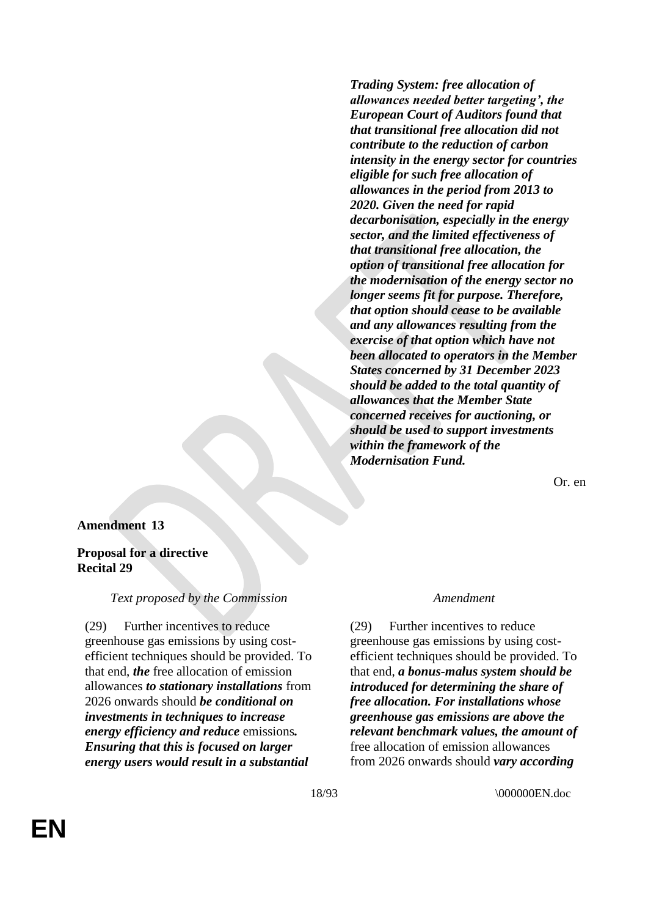***Trading System: free allocation of allowances needed better targeting', the European Court of Auditors found that that transitional free allocation did not contribute to the reduction of carbon intensity in the energy sector for countries eligible for such free allocation of allowances in the period from 2013 to 2020. Given the need for rapid decarbonisation, especially in the energy sector, and the limited effectiveness of that transitional free allocation, the option of transitional free allocation for the modernisation of the energy sector no longer seems fit for purpose. Therefore, that option should cease to be available and any allowances resulting from the exercise of that option which have not been allocated to operators in the Member States concerned by 31 December 2023 should be added to the total quantity of allowances that the Member State concerned receives for auctioning, or should be used to support investments within the framework of the Modernisation Fund.***

Or. en

**Amendment 13**

**Proposal for a directive**
**Recital 29**

| *Text proposed by the Commission* | *Amendment* |
|---|---|
| (29) Further incentives to reduce greenhouse gas emissions by using cost-efficient techniques should be provided. To that end, ***the*** free allocation of emission allowances ***to stationary installations*** from 2026 onwards should ***be conditional on investments in techniques to increase energy efficiency and reduce*** emissions***. Ensuring that this is focused on larger energy users would result in a substantial*** | (29) Further incentives to reduce greenhouse gas emissions by using cost-efficient techniques should be provided. To that end, ***a bonus-malus system should be introduced for determining the share of free allocation. For installations whose greenhouse gas emissions are above the relevant benchmark values, the amount of*** free allocation of emission allowances from 2026 onwards should ***vary according*** |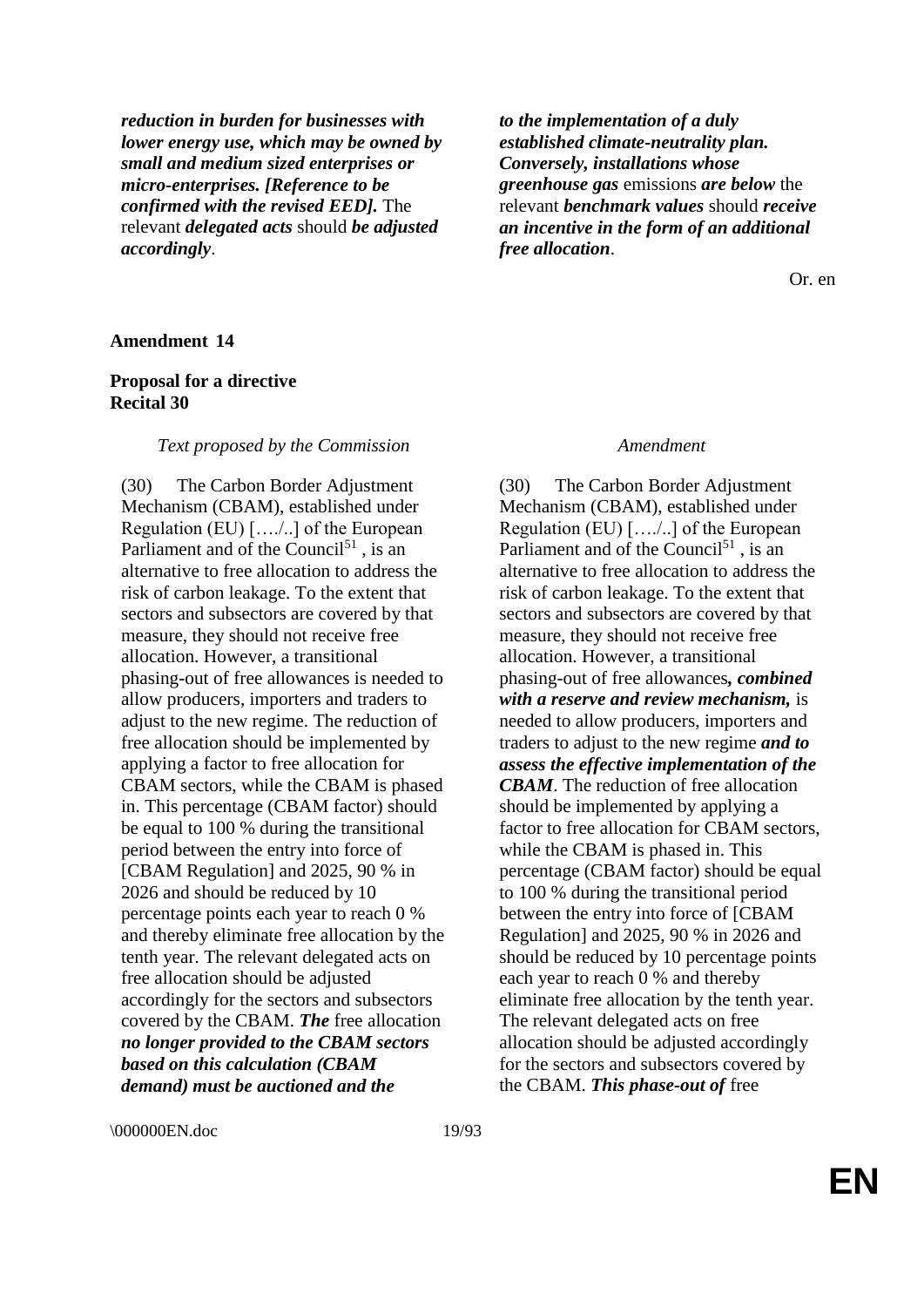| | |
|---|---|
| ***reduction in burden for businesses with lower energy use, which may be owned by small and medium sized enterprises or micro-enterprises. [Reference to be confirmed with the revised EED].*** The relevant ***delegated acts*** should ***be adjusted accordingly***. | ***to the implementation of a duly established climate-neutrality plan. Conversely, installations whose greenhouse gas*** emissions ***are below*** the relevant ***benchmark values*** should ***receive an incentive in the form of an additional free allocation***. |

Or. en

**Amendment 14**

**Proposal for a directive**
**Recital 30**

| *Text proposed by the Commission* | *Amendment* |
|---|---|
| (30) The Carbon Border Adjustment Mechanism (CBAM), established under Regulation (EU) […./..] of the European Parliament and of the Council[51] , is an alternative to free allocation to address the risk of carbon leakage. To the extent that sectors and subsectors are covered by that measure, they should not receive free allocation. However, a transitional phasing-out of free allowances is needed to allow producers, importers and traders to adjust to the new regime. The reduction of free allocation should be implemented by applying a factor to free allocation for CBAM sectors, while the CBAM is phased in. This percentage (CBAM factor) should be equal to 100 % during the transitional period between the entry into force of [CBAM Regulation] and 2025, 90 % in 2026 and should be reduced by 10 percentage points each year to reach 0 % and thereby eliminate free allocation by the tenth year. The relevant delegated acts on free allocation should be adjusted accordingly for the sectors and subsectors covered by the CBAM. ***The*** free allocation ***no longer provided to the CBAM sectors based on this calculation (CBAM demand) must be auctioned and the*** | (30) The Carbon Border Adjustment Mechanism (CBAM), established under Regulation (EU) […./..] of the European Parliament and of the Council[51] , is an alternative to free allocation to address the risk of carbon leakage. To the extent that sectors and subsectors are covered by that measure, they should not receive free allocation. However, a transitional phasing-out of free allowances***, combined with a reserve and review mechanism,*** is needed to allow producers, importers and traders to adjust to the new regime ***and to assess the effective implementation of the CBAM***. The reduction of free allocation should be implemented by applying a factor to free allocation for CBAM sectors, while the CBAM is phased in. This percentage (CBAM factor) should be equal to 100 % during the transitional period between the entry into force of [CBAM Regulation] and 2025, 90 % in 2026 and should be reduced by 10 percentage points each year to reach 0 % and thereby eliminate free allocation by the tenth year. The relevant delegated acts on free allocation should be adjusted accordingly for the sectors and subsectors covered by the CBAM. ***This phase-out of*** free |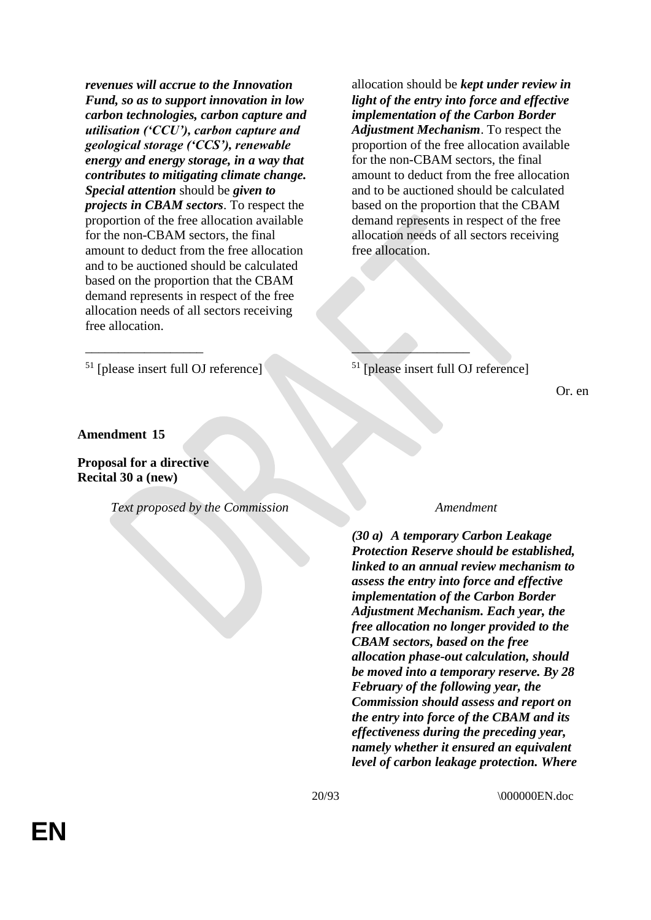| | |
|---|---|
| ***revenues will accrue to the Innovation Fund, so as to support innovation in low carbon technologies, carbon capture and utilisation ('CCU'), carbon capture and geological storage ('CCS'), renewable energy and energy storage, in a way that contributes to mitigating climate change. Special attention*** should be ***given to projects in CBAM sectors***. To respect the proportion of the free allocation available for the non-CBAM sectors, the final amount to deduct from the free allocation and to be auctioned should be calculated based on the proportion that the CBAM demand represents in respect of the free allocation needs of all sectors receiving free allocation. | allocation should be ***kept under review in light of the entry into force and effective implementation of the Carbon Border Adjustment Mechanism***. To respect the proportion of the free allocation available for the non-CBAM sectors, the final amount to deduct from the free allocation and to be auctioned should be calculated based on the proportion that the CBAM demand represents in respect of the free allocation needs of all sectors receiving free allocation. |
| [51] [please insert full OJ reference] | [51] [please insert full OJ reference] |

Or. en

**Amendment 15**

**Proposal for a directive**
**Recital 30 a (new)**

| *Text proposed by the Commission* | *Amendment* |
|---|---|
| | ***(30 a) A temporary Carbon Leakage Protection Reserve should be established, linked to an annual review mechanism to assess the entry into force and effective implementation of the Carbon Border Adjustment Mechanism. Each year, the free allocation no longer provided to the CBAM sectors, based on the free allocation phase-out calculation, should be moved into a temporary reserve. By 28 February of the following year, the Commission should assess and report on the entry into force of the CBAM and its effectiveness during the preceding year, namely whether it ensured an equivalent level of carbon leakage protection. Where*** |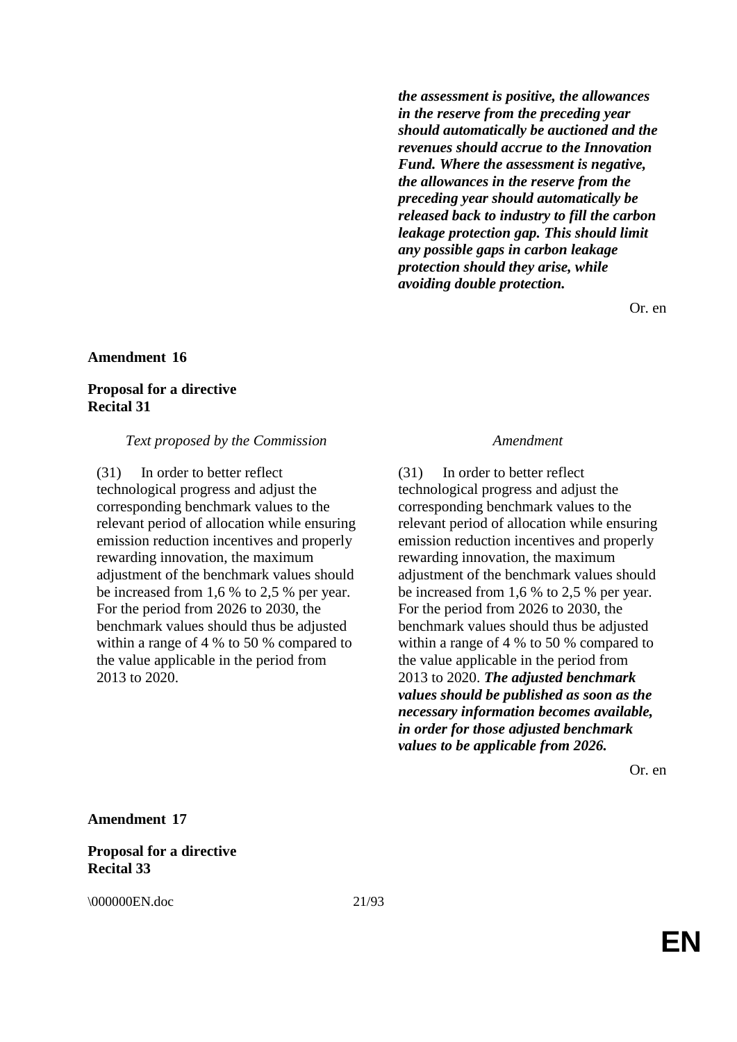| | ***the assessment is positive, the allowances in the reserve from the preceding year should automatically be auctioned and the revenues should accrue to the Innovation Fund. Where the assessment is negative, the allowances in the reserve from the preceding year should automatically be released back to industry to fill the carbon leakage protection gap. This should limit any possible gaps in carbon leakage protection should they arise, while avoiding double protection.*** |
|---|---|

Or. en

**Amendment 16**

**Proposal for a directive**
**Recital 31**

| *Text proposed by the Commission* | *Amendment* |
|---|---|
| (31) In order to better reflect technological progress and adjust the corresponding benchmark values to the relevant period of allocation while ensuring emission reduction incentives and properly rewarding innovation, the maximum adjustment of the benchmark values should be increased from 1,6 % to 2,5 % per year. For the period from 2026 to 2030, the benchmark values should thus be adjusted within a range of 4 % to 50 % compared to the value applicable in the period from 2013 to 2020. | (31) In order to better reflect technological progress and adjust the corresponding benchmark values to the relevant period of allocation while ensuring emission reduction incentives and properly rewarding innovation, the maximum adjustment of the benchmark values should be increased from 1,6 % to 2,5 % per year. For the period from 2026 to 2030, the benchmark values should thus be adjusted within a range of 4 % to 50 % compared to the value applicable in the period from 2013 to 2020. ***The adjusted benchmark values should be published as soon as the necessary information becomes available, in order for those adjusted benchmark values to be applicable from 2026.*** |

Or. en

**Amendment 17**

**Proposal for a directive**
**Recital 33**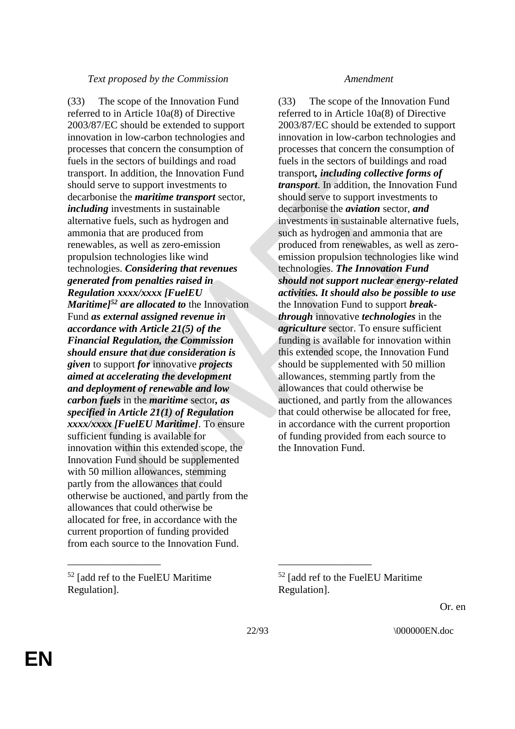| *Text proposed by the Commission* | *Amendment* |
|---|---|
| (33) The scope of the Innovation Fund referred to in Article 10a(8) of Directive 2003/87/EC should be extended to support innovation in low-carbon technologies and processes that concern the consumption of fuels in the sectors of buildings and road transport. In addition, the Innovation Fund should serve to support investments to decarbonise the ***maritime transport*** sector, ***including*** investments in sustainable alternative fuels, such as hydrogen and ammonia that are produced from renewables, as well as zero-emission propulsion technologies like wind technologies. ***Considering that revenues generated from penalties raised in Regulation xxxx/xxxx [FuelEU Maritime]***[52] ***are allocated to*** the Innovation Fund ***as external assigned revenue in accordance with Article 21(5) of the Financial Regulation, the Commission should ensure that due consideration is given*** to support ***for*** innovative ***projects aimed at accelerating the development and deployment of renewable and low carbon fuels*** in the ***maritime*** sector***, as specified in Article 21(1) of Regulation xxxx/xxxx [FuelEU Maritime]***. To ensure sufficient funding is available for innovation within this extended scope, the Innovation Fund should be supplemented with 50 million allowances, stemming partly from the allowances that could otherwise be auctioned, and partly from the allowances that could otherwise be allocated for free, in accordance with the current proportion of funding provided from each source to the Innovation Fund. | (33) The scope of the Innovation Fund referred to in Article 10a(8) of Directive 2003/87/EC should be extended to support innovation in low-carbon technologies and processes that concern the consumption of fuels in the sectors of buildings and road transport***, including collective forms of transport***. In addition, the Innovation Fund should serve to support investments to decarbonise the ***aviation*** sector, ***and*** investments in sustainable alternative fuels, such as hydrogen and ammonia that are produced from renewables, as well as zero-emission propulsion technologies like wind technologies. ***The Innovation Fund should not support nuclear energy-related activities. It should also be possible to use*** the Innovation Fund to support ***break-through*** innovative ***technologies*** in the ***agriculture*** sector. To ensure sufficient funding is available for innovation within this extended scope, the Innovation Fund should be supplemented with 50 million allowances, stemming partly from the allowances that could otherwise be auctioned, and partly from the allowances that could otherwise be allocated for free, in accordance with the current proportion of funding provided from each source to the Innovation Fund. |
| [52] [add ref to the FuelEU Maritime Regulation]. | [52] [add ref to the FuelEU Maritime Regulation]. |

Or. en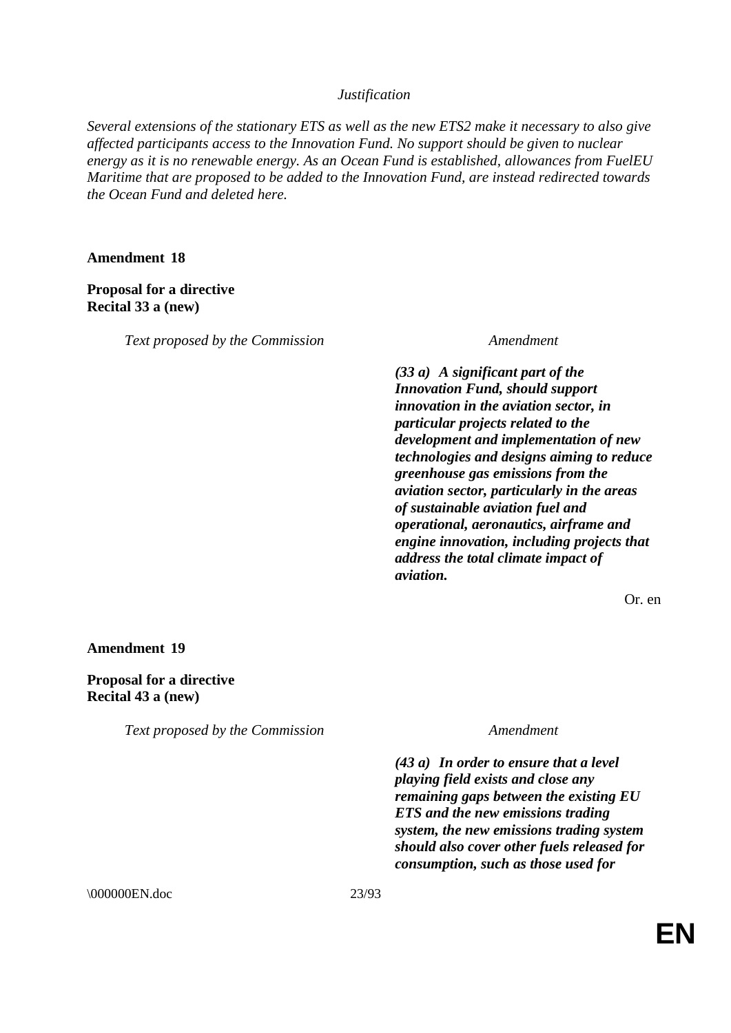*Justification*

*Several extensions of the stationary ETS as well as the new ETS2 make it necessary to also give affected participants access to the Innovation Fund. No support should be given to nuclear energy as it is no renewable energy. As an Ocean Fund is established, allowances from FuelEU Maritime that are proposed to be added to the Innovation Fund, are instead redirected towards the Ocean Fund and deleted here.*

**Amendment 18**

**Proposal for a directive**
**Recital 33 a (new)**

| *Text proposed by the Commission* | *Amendment* |
|---|---|
| | ***(33 a) A significant part of the Innovation Fund, should support innovation in the aviation sector, in particular projects related to the development and implementation of new technologies and designs aiming to reduce greenhouse gas emissions from the aviation sector, particularly in the areas of sustainable aviation fuel and operational, aeronautics, airframe and engine innovation, including projects that address the total climate impact of aviation.*** |

Or. en

**Amendment 19**

**Proposal for a directive**
**Recital 43 a (new)**

| *Text proposed by the Commission* | *Amendment* |
|---|---|
| | ***(43 a) In order to ensure that a level playing field exists and close any remaining gaps between the existing EU ETS and the new emissions trading system, the new emissions trading system should also cover other fuels released for consumption, such as those used for*** |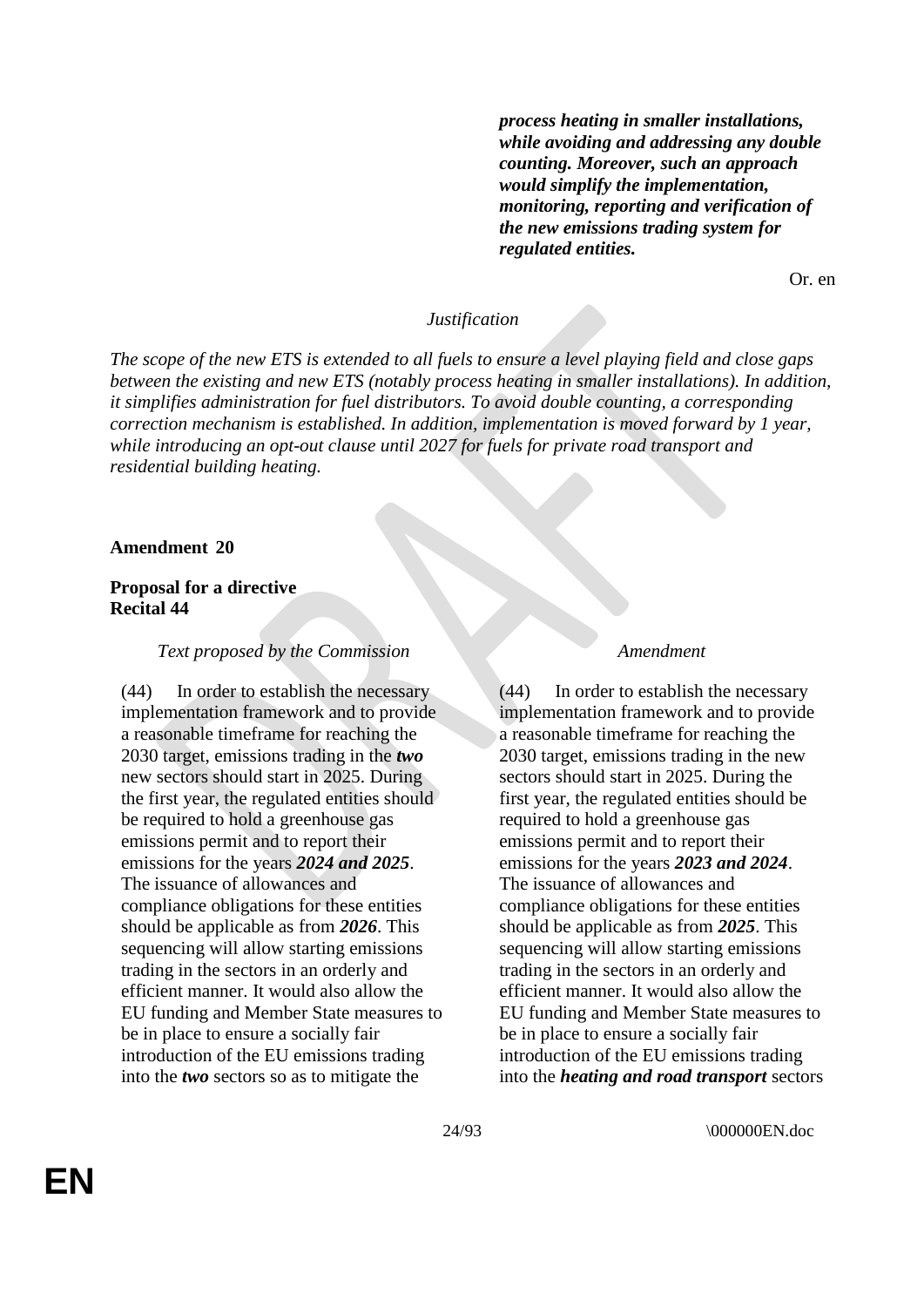| | ***process heating in smaller installations, while avoiding and addressing any double counting. Moreover, such an approach would simplify the implementation, monitoring, reporting and verification of the new emissions trading system for regulated entities.*** |
|---|---|

Or. en

*Justification*

*The scope of the new ETS is extended to all fuels to ensure a level playing field and close gaps between the existing and new ETS (notably process heating in smaller installations). In addition, it simplifies administration for fuel distributors. To avoid double counting, a corresponding correction mechanism is established. In addition, implementation is moved forward by 1 year, while introducing an opt-out clause until 2027 for fuels for private road transport and residential building heating.*

**Amendment 20**

**Proposal for a directive**
**Recital 44**

| *Text proposed by the Commission* | *Amendment* |
|---|---|
| (44) In order to establish the necessary implementation framework and to provide a reasonable timeframe for reaching the 2030 target, emissions trading in the ***two*** new sectors should start in 2025. During the first year, the regulated entities should be required to hold a greenhouse gas emissions permit and to report their emissions for the years ***2024 and 2025***. The issuance of allowances and compliance obligations for these entities should be applicable as from ***2026***. This sequencing will allow starting emissions trading in the sectors in an orderly and efficient manner. It would also allow the EU funding and Member State measures to be in place to ensure a socially fair introduction of the EU emissions trading into the ***two*** sectors so as to mitigate the | (44) In order to establish the necessary implementation framework and to provide a reasonable timeframe for reaching the 2030 target, emissions trading in the new sectors should start in 2025. During the first year, the regulated entities should be required to hold a greenhouse gas emissions permit and to report their emissions for the years ***2023 and 2024***. The issuance of allowances and compliance obligations for these entities should be applicable as from ***2025***. This sequencing will allow starting emissions trading in the sectors in an orderly and efficient manner. It would also allow the EU funding and Member State measures to be in place to ensure a socially fair introduction of the EU emissions trading into the ***heating and road transport*** sectors |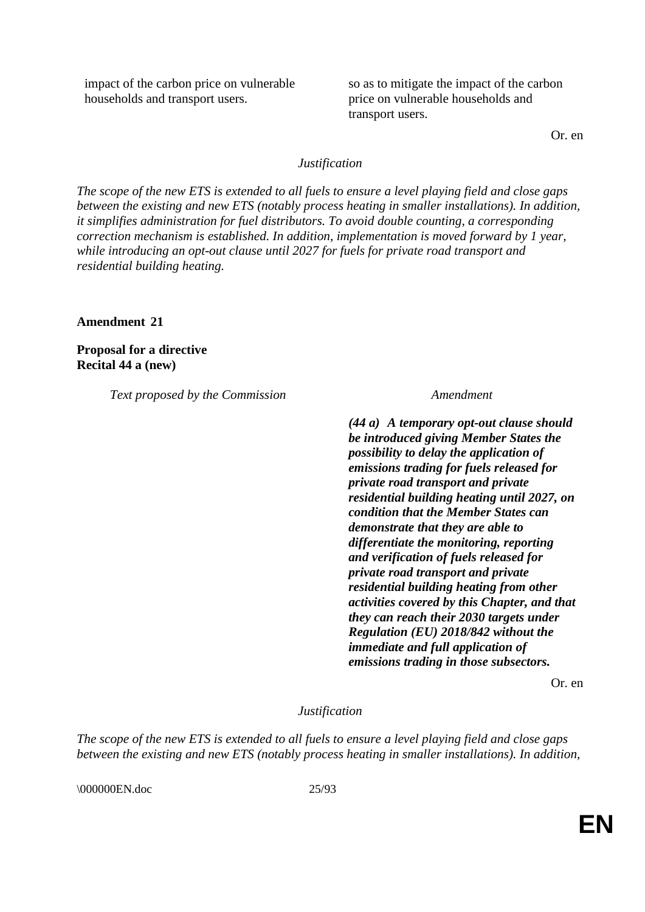| | |
|---|---|
| impact of the carbon price on vulnerable households and transport users. | so as to mitigate the impact of the carbon price on vulnerable households and transport users. |

Or. en

*Justification*

*The scope of the new ETS is extended to all fuels to ensure a level playing field and close gaps between the existing and new ETS (notably process heating in smaller installations). In addition, it simplifies administration for fuel distributors. To avoid double counting, a corresponding correction mechanism is established. In addition, implementation is moved forward by 1 year, while introducing an opt-out clause until 2027 for fuels for private road transport and residential building heating.*

**Amendment 21**

**Proposal for a directive**
**Recital 44 a (new)**

| *Text proposed by the Commission* | *Amendment* |
|---|---|
| | ***(44 a) A temporary opt-out clause should be introduced giving Member States the possibility to delay the application of emissions trading for fuels released for private road transport and private residential building heating until 2027, on condition that the Member States can demonstrate that they are able to differentiate the monitoring, reporting and verification of fuels released for private road transport and private residential building heating from other activities covered by this Chapter, and that they can reach their 2030 targets under Regulation (EU) 2018/842 without the immediate and full application of emissions trading in those subsectors.*** |

Or. en

*Justification*

*The scope of the new ETS is extended to all fuels to ensure a level playing field and close gaps between the existing and new ETS (notably process heating in smaller installations). In addition,*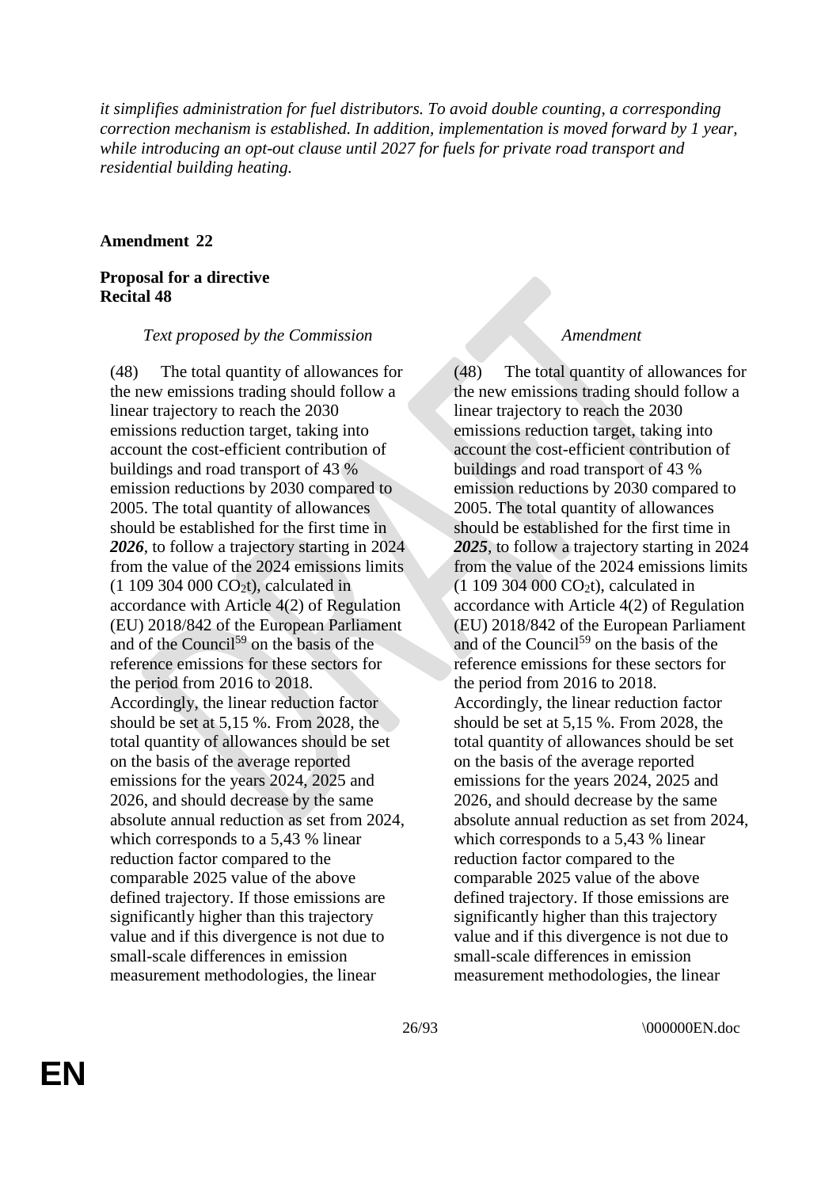*it simplifies administration for fuel distributors. To avoid double counting, a corresponding correction mechanism is established. In addition, implementation is moved forward by 1 year, while introducing an opt-out clause until 2027 for fuels for private road transport and residential building heating.*

**Amendment 22**

**Proposal for a directive**
**Recital 48**

| *Text proposed by the Commission* | *Amendment* |
|---|---|
| (48) The total quantity of allowances for the new emissions trading should follow a linear trajectory to reach the 2030 emissions reduction target, taking into account the cost-efficient contribution of buildings and road transport of 43 % emission reductions by 2030 compared to 2005. The total quantity of allowances should be established for the first time in ***2026***, to follow a trajectory starting in 2024 from the value of the 2024 emissions limits (1 109 304 000 $CO_2$t), calculated in accordance with Article 4(2) of Regulation (EU) 2018/842 of the European Parliament and of the Council[59] on the basis of the reference emissions for these sectors for the period from 2016 to 2018. Accordingly, the linear reduction factor should be set at 5,15 %. From 2028, the total quantity of allowances should be set on the basis of the average reported emissions for the years 2024, 2025 and 2026, and should decrease by the same absolute annual reduction as set from 2024, which corresponds to a 5,43 % linear reduction factor compared to the comparable 2025 value of the above defined trajectory. If those emissions are significantly higher than this trajectory value and if this divergence is not due to small-scale differences in emission measurement methodologies, the linear | (48) The total quantity of allowances for the new emissions trading should follow a linear trajectory to reach the 2030 emissions reduction target, taking into account the cost-efficient contribution of buildings and road transport of 43 % emission reductions by 2030 compared to 2005. The total quantity of allowances should be established for the first time in ***2025***, to follow a trajectory starting in 2024 from the value of the 2024 emissions limits (1 109 304 000 $CO_2$t), calculated in accordance with Article 4(2) of Regulation (EU) 2018/842 of the European Parliament and of the Council[59] on the basis of the reference emissions for these sectors for the period from 2016 to 2018. Accordingly, the linear reduction factor should be set at 5,15 %. From 2028, the total quantity of allowances should be set on the basis of the average reported emissions for the years 2024, 2025 and 2026, and should decrease by the same absolute annual reduction as set from 2024, which corresponds to a 5,43 % linear reduction factor compared to the comparable 2025 value of the above defined trajectory. If those emissions are significantly higher than this trajectory value and if this divergence is not due to small-scale differences in emission measurement methodologies, the linear |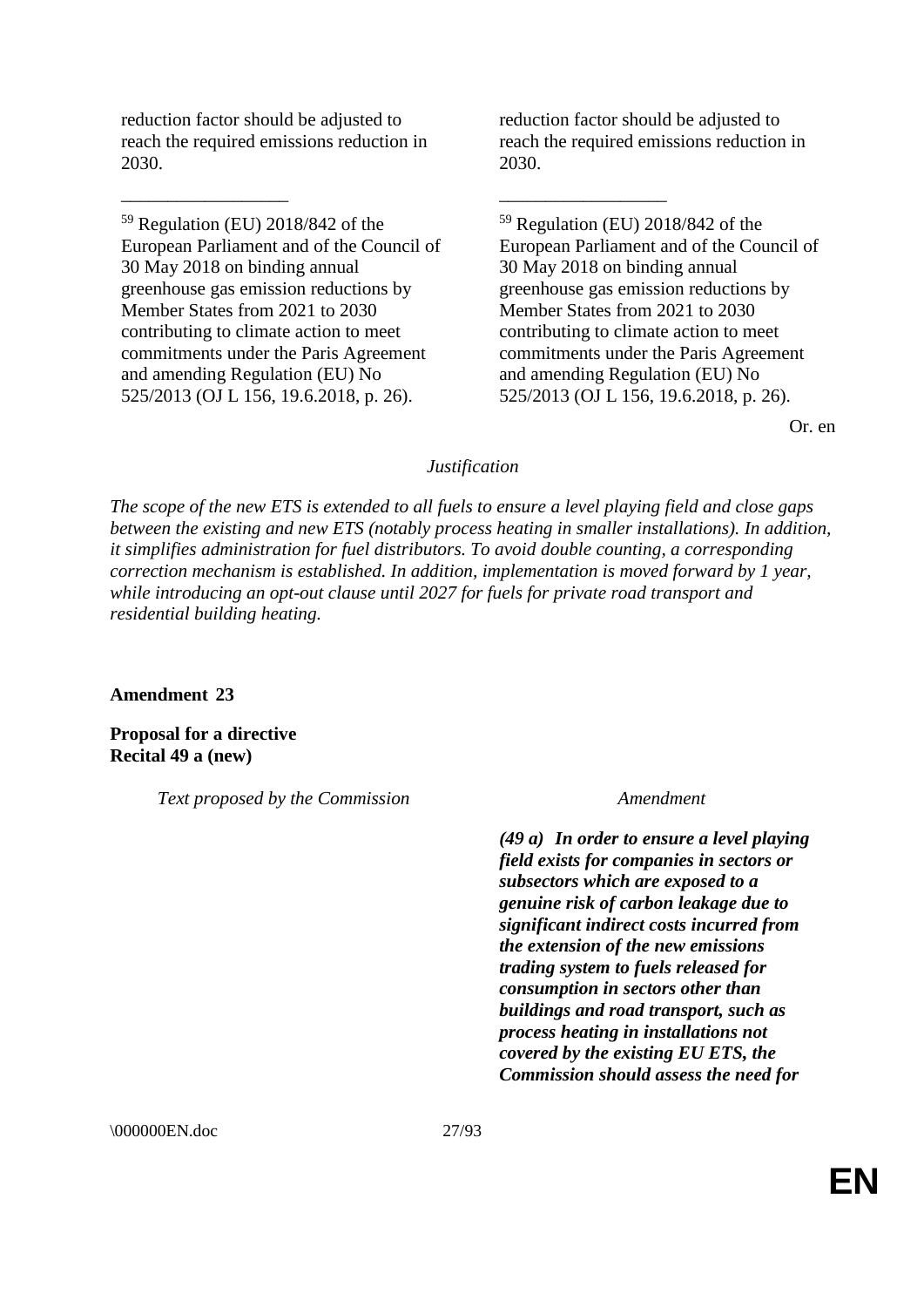| | |
|---|---|
| reduction factor should be adjusted to reach the required emissions reduction in 2030. | reduction factor should be adjusted to reach the required emissions reduction in 2030. |
| __________________ | __________________ |
| [59] Regulation (EU) 2018/842 of the European Parliament and of the Council of 30 May 2018 on binding annual greenhouse gas emission reductions by Member States from 2021 to 2030 contributing to climate action to meet commitments under the Paris Agreement and amending Regulation (EU) No 525/2013 (OJ L 156, 19.6.2018, p. 26). | [59] Regulation (EU) 2018/842 of the European Parliament and of the Council of 30 May 2018 on binding annual greenhouse gas emission reductions by Member States from 2021 to 2030 contributing to climate action to meet commitments under the Paris Agreement and amending Regulation (EU) No 525/2013 (OJ L 156, 19.6.2018, p. 26). |

Or. en

*Justification*

*The scope of the new ETS is extended to all fuels to ensure a level playing field and close gaps between the existing and new ETS (notably process heating in smaller installations). In addition, it simplifies administration for fuel distributors. To avoid double counting, a corresponding correction mechanism is established. In addition, implementation is moved forward by 1 year, while introducing an opt-out clause until 2027 for fuels for private road transport and residential building heating.*

**Amendment 23**

**Proposal for a directive**
**Recital 49 a (new)**

| *Text proposed by the Commission* | *Amendment* |
|---|---|
| | ***(49 a) In order to ensure a level playing field exists for companies in sectors or subsectors which are exposed to a genuine risk of carbon leakage due to significant indirect costs incurred from the extension of the new emissions trading system to fuels released for consumption in sectors other than buildings and road transport, such as process heating in installations not covered by the existing EU ETS, the Commission should assess the need for*** |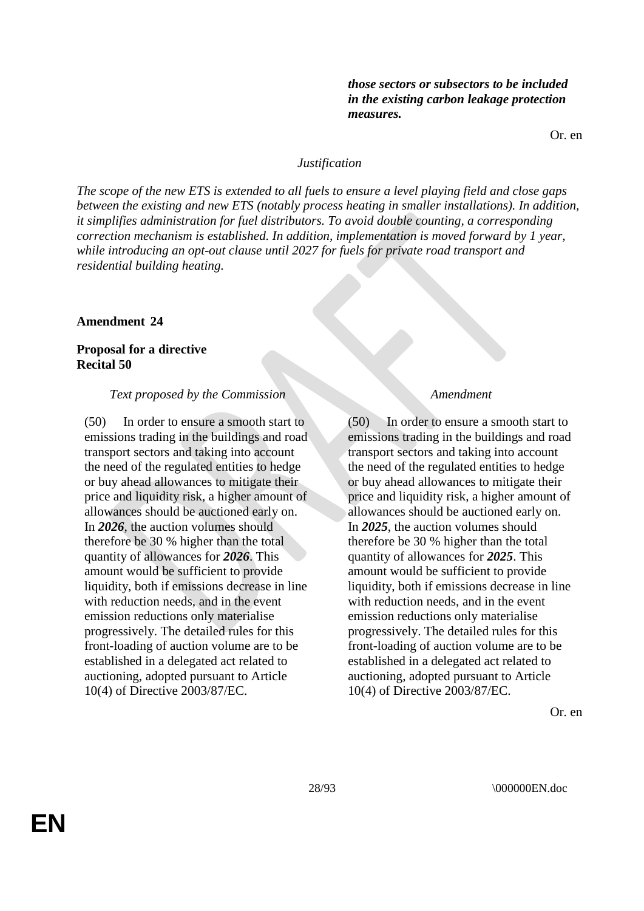| | |
|---|---|
| | ***those sectors or subsectors to be included in the existing carbon leakage protection measures.*** |

Or. en

*Justification*

*The scope of the new ETS is extended to all fuels to ensure a level playing field and close gaps between the existing and new ETS (notably process heating in smaller installations). In addition, it simplifies administration for fuel distributors. To avoid double counting, a corresponding correction mechanism is established. In addition, implementation is moved forward by 1 year, while introducing an opt-out clause until 2027 for fuels for private road transport and residential building heating.*

**Amendment 24**

**Proposal for a directive**
**Recital 50**

| *Text proposed by the Commission* | *Amendment* |
|---|---|
| (50) In order to ensure a smooth start to emissions trading in the buildings and road transport sectors and taking into account the need of the regulated entities to hedge or buy ahead allowances to mitigate their price and liquidity risk, a higher amount of allowances should be auctioned early on. In ***2026***, the auction volumes should therefore be 30 % higher than the total quantity of allowances for ***2026***. This amount would be sufficient to provide liquidity, both if emissions decrease in line with reduction needs, and in the event emission reductions only materialise progressively. The detailed rules for this front-loading of auction volume are to be established in a delegated act related to auctioning, adopted pursuant to Article 10(4) of Directive 2003/87/EC. | (50) In order to ensure a smooth start to emissions trading in the buildings and road transport sectors and taking into account the need of the regulated entities to hedge or buy ahead allowances to mitigate their price and liquidity risk, a higher amount of allowances should be auctioned early on. In ***2025***, the auction volumes should therefore be 30 % higher than the total quantity of allowances for ***2025***. This amount would be sufficient to provide liquidity, both if emissions decrease in line with reduction needs, and in the event emission reductions only materialise progressively. The detailed rules for this front-loading of auction volume are to be established in a delegated act related to auctioning, adopted pursuant to Article 10(4) of Directive 2003/87/EC. |

Or. en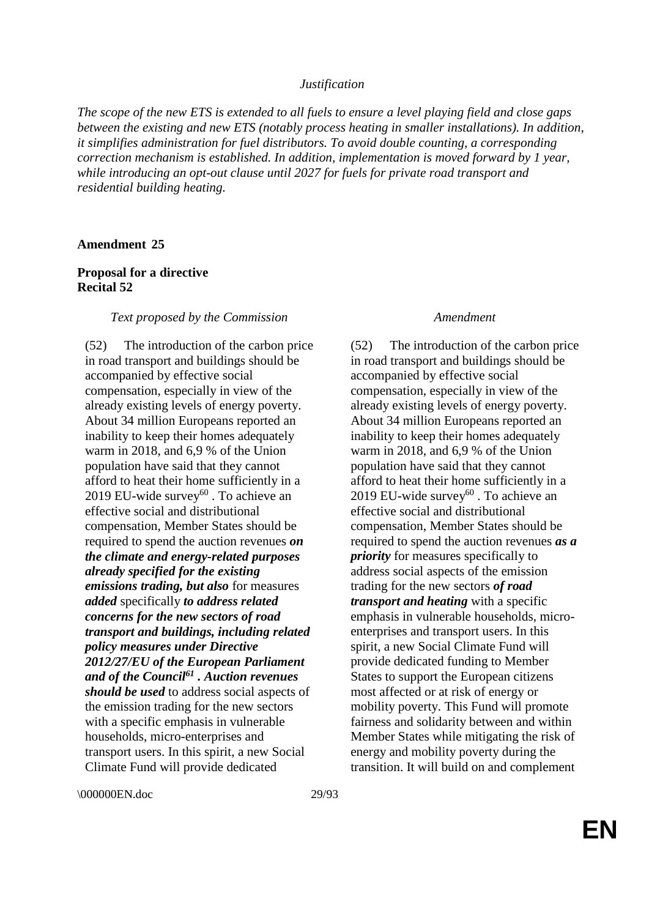*Justification*

*The scope of the new ETS is extended to all fuels to ensure a level playing field and close gaps between the existing and new ETS (notably process heating in smaller installations). In addition, it simplifies administration for fuel distributors. To avoid double counting, a corresponding correction mechanism is established. In addition, implementation is moved forward by 1 year, while introducing an opt-out clause until 2027 for fuels for private road transport and residential building heating.*

**Amendment 25**

**Proposal for a directive**
**Recital 52**

| *Text proposed by the Commission* | *Amendment* |
|---|---|
| (52) The introduction of the carbon price in road transport and buildings should be accompanied by effective social compensation, especially in view of the already existing levels of energy poverty. About 34 million Europeans reported an inability to keep their homes adequately warm in 2018, and 6,9 % of the Union population have said that they cannot afford to heat their home sufficiently in a 2019 EU-wide survey[60] . To achieve an effective social and distributional compensation, Member States should be required to spend the auction revenues ***on the climate and energy-related purposes already specified for the existing emissions trading, but also*** for measures ***added*** specifically ***to address related concerns for the new sectors of road transport and buildings, including related policy measures under Directive 2012/27/EU of the European Parliament and of the Council[61] . Auction revenues should be used*** to address social aspects of the emission trading for the new sectors with a specific emphasis in vulnerable households, micro-enterprises and transport users. In this spirit, a new Social Climate Fund will provide dedicated | (52) The introduction of the carbon price in road transport and buildings should be accompanied by effective social compensation, especially in view of the already existing levels of energy poverty. About 34 million Europeans reported an inability to keep their homes adequately warm in 2018, and 6,9 % of the Union population have said that they cannot afford to heat their home sufficiently in a 2019 EU-wide survey[60] . To achieve an effective social and distributional compensation, Member States should be required to spend the auction revenues ***as a priority*** for measures specifically to address social aspects of the emission trading for the new sectors ***of road transport and heating*** with a specific emphasis in vulnerable households, micro-enterprises and transport users. In this spirit, a new Social Climate Fund will provide dedicated funding to Member States to support the European citizens most affected or at risk of energy or mobility poverty. This Fund will promote fairness and solidarity between and within Member States while mitigating the risk of energy and mobility poverty during the transition. It will build on and complement |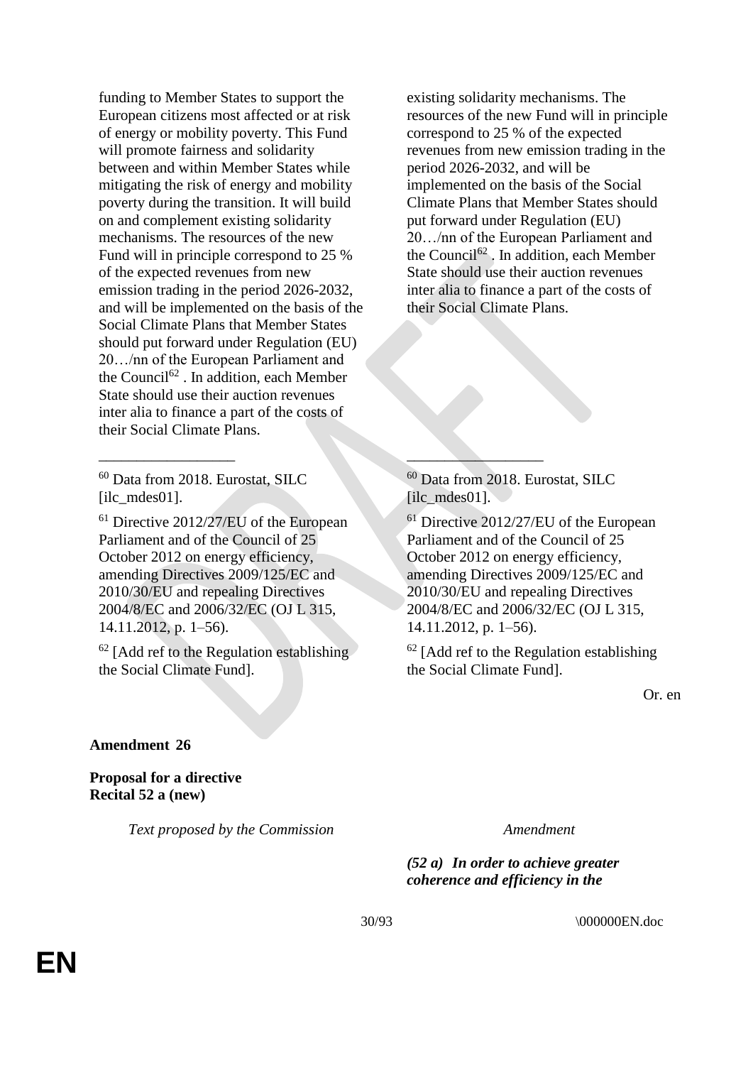| | |
|---|---|
| funding to Member States to support the European citizens most affected or at risk of energy or mobility poverty. This Fund will promote fairness and solidarity between and within Member States while mitigating the risk of energy and mobility poverty during the transition. It will build on and complement existing solidarity mechanisms. The resources of the new Fund will in principle correspond to 25 % of the expected revenues from new emission trading in the period 2026-2032, and will be implemented on the basis of the Social Climate Plans that Member States should put forward under Regulation (EU) 20…/nn of the European Parliament and the Council[62] . In addition, each Member State should use their auction revenues inter alia to finance a part of the costs of their Social Climate Plans. | existing solidarity mechanisms. The resources of the new Fund will in principle correspond to 25 % of the expected revenues from new emission trading in the period 2026-2032, and will be implemented on the basis of the Social Climate Plans that Member States should put forward under Regulation (EU) 20…/nn of the European Parliament and the Council[62] . In addition, each Member State should use their auction revenues inter alia to finance a part of the costs of their Social Climate Plans. |
| __________________ | __________________ |
| [60] Data from 2018. Eurostat, SILC [ilc_mdes01]. | [60] Data from 2018. Eurostat, SILC [ilc_mdes01]. |
| [61] Directive 2012/27/EU of the European Parliament and of the Council of 25 October 2012 on energy efficiency, amending Directives 2009/125/EC and 2010/30/EU and repealing Directives 2004/8/EC and 2006/32/EC (OJ L 315, 14.11.2012, p. 1–56). | [61] Directive 2012/27/EU of the European Parliament and of the Council of 25 October 2012 on energy efficiency, amending Directives 2009/125/EC and 2010/30/EU and repealing Directives 2004/8/EC and 2006/32/EC (OJ L 315, 14.11.2012, p. 1–56). |
| [62] [Add ref to the Regulation establishing the Social Climate Fund]. | [62] [Add ref to the Regulation establishing the Social Climate Fund]. |

Or. en

**Amendment 26**

**Proposal for a directive**
**Recital 52 a (new)**

| *Text proposed by the Commission* | *Amendment* |
|---|---|
| | ***(52 a) In order to achieve greater coherence and efficiency in the*** |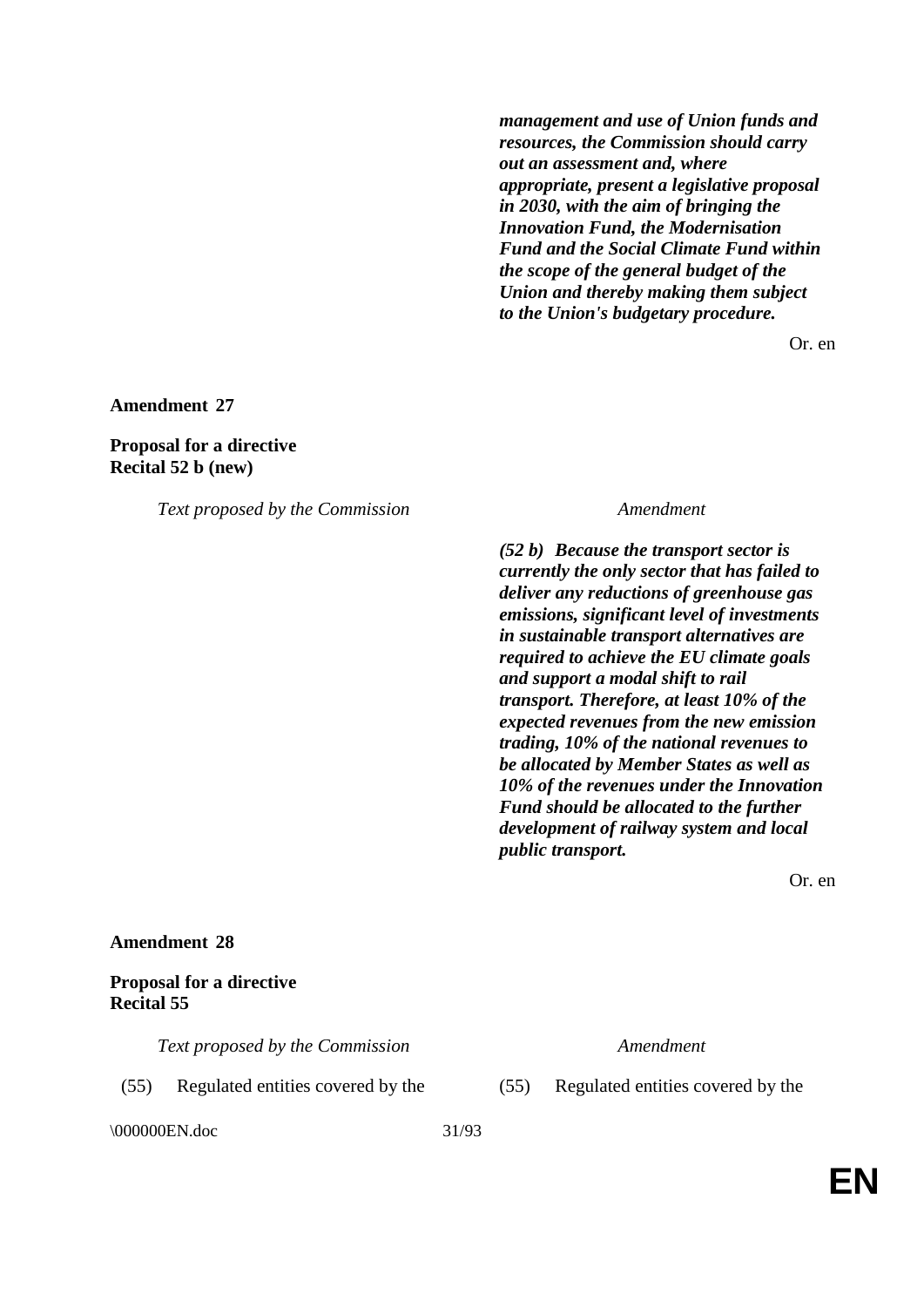| | |
|---|---|
| | ***management and use of Union funds and resources, the Commission should carry out an assessment and, where appropriate, present a legislative proposal in 2030, with the aim of bringing the Innovation Fund, the Modernisation Fund and the Social Climate Fund within the scope of the general budget of the Union and thereby making them subject to the Union's budgetary procedure.*** |

Or. en

**Amendment 27**

**Proposal for a directive**
**Recital 52 b (new)**

| *Text proposed by the Commission* | *Amendment* |
|---|---|
| | ***(52 b) Because the transport sector is currently the only sector that has failed to deliver any reductions of greenhouse gas emissions, significant level of investments in sustainable transport alternatives are required to achieve the EU climate goals and support a modal shift to rail transport. Therefore, at least 10% of the expected revenues from the new emission trading, 10% of the national revenues to be allocated by Member States as well as 10% of the revenues under the Innovation Fund should be allocated to the further development of railway system and local public transport.*** |

Or. en

**Amendment 28**

**Proposal for a directive**
**Recital 55**

| *Text proposed by the Commission* | *Amendment* |
|---|---|
| (55) Regulated entities covered by the | (55) Regulated entities covered by the |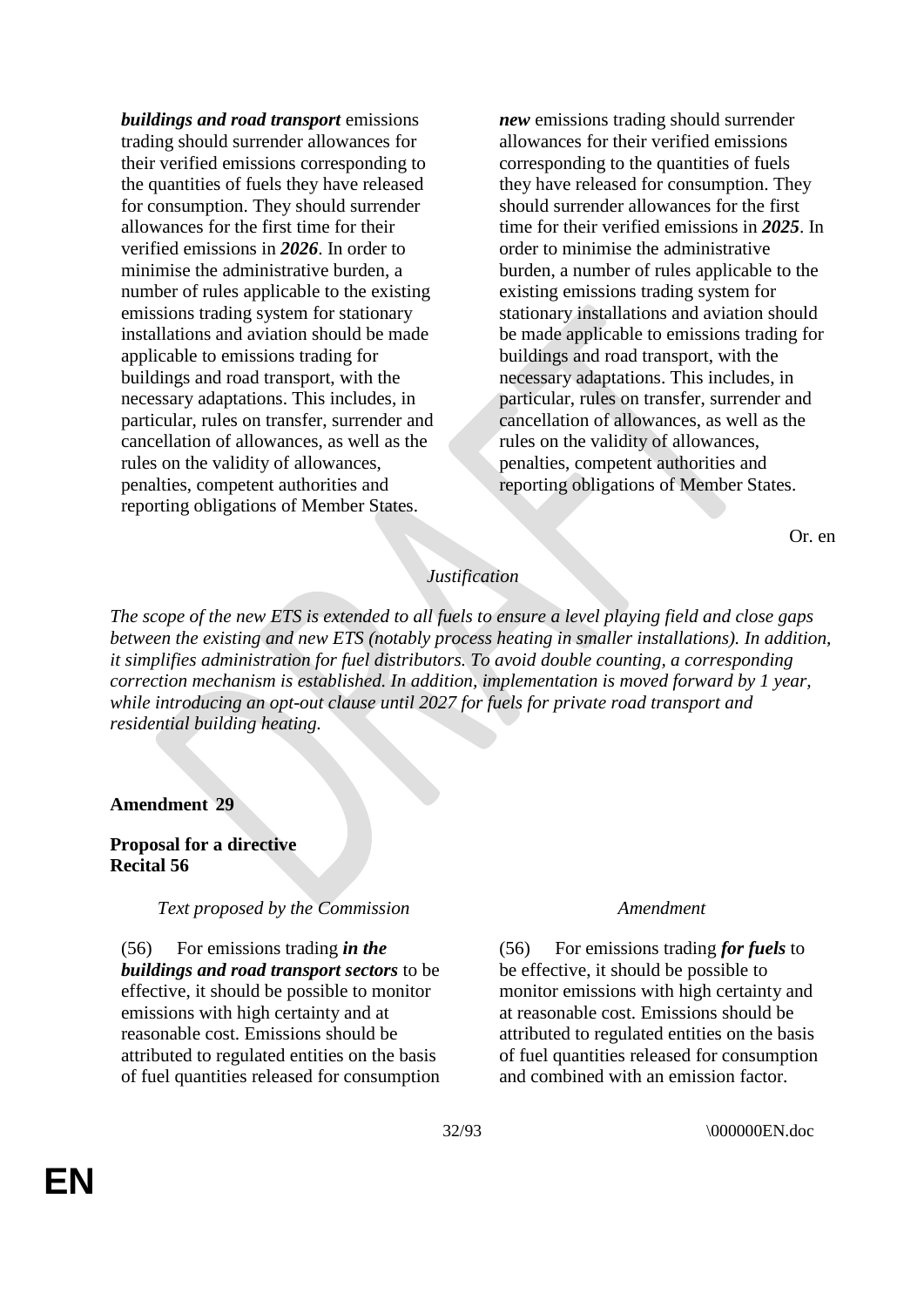| | |
|---|---|
| ***buildings and road transport*** emissions trading should surrender allowances for their verified emissions corresponding to the quantities of fuels they have released for consumption. They should surrender allowances for the first time for their verified emissions in ***2026***. In order to minimise the administrative burden, a number of rules applicable to the existing emissions trading system for stationary installations and aviation should be made applicable to emissions trading for buildings and road transport, with the necessary adaptations. This includes, in particular, rules on transfer, surrender and cancellation of allowances, as well as the rules on the validity of allowances, penalties, competent authorities and reporting obligations of Member States. | ***new*** emissions trading should surrender allowances for their verified emissions corresponding to the quantities of fuels they have released for consumption. They should surrender allowances for the first time for their verified emissions in ***2025***. In order to minimise the administrative burden, a number of rules applicable to the existing emissions trading system for stationary installations and aviation should be made applicable to emissions trading for buildings and road transport, with the necessary adaptations. This includes, in particular, rules on transfer, surrender and cancellation of allowances, as well as the rules on the validity of allowances, penalties, competent authorities and reporting obligations of Member States. |

Or. en

*Justification*

*The scope of the new ETS is extended to all fuels to ensure a level playing field and close gaps between the existing and new ETS (notably process heating in smaller installations). In addition, it simplifies administration for fuel distributors. To avoid double counting, a corresponding correction mechanism is established. In addition, implementation is moved forward by 1 year, while introducing an opt-out clause until 2027 for fuels for private road transport and residential building heating.*

**Amendment 29**

**Proposal for a directive**
**Recital 56**

| *Text proposed by the Commission* | *Amendment* |
|---|---|
| (56) For emissions trading ***in the buildings and road transport sectors*** to be effective, it should be possible to monitor emissions with high certainty and at reasonable cost. Emissions should be attributed to regulated entities on the basis of fuel quantities released for consumption | (56) For emissions trading ***for fuels*** to be effective, it should be possible to monitor emissions with high certainty and at reasonable cost. Emissions should be attributed to regulated entities on the basis of fuel quantities released for consumption and combined with an emission factor. |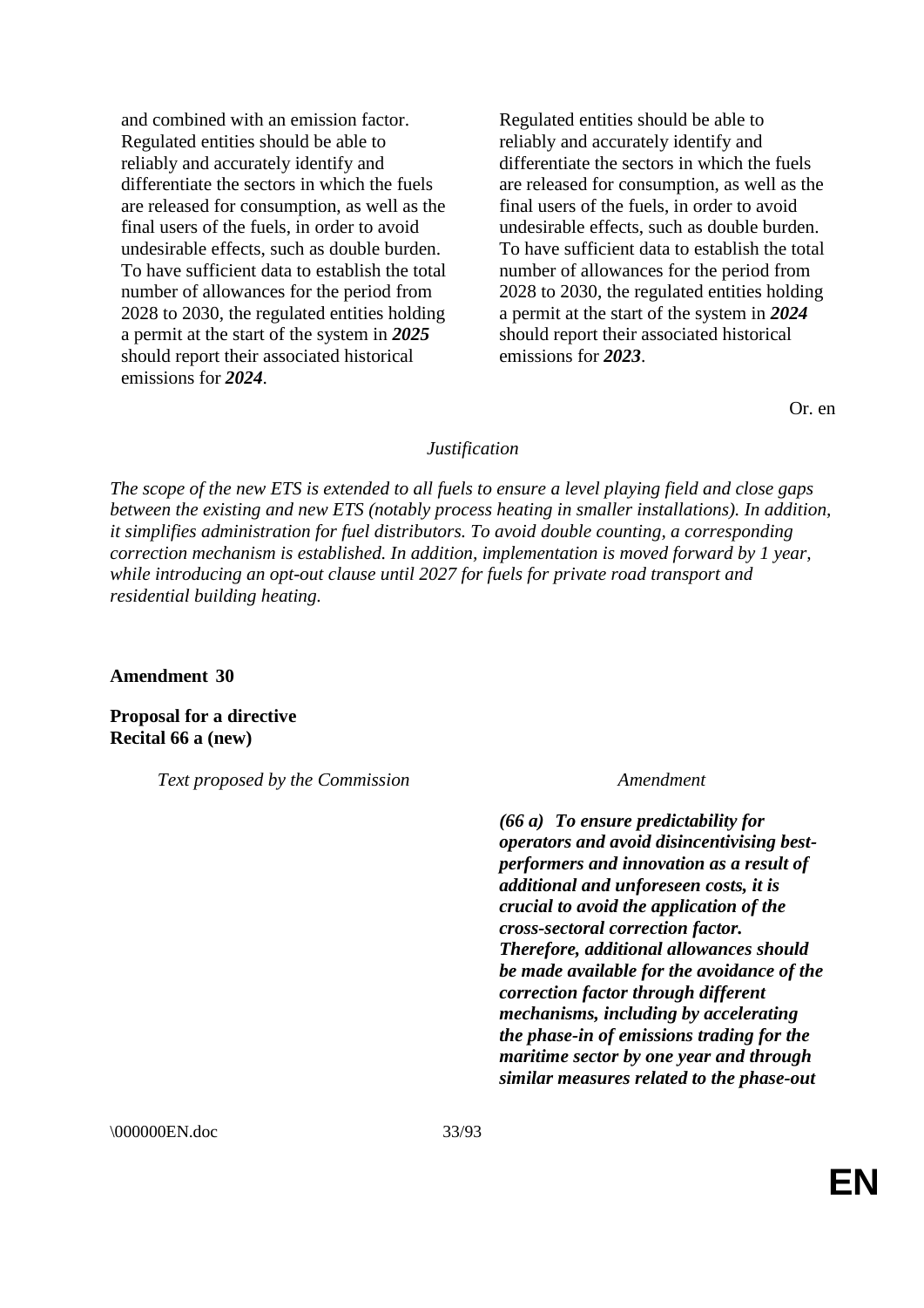| | |
|---|---|
| and combined with an emission factor. Regulated entities should be able to reliably and accurately identify and differentiate the sectors in which the fuels are released for consumption, as well as the final users of the fuels, in order to avoid undesirable effects, such as double burden. To have sufficient data to establish the total number of allowances for the period from 2028 to 2030, the regulated entities holding a permit at the start of the system in ***2025*** should report their associated historical emissions for ***2024***. | Regulated entities should be able to reliably and accurately identify and differentiate the sectors in which the fuels are released for consumption, as well as the final users of the fuels, in order to avoid undesirable effects, such as double burden. To have sufficient data to establish the total number of allowances for the period from 2028 to 2030, the regulated entities holding a permit at the start of the system in ***2024*** should report their associated historical emissions for ***2023***. |

Or. en

*Justification*

*The scope of the new ETS is extended to all fuels to ensure a level playing field and close gaps between the existing and new ETS (notably process heating in smaller installations). In addition, it simplifies administration for fuel distributors. To avoid double counting, a corresponding correction mechanism is established. In addition, implementation is moved forward by 1 year, while introducing an opt-out clause until 2027 for fuels for private road transport and residential building heating.*

**Amendment 30**

**Proposal for a directive**
**Recital 66 a (new)**

| *Text proposed by the Commission* | *Amendment* |
|---|---|
| | ***(66 a) To ensure predictability for operators and avoid disincentivising best-performers and innovation as a result of additional and unforeseen costs, it is crucial to avoid the application of the cross-sectoral correction factor. Therefore, additional allowances should be made available for the avoidance of the correction factor through different mechanisms, including by accelerating the phase-in of emissions trading for the maritime sector by one year and through similar measures related to the phase-out*** |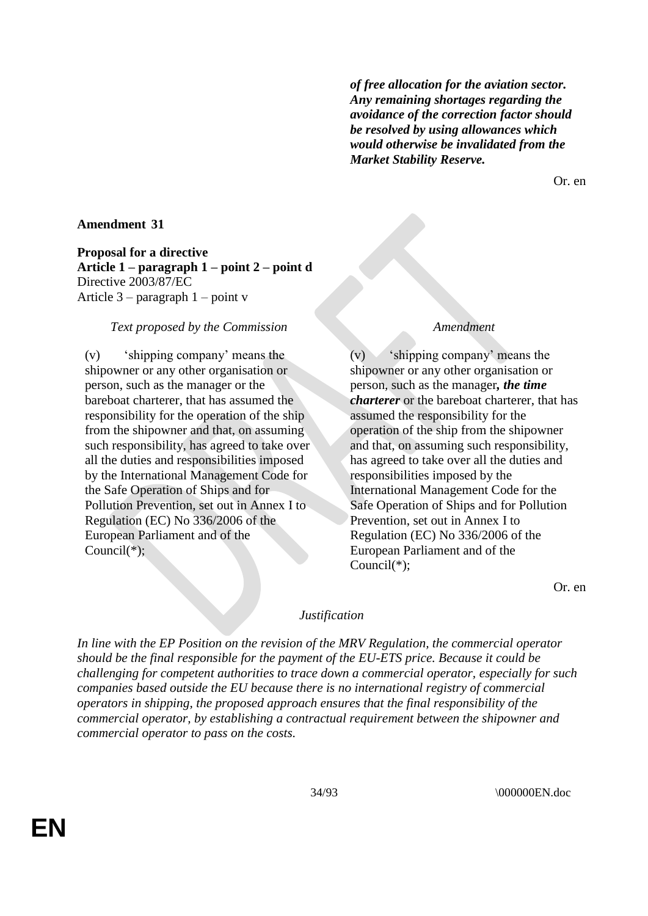| | |
|---|---|
| | ***of free allocation for the aviation sector. Any remaining shortages regarding the avoidance of the correction factor should be resolved by using allowances which would otherwise be invalidated from the Market Stability Reserve.*** |

Or. en

**Amendment 31**

**Proposal for a directive**
**Article 1 – paragraph 1 – point 2 – point d**
Directive 2003/87/EC
Article 3 – paragraph 1 – point v

| *Text proposed by the Commission* | *Amendment* |
|---|---|
| (v) 'shipping company' means the shipowner or any other organisation or person, such as the manager or the bareboat charterer, that has assumed the responsibility for the operation of the ship from the shipowner and that, on assuming such responsibility, has agreed to take over all the duties and responsibilities imposed by the International Management Code for the Safe Operation of Ships and for Pollution Prevention, set out in Annex I to Regulation (EC) No 336/2006 of the European Parliament and of the Council(*); | (v) 'shipping company' means the shipowner or any other organisation or person, such as the manager***, the time charterer*** or the bareboat charterer, that has assumed the responsibility for the operation of the ship from the shipowner and that, on assuming such responsibility, has agreed to take over all the duties and responsibilities imposed by the International Management Code for the Safe Operation of Ships and for Pollution Prevention, set out in Annex I to Regulation (EC) No 336/2006 of the European Parliament and of the Council(*); |

Or. en

*Justification*

*In line with the EP Position on the revision of the MRV Regulation, the commercial operator should be the final responsible for the payment of the EU-ETS price. Because it could be challenging for competent authorities to trace down a commercial operator, especially for such companies based outside the EU because there is no international registry of commercial operators in shipping, the proposed approach ensures that the final responsibility of the commercial operator, by establishing a contractual requirement between the shipowner and commercial operator to pass on the costs.*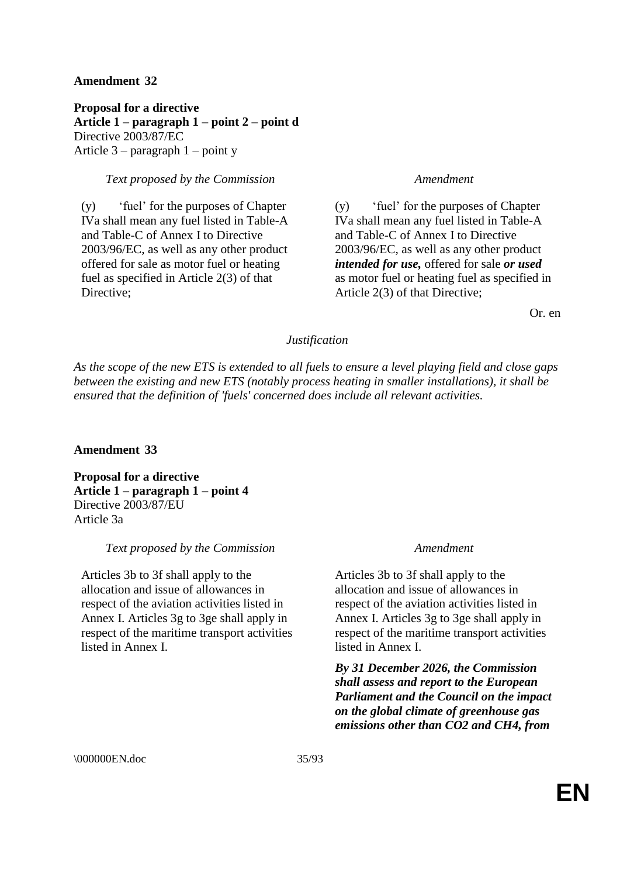**Amendment 32**

**Proposal for a directive**
**Article 1 – paragraph 1 – point 2 – point d**
Directive 2003/87/EC
Article 3 – paragraph 1 – point y

| *Text proposed by the Commission* | *Amendment* |
| --- | --- |
| (y) 'fuel' for the purposes of Chapter IVa shall mean any fuel listed in Table-A and Table-C of Annex I to Directive 2003/96/EC, as well as any other product offered for sale as motor fuel or heating fuel as specified in Article 2(3) of that Directive; | (y) 'fuel' for the purposes of Chapter IVa shall mean any fuel listed in Table-A and Table-C of Annex I to Directive 2003/96/EC, as well as any other product ***intended for use,*** offered for sale ***or used*** as motor fuel or heating fuel as specified in Article 2(3) of that Directive; |

Or. en

*Justification*

*As the scope of the new ETS is extended to all fuels to ensure a level playing field and close gaps between the existing and new ETS (notably process heating in smaller installations), it shall be ensured that the definition of 'fuels' concerned does include all relevant activities.*

**Amendment 33**

**Proposal for a directive**
**Article 1 – paragraph 1 – point 4**
Directive 2003/87/EU
Article 3a

| *Text proposed by the Commission* | *Amendment* |
| --- | --- |
| Articles 3b to 3f shall apply to the allocation and issue of allowances in respect of the aviation activities listed in Annex I. Articles 3g to 3ge shall apply in respect of the maritime transport activities listed in Annex I. | Articles 3b to 3f shall apply to the allocation and issue of allowances in respect of the aviation activities listed in Annex I. Articles 3g to 3ge shall apply in respect of the maritime transport activities listed in Annex I. |
| | ***By 31 December 2026, the Commission shall assess and report to the European Parliament and the Council on the impact on the global climate of greenhouse gas emissions other than CO2 and CH4, from*** |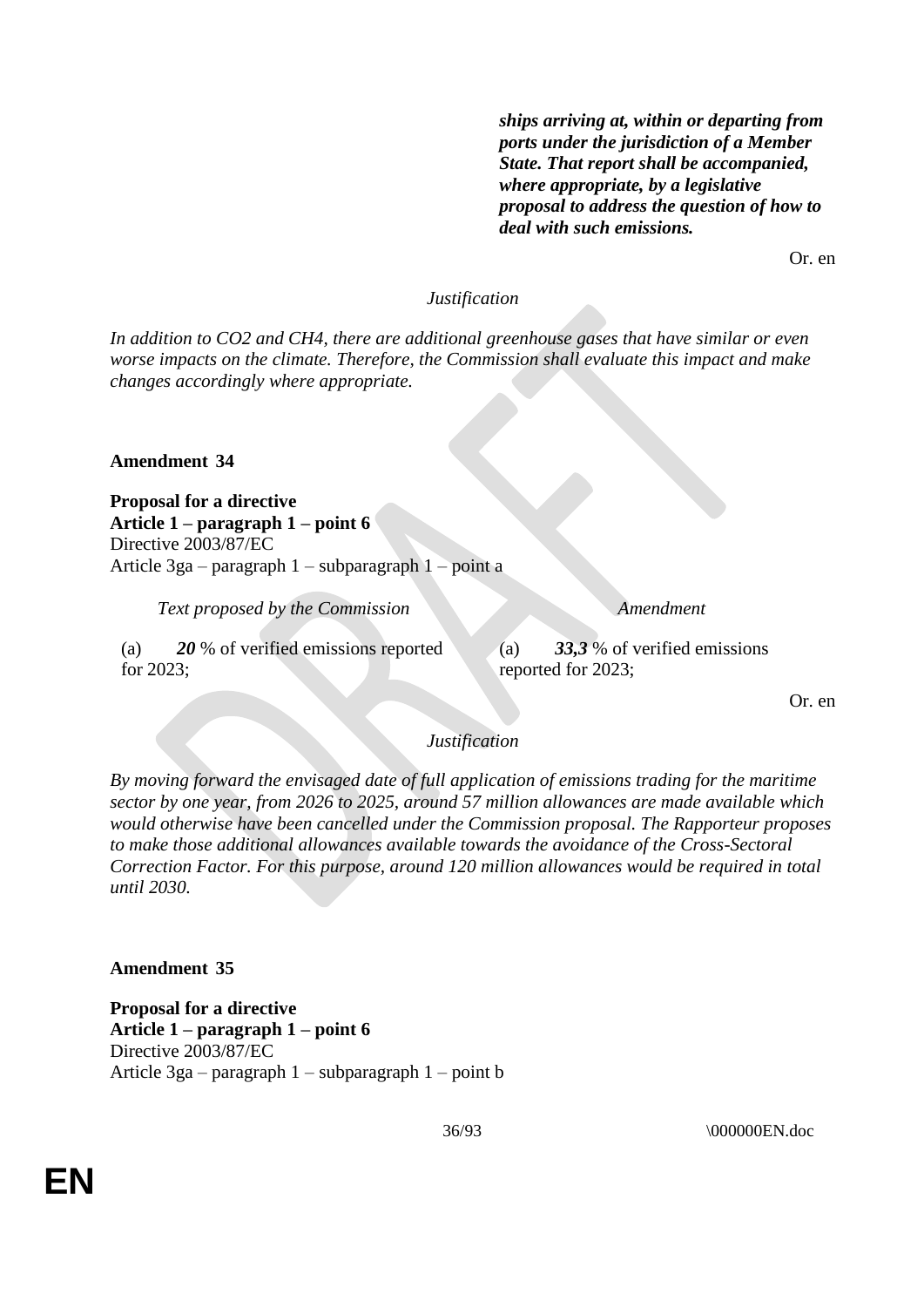| | ***ships arriving at, within or departing from ports under the jurisdiction of a Member State. That report shall be accompanied, where appropriate, by a legislative proposal to address the question of how to deal with such emissions.*** |
|---|---|

Or. en

*Justification*

*In addition to CO2 and CH4, there are additional greenhouse gases that have similar or even worse impacts on the climate. Therefore, the Commission shall evaluate this impact and make changes accordingly where appropriate.*

**Amendment 34**

**Proposal for a directive**
**Article 1 – paragraph 1 – point 6**
Directive 2003/87/EC
Article 3ga – paragraph 1 – subparagraph 1 – point a

| *Text proposed by the Commission* | *Amendment* |
|---|---|
| (a) ***20*** % of verified emissions reported for 2023; | (a) ***33,3*** % of verified emissions reported for 2023; |

Or. en

*Justification*

*By moving forward the envisaged date of full application of emissions trading for the maritime sector by one year, from 2026 to 2025, around 57 million allowances are made available which would otherwise have been cancelled under the Commission proposal. The Rapporteur proposes to make those additional allowances available towards the avoidance of the Cross-Sectoral Correction Factor. For this purpose, around 120 million allowances would be required in total until 2030.*

**Amendment 35**

**Proposal for a directive**
**Article 1 – paragraph 1 – point 6**
Directive 2003/87/EC
Article 3ga – paragraph 1 – subparagraph 1 – point b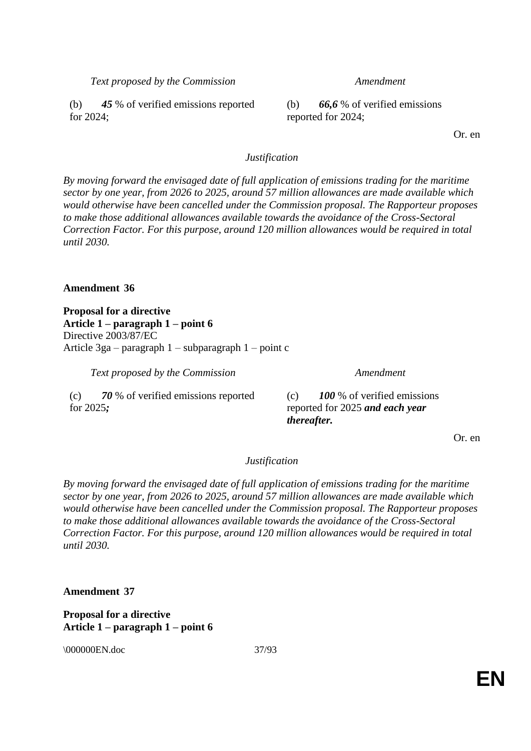| *Text proposed by the Commission* | *Amendment* |
|---|---|
| (b) ***45*** % of verified emissions reported for 2024; | (b) ***66,6*** % of verified emissions reported for 2024; |

Or. en

*Justification*

*By moving forward the envisaged date of full application of emissions trading for the maritime sector by one year, from 2026 to 2025, around 57 million allowances are made available which would otherwise have been cancelled under the Commission proposal. The Rapporteur proposes to make those additional allowances available towards the avoidance of the Cross-Sectoral Correction Factor. For this purpose, around 120 million allowances would be required in total until 2030.*

**Amendment 36**

**Proposal for a directive**
**Article 1 – paragraph 1 – point 6**
Directive 2003/87/EC
Article 3ga – paragraph 1 – subparagraph 1 – point c

| *Text proposed by the Commission* | *Amendment* |
|---|---|
| (c) ***70*** % of verified emissions reported for 2025***;*** | (c) ***100*** % of verified emissions reported for 2025 ***and each year thereafter.*** |

Or. en

*Justification*

*By moving forward the envisaged date of full application of emissions trading for the maritime sector by one year, from 2026 to 2025, around 57 million allowances are made available which would otherwise have been cancelled under the Commission proposal. The Rapporteur proposes to make those additional allowances available towards the avoidance of the Cross-Sectoral Correction Factor. For this purpose, around 120 million allowances would be required in total until 2030.*

**Amendment 37**

**Proposal for a directive**
**Article 1 – paragraph 1 – point 6**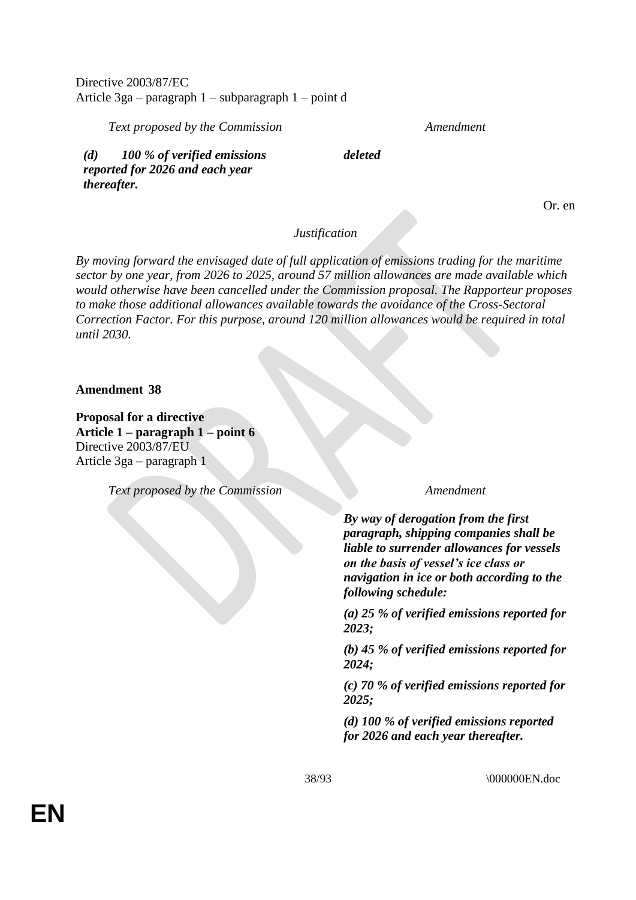Directive 2003/87/EC
Article 3ga – paragraph 1 – subparagraph 1 – point d

| *Text proposed by the Commission* | *Amendment* |
|---|---|
| ***(d) 100 % of verified emissions reported for 2026 and each year thereafter.*** | ***deleted*** |

Or. en

*Justification*

*By moving forward the envisaged date of full application of emissions trading for the maritime sector by one year, from 2026 to 2025, around 57 million allowances are made available which would otherwise have been cancelled under the Commission proposal. The Rapporteur proposes to make those additional allowances available towards the avoidance of the Cross-Sectoral Correction Factor. For this purpose, around 120 million allowances would be required in total until 2030.*

**Amendment 38**

**Proposal for a directive**
**Article 1 – paragraph 1 – point 6**
Directive 2003/87/EU
Article 3ga – paragraph 1

| *Text proposed by the Commission* | *Amendment* |
|---|---|
| | ***By way of derogation from the first paragraph, shipping companies shall be liable to surrender allowances for vessels on the basis of vessel's ice class or navigation in ice or both according to the following schedule:*** <br><br> ***(a) 25 % of verified emissions reported for 2023;*** <br><br> ***(b) 45 % of verified emissions reported for 2024;*** <br><br> ***(c) 70 % of verified emissions reported for 2025;*** <br><br> ***(d) 100 % of verified emissions reported for 2026 and each year thereafter.*** |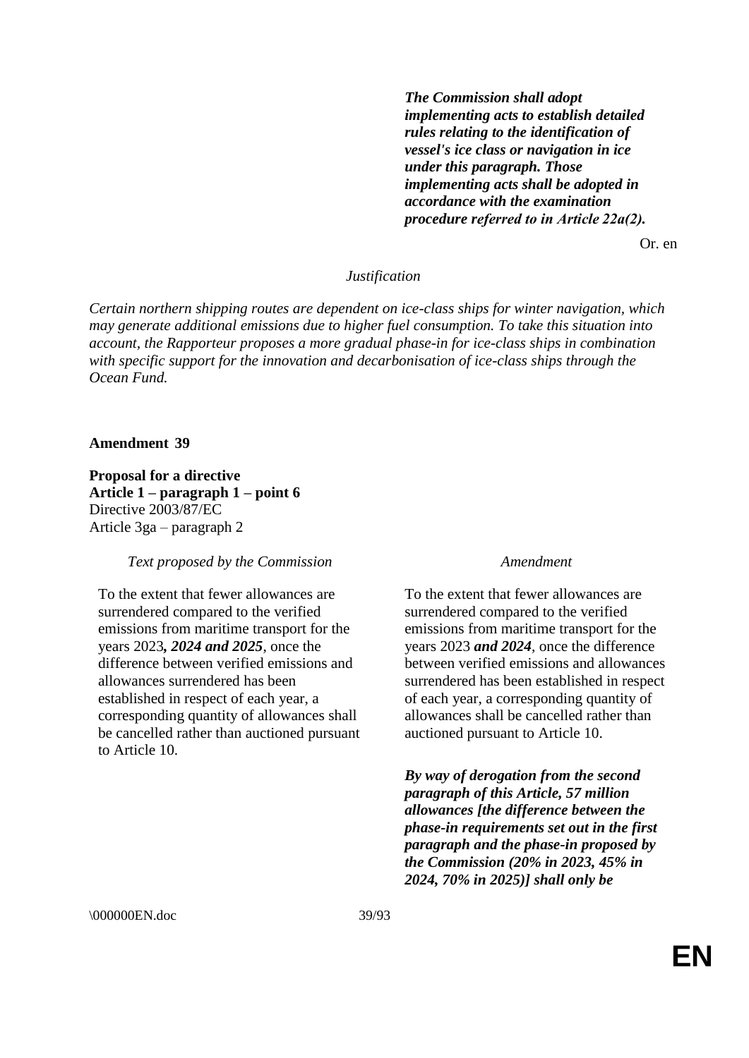| | |
|---|---|
| | ***The Commission shall adopt implementing acts to establish detailed rules relating to the identification of vessel's ice class or navigation in ice under this paragraph. Those implementing acts shall be adopted in accordance with the examination procedure referred to in Article 22a(2).*** |

Or. en

*Justification*

*Certain northern shipping routes are dependent on ice-class ships for winter navigation, which may generate additional emissions due to higher fuel consumption. To take this situation into account, the Rapporteur proposes a more gradual phase-in for ice-class ships in combination with specific support for the innovation and decarbonisation of ice-class ships through the Ocean Fund.*

**Amendment 39**

**Proposal for a directive**
**Article 1 – paragraph 1 – point 6**
Directive 2003/87/EC
Article 3ga – paragraph 2

| *Text proposed by the Commission* | *Amendment* |
|---|---|
| To the extent that fewer allowances are surrendered compared to the verified emissions from maritime transport for the years 2023***, 2024 and 2025***, once the difference between verified emissions and allowances surrendered has been established in respect of each year, a corresponding quantity of allowances shall be cancelled rather than auctioned pursuant to Article 10. | To the extent that fewer allowances are surrendered compared to the verified emissions from maritime transport for the years 2023 ***and 2024***, once the difference between verified emissions and allowances surrendered has been established in respect of each year, a corresponding quantity of allowances shall be cancelled rather than auctioned pursuant to Article 10. |
| | ***By way of derogation from the second paragraph of this Article, 57 million allowances [the difference between the phase-in requirements set out in the first paragraph and the phase-in proposed by the Commission (20% in 2023, 45% in 2024, 70% in 2025)] shall only be*** |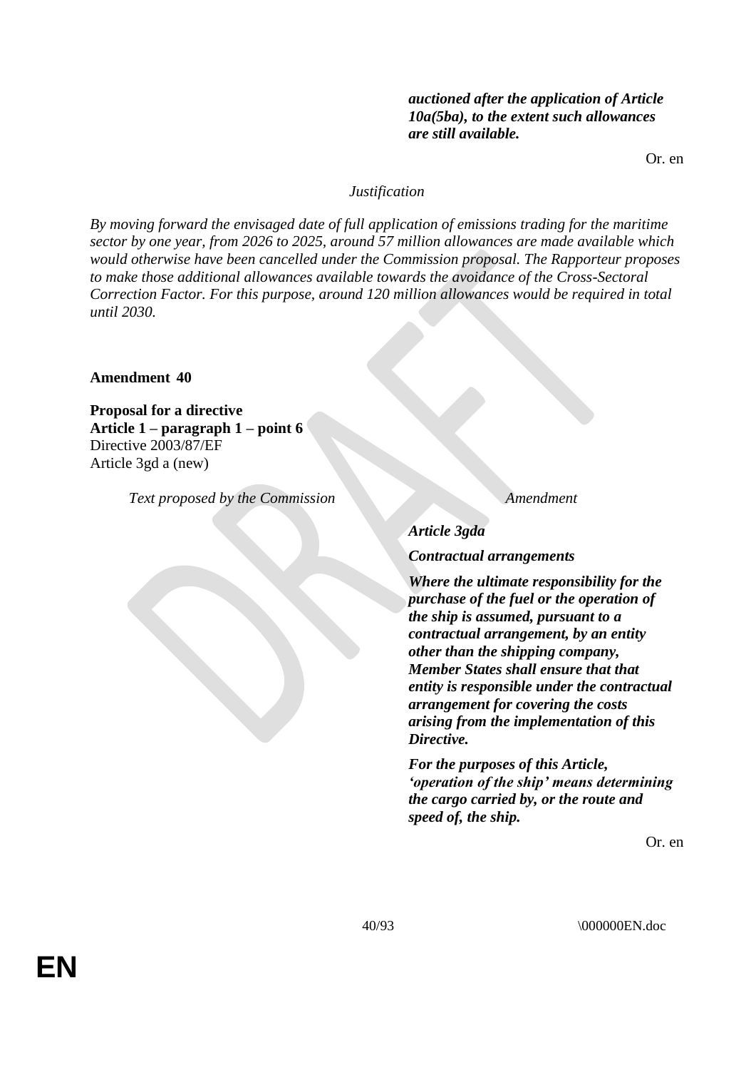***auctioned after the application of Article 10a(5ba), to the extent such allowances are still available.***

Or. en

*Justification*

*By moving forward the envisaged date of full application of emissions trading for the maritime sector by one year, from 2026 to 2025, around 57 million allowances are made available which would otherwise have been cancelled under the Commission proposal. The Rapporteur proposes to make those additional allowances available towards the avoidance of the Cross-Sectoral Correction Factor. For this purpose, around 120 million allowances would be required in total until 2030.*

**Amendment 40**

**Proposal for a directive**
**Article 1 – paragraph 1 – point 6**
Directive 2003/87/EF
Article 3gd a (new)

| *Text proposed by the Commission* | *Amendment* |
|---|---|
| | ***Article 3gda*** |
| | ***Contractual arrangements*** |
| | ***Where the ultimate responsibility for the purchase of the fuel or the operation of the ship is assumed, pursuant to a contractual arrangement, by an entity other than the shipping company, Member States shall ensure that that entity is responsible under the contractual arrangement for covering the costs arising from the implementation of this Directive.*** |
| | ***For the purposes of this Article, 'operation of the ship' means determining the cargo carried by, or the route and speed of, the ship.*** |

Or. en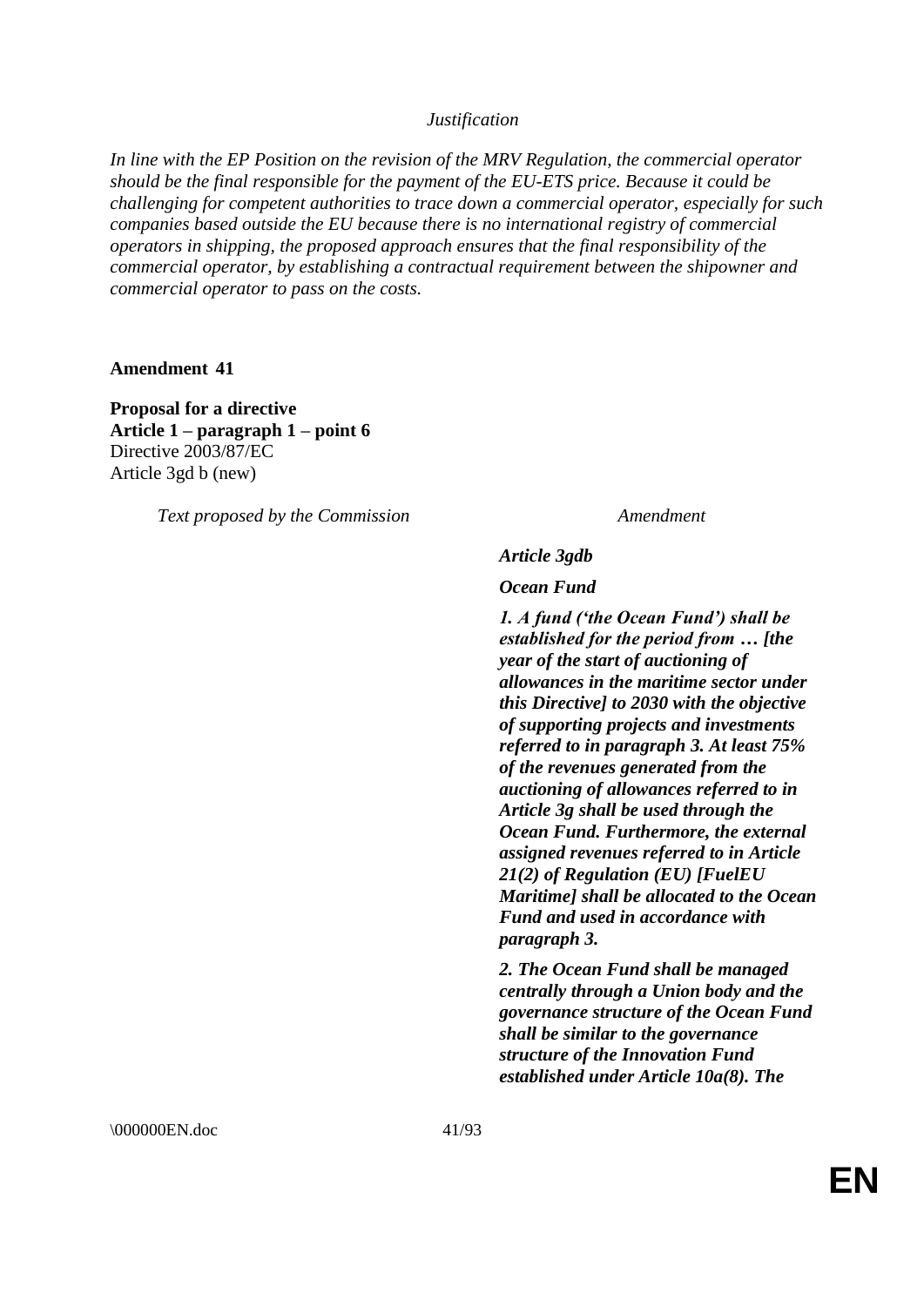*Justification*

*In line with the EP Position on the revision of the MRV Regulation, the commercial operator should be the final responsible for the payment of the EU-ETS price. Because it could be challenging for competent authorities to trace down a commercial operator, especially for such companies based outside the EU because there is no international registry of commercial operators in shipping, the proposed approach ensures that the final responsibility of the commercial operator, by establishing a contractual requirement between the shipowner and commercial operator to pass on the costs.*

**Amendment 41**

**Proposal for a directive**
**Article 1 – paragraph 1 – point 6**
Directive 2003/87/EC
Article 3gd b (new)

| *Text proposed by the Commission* | *Amendment* |
| --- | --- |
| | ***Article 3gdb*** |
| | ***Ocean Fund*** |
| | ***1. A fund ('the Ocean Fund') shall be established for the period from … [the year of the start of auctioning of allowances in the maritime sector under this Directive] to 2030 with the objective of supporting projects and investments referred to in paragraph 3. At least 75% of the revenues generated from the auctioning of allowances referred to in Article 3g shall be used through the Ocean Fund. Furthermore, the external assigned revenues referred to in Article 21(2) of Regulation (EU) [FuelEU Maritime] shall be allocated to the Ocean Fund and used in accordance with paragraph 3.*** |
| | ***2. The Ocean Fund shall be managed centrally through a Union body and the governance structure of the Ocean Fund shall be similar to the governance structure of the Innovation Fund established under Article 10a(8). The*** |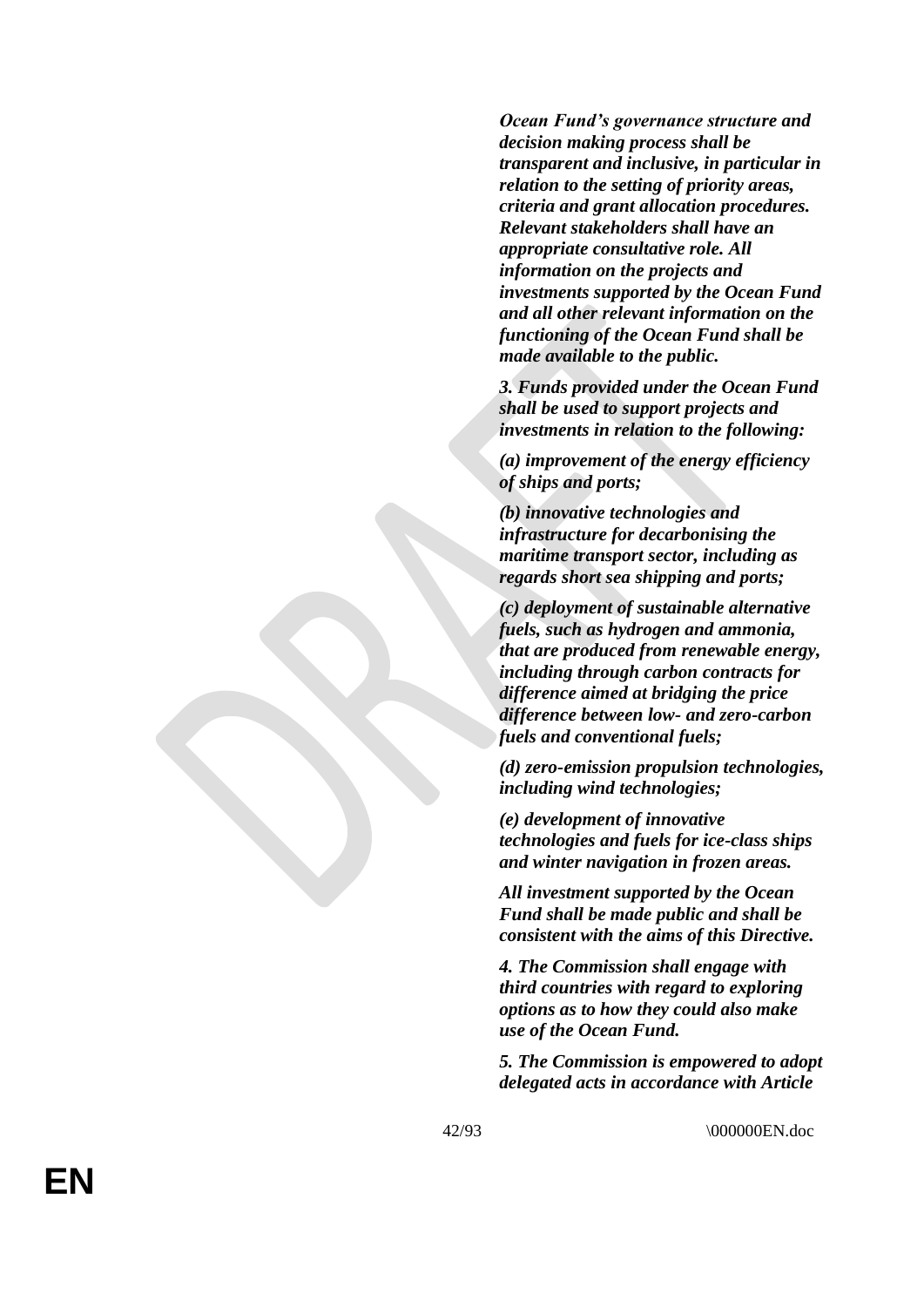***Ocean Fund's governance structure and decision making process shall be transparent and inclusive, in particular in relation to the setting of priority areas, criteria and grant allocation procedures. Relevant stakeholders shall have an appropriate consultative role. All information on the projects and investments supported by the Ocean Fund and all other relevant information on the functioning of the Ocean Fund shall be made available to the public.***

***3. Funds provided under the Ocean Fund shall be used to support projects and investments in relation to the following:***

***(a) improvement of the energy efficiency of ships and ports;***

***(b) innovative technologies and infrastructure for decarbonising the maritime transport sector, including as regards short sea shipping and ports;***

***(c) deployment of sustainable alternative fuels, such as hydrogen and ammonia, that are produced from renewable energy, including through carbon contracts for difference aimed at bridging the price difference between low- and zero-carbon fuels and conventional fuels;***

***(d) zero-emission propulsion technologies, including wind technologies;***

***(e) development of innovative technologies and fuels for ice-class ships and winter navigation in frozen areas.***

***All investment supported by the Ocean Fund shall be made public and shall be consistent with the aims of this Directive.***

***4. The Commission shall engage with third countries with regard to exploring options as to how they could also make use of the Ocean Fund.***

***5. The Commission is empowered to adopt delegated acts in accordance with Article***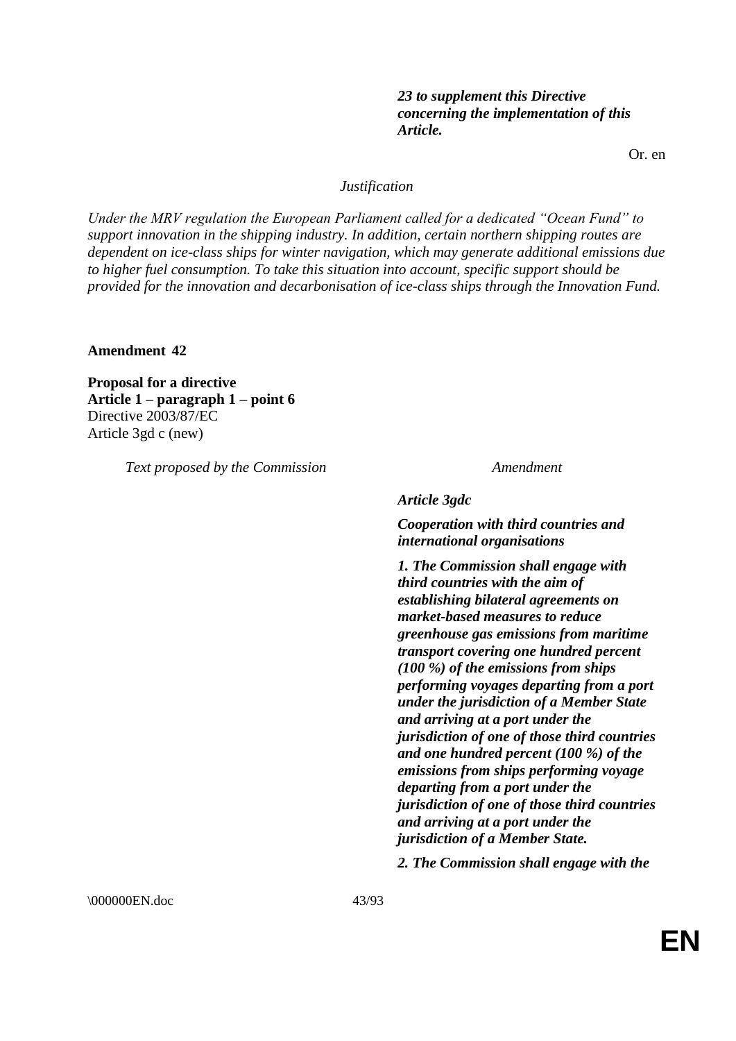***23 to supplement this Directive concerning the implementation of this Article.***

Or. en

*Justification*

*Under the MRV regulation the European Parliament called for a dedicated "Ocean Fund" to support innovation in the shipping industry. In addition, certain northern shipping routes are dependent on ice-class ships for winter navigation, which may generate additional emissions due to higher fuel consumption. To take this situation into account, specific support should be provided for the innovation and decarbonisation of ice-class ships through the Innovation Fund.*

**Amendment 42**

**Proposal for a directive**
**Article 1 – paragraph 1 – point 6**
Directive 2003/87/EC
Article 3gd c (new)

| *Text proposed by the Commission* | *Amendment* |
| --- | --- |
| | ***Article 3gdc*** |
| | ***Cooperation with third countries and international organisations*** |
| | ***1. The Commission shall engage with third countries with the aim of establishing bilateral agreements on market-based measures to reduce greenhouse gas emissions from maritime transport covering one hundred percent (100 %) of the emissions from ships performing voyages departing from a port under the jurisdiction of a Member State and arriving at a port under the jurisdiction of one of those third countries and one hundred percent (100 %) of the emissions from ships performing voyage departing from a port under the jurisdiction of one of those third countries and arriving at a port under the jurisdiction of a Member State.*** |
| | ***2. The Commission shall engage with the*** |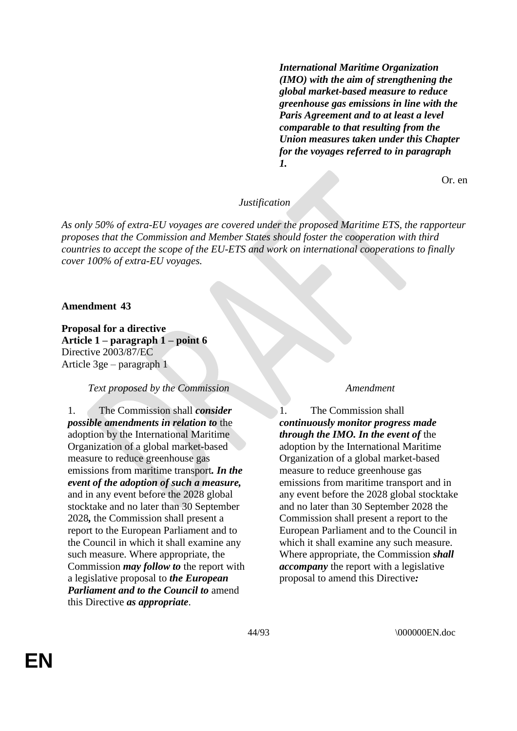| | |
|---|---|
| | ***International Maritime Organization (IMO) with the aim of strengthening the global market-based measure to reduce greenhouse gas emissions in line with the Paris Agreement and to at least a level comparable to that resulting from the Union measures taken under this Chapter for the voyages referred to in paragraph 1.*** |

Or. en

*Justification*

*As only 50% of extra-EU voyages are covered under the proposed Maritime ETS, the rapporteur proposes that the Commission and Member States should foster the cooperation with third countries to accept the scope of the EU-ETS and work on international cooperations to finally cover 100% of extra-EU voyages.*

**Amendment 43**

**Proposal for a directive**
**Article 1 – paragraph 1 – point 6**
Directive 2003/87/EC
Article 3ge – paragraph 1

| *Text proposed by the Commission* | *Amendment* |
|---|---|
| 1. The Commission shall ***consider possible amendments in relation to*** the adoption by the International Maritime Organization of a global market-based measure to reduce greenhouse gas emissions from maritime transport***. In the event of the adoption of such a measure,*** and in any event before the 2028 global stocktake and no later than 30 September 2028***,*** the Commission shall present a report to the European Parliament and to the Council in which it shall examine any such measure. Where appropriate, the Commission ***may follow to*** the report with a legislative proposal to ***the European Parliament and to the Council to*** amend this Directive ***as appropriate***. | 1. The Commission shall ***continuously monitor progress made through the IMO. In the event of*** the adoption by the International Maritime Organization of a global market-based measure to reduce greenhouse gas emissions from maritime transport and in any event before the 2028 global stocktake and no later than 30 September 2028 the Commission shall present a report to the European Parliament and to the Council in which it shall examine any such measure. Where appropriate, the Commission ***shall accompany*** the report with a legislative proposal to amend this Directive***:*** |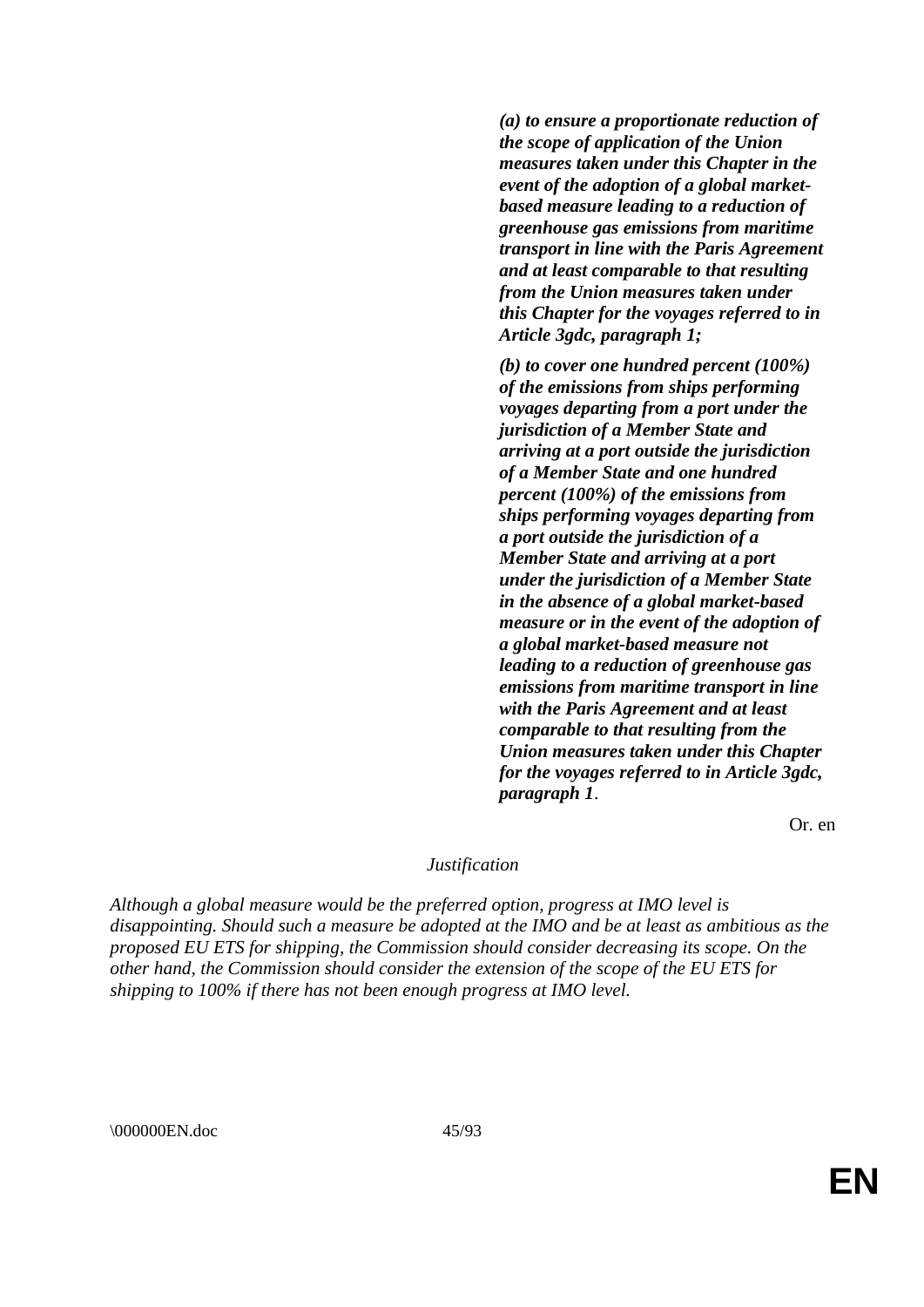***(a) to ensure a proportionate reduction of the scope of application of the Union measures taken under this Chapter in the event of the adoption of a global market-based measure leading to a reduction of greenhouse gas emissions from maritime transport in line with the Paris Agreement and at least comparable to that resulting from the Union measures taken under this Chapter for the voyages referred to in Article 3gdc, paragraph 1;***

***(b) to cover one hundred percent (100%) of the emissions from ships performing voyages departing from a port under the jurisdiction of a Member State and arriving at a port outside the jurisdiction of a Member State and one hundred percent (100%) of the emissions from ships performing voyages departing from a port outside the jurisdiction of a Member State and arriving at a port under the jurisdiction of a Member State in the absence of a global market-based measure or in the event of the adoption of a global market-based measure not leading to a reduction of greenhouse gas emissions from maritime transport in line with the Paris Agreement and at least comparable to that resulting from the Union measures taken under this Chapter for the voyages referred to in Article 3gdc, paragraph 1***.

Or. en

*Justification*

*Although a global measure would be the preferred option, progress at IMO level is disappointing. Should such a measure be adopted at the IMO and be at least as ambitious as the proposed EU ETS for shipping, the Commission should consider decreasing its scope. On the other hand, the Commission should consider the extension of the scope of the EU ETS for shipping to 100% if there has not been enough progress at IMO level.*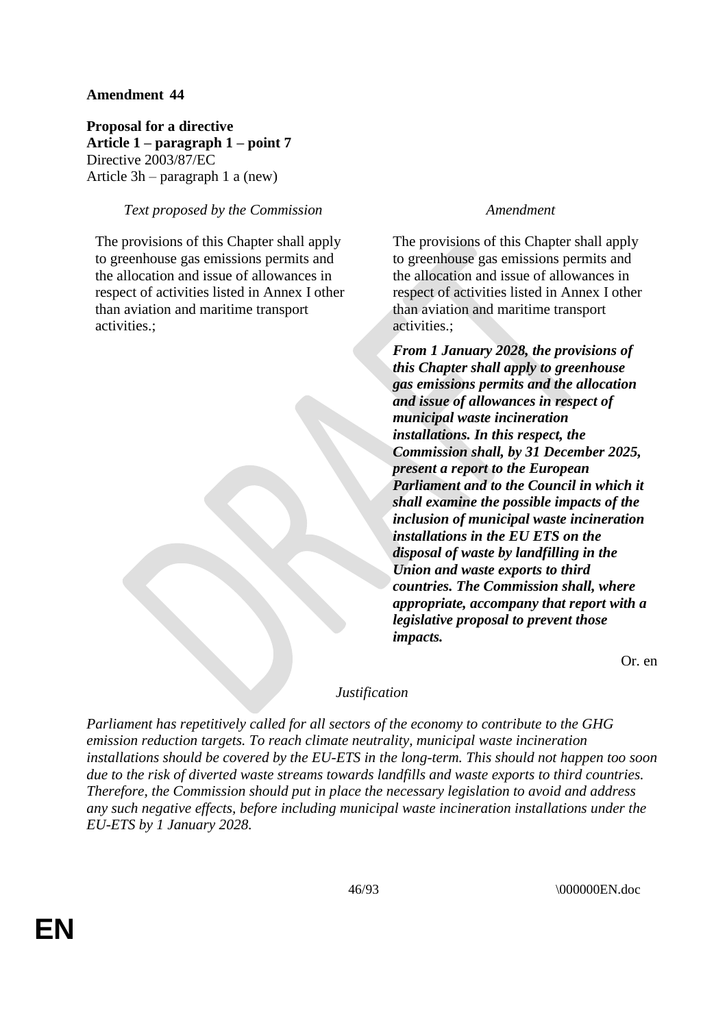**Amendment 44**

**Proposal for a directive**
**Article 1 – paragraph 1 – point 7**
Directive 2003/87/EC
Article 3h – paragraph 1 a (new)

| *Text proposed by the Commission* | *Amendment* |
|---|---|
| The provisions of this Chapter shall apply to greenhouse gas emissions permits and the allocation and issue of allowances in respect of activities listed in Annex I other than aviation and maritime transport activities.; | The provisions of this Chapter shall apply to greenhouse gas emissions permits and the allocation and issue of allowances in respect of activities listed in Annex I other than aviation and maritime transport activities.; |
| | ***From 1 January 2028, the provisions of this Chapter shall apply to greenhouse gas emissions permits and the allocation and issue of allowances in respect of municipal waste incineration installations. In this respect, the Commission shall, by 31 December 2025, present a report to the European Parliament and to the Council in which it shall examine the possible impacts of the inclusion of municipal waste incineration installations in the EU ETS on the disposal of waste by landfilling in the Union and waste exports to third countries. The Commission shall, where appropriate, accompany that report with a legislative proposal to prevent those impacts.*** |

Or. en

*Justification*

*Parliament has repetitively called for all sectors of the economy to contribute to the GHG emission reduction targets. To reach climate neutrality, municipal waste incineration installations should be covered by the EU-ETS in the long-term. This should not happen too soon due to the risk of diverted waste streams towards landfills and waste exports to third countries. Therefore, the Commission should put in place the necessary legislation to avoid and address any such negative effects, before including municipal waste incineration installations under the EU-ETS by 1 January 2028.*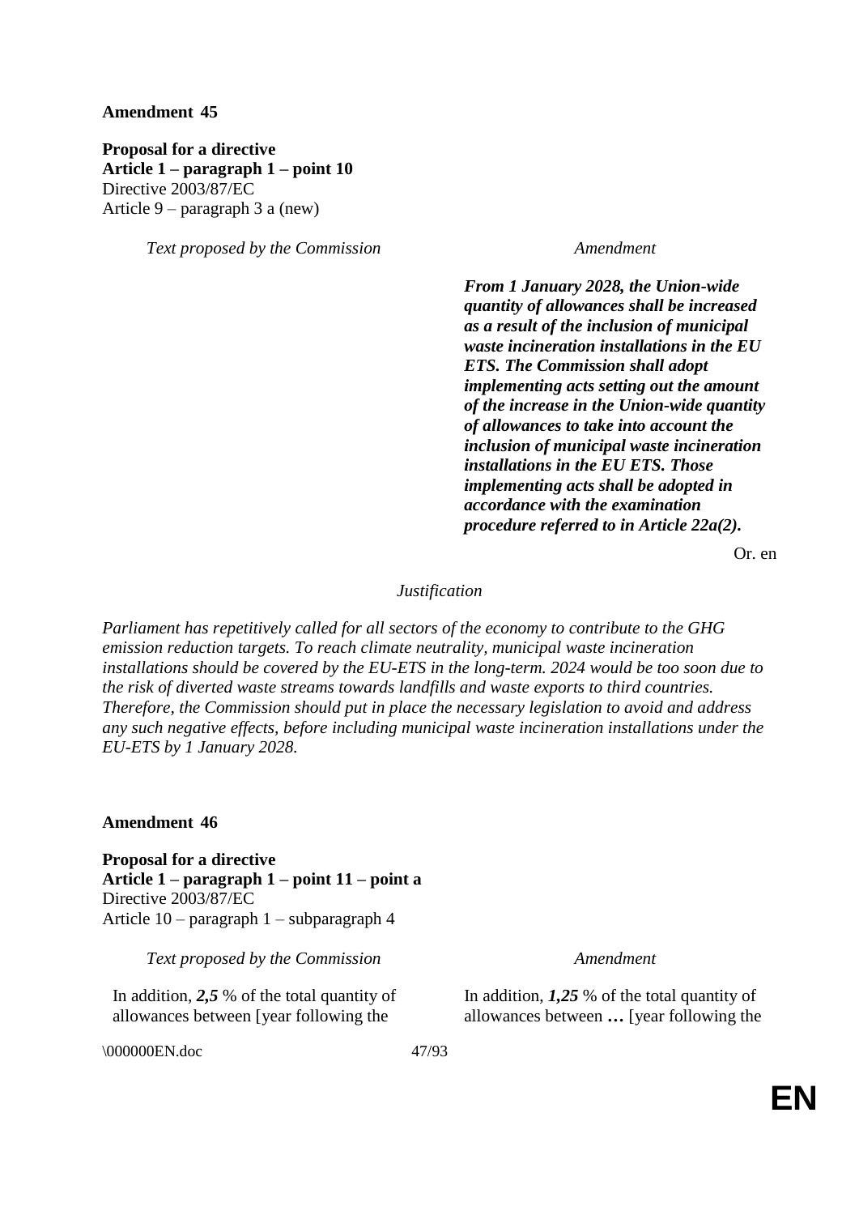**Amendment 45**

**Proposal for a directive**
**Article 1 – paragraph 1 – point 10**
Directive 2003/87/EC
Article 9 – paragraph 3 a (new)

| *Text proposed by the Commission* | *Amendment* |
|---|---|
| | ***From 1 January 2028, the Union-wide quantity of allowances shall be increased as a result of the inclusion of municipal waste incineration installations in the EU ETS. The Commission shall adopt implementing acts setting out the amount of the increase in the Union-wide quantity of allowances to take into account the inclusion of municipal waste incineration installations in the EU ETS. Those implementing acts shall be adopted in accordance with the examination procedure referred to in Article 22a(2).*** |

Or. en

*Justification*

*Parliament has repetitively called for all sectors of the economy to contribute to the GHG emission reduction targets. To reach climate neutrality, municipal waste incineration installations should be covered by the EU-ETS in the long-term. 2024 would be too soon due to the risk of diverted waste streams towards landfills and waste exports to third countries. Therefore, the Commission should put in place the necessary legislation to avoid and address any such negative effects, before including municipal waste incineration installations under the EU-ETS by 1 January 2028.*

**Amendment 46**

**Proposal for a directive**
**Article 1 – paragraph 1 – point 11 – point a**
Directive 2003/87/EC
Article 10 – paragraph 1 – subparagraph 4

| *Text proposed by the Commission* | *Amendment* |
|---|---|
| In addition, ***2,5*** % of the total quantity of allowances between [year following the | In addition, ***1,25*** % of the total quantity of allowances between **…** [year following the |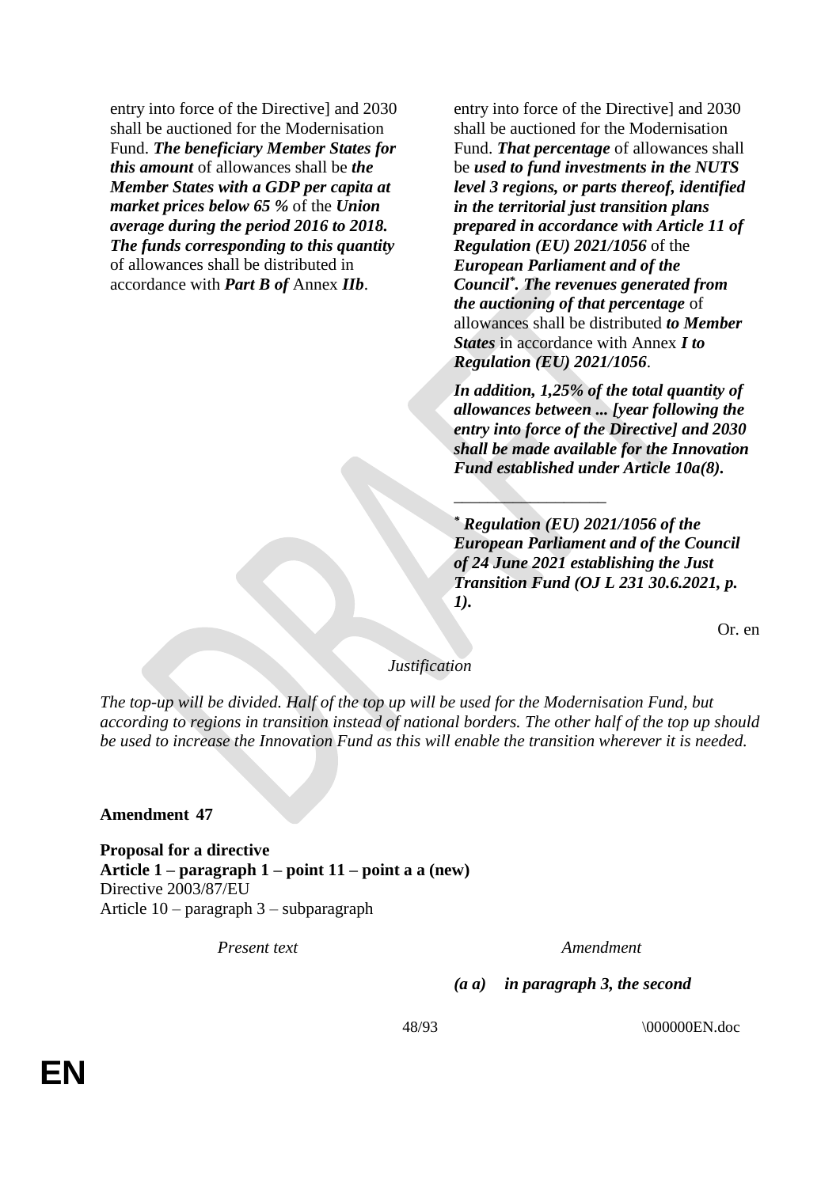| | |
|---|---|
| entry into force of the Directive] and 2030 shall be auctioned for the Modernisation Fund. ***The beneficiary Member States for this amount*** of allowances shall be ***the Member States with a GDP per capita at market prices below 65 %*** of the ***Union average during the period 2016 to 2018. The funds corresponding to this quantity*** of allowances shall be distributed in accordance with ***Part B of*** Annex ***IIb***. | entry into force of the Directive] and 2030 shall be auctioned for the Modernisation Fund. ***That percentage*** of allowances shall be ***used to fund investments in the NUTS level 3 regions, or parts thereof, identified in the territorial just transition plans prepared in accordance with Article 11 of Regulation (EU) 2021/1056*** of the ***European Parliament and of the Council[*]. The revenues generated from the auctioning of that percentage*** of allowances shall be distributed ***to Member States*** in accordance with Annex ***I to Regulation (EU) 2021/1056***.<br><br>***In addition, 1,25% of the total quantity of allowances between ... [year following the entry into force of the Directive] and 2030 shall be made available for the Innovation Fund established under Article 10a(8).***<br><br>__________________<br><br>***[*] Regulation (EU) 2021/1056 of the European Parliament and of the Council of 24 June 2021 establishing the Just Transition Fund (OJ L 231 30.6.2021, p. 1).*** |

Or. en

*Justification*

*The top-up will be divided. Half of the top up will be used for the Modernisation Fund, but according to regions in transition instead of national borders. The other half of the top up should be used to increase the Innovation Fund as this will enable the transition wherever it is needed.*

**Amendment 47**

**Proposal for a directive**
**Article 1 – paragraph 1 – point 11 – point a a (new)**
Directive 2003/87/EU
Article 10 – paragraph 3 – subparagraph

| *Present text* | *Amendment* |
|---|---|
| | ***(a a) in paragraph 3, the second*** |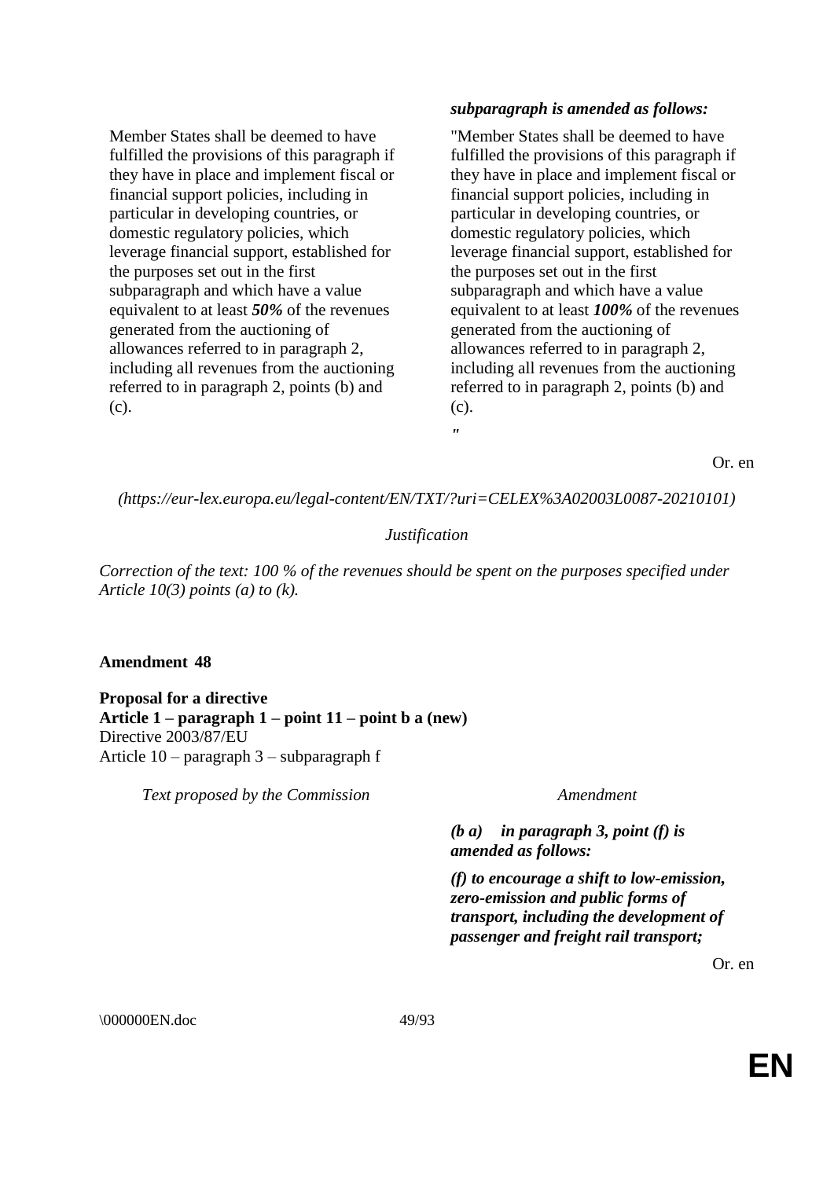| | ***subparagraph is amended as follows:*** |
|---|---|
| Member States shall be deemed to have fulfilled the provisions of this paragraph if they have in place and implement fiscal or financial support policies, including in particular in developing countries, or domestic regulatory policies, which leverage financial support, established for the purposes set out in the first subparagraph and which have a value equivalent to at least ***50%*** of the revenues generated from the auctioning of allowances referred to in paragraph 2, including all revenues from the auctioning referred to in paragraph 2, points (b) and (c). | "Member States shall be deemed to have fulfilled the provisions of this paragraph if they have in place and implement fiscal or financial support policies, including in particular in developing countries, or domestic regulatory policies, which leverage financial support, established for the purposes set out in the first subparagraph and which have a value equivalent to at least ***100%*** of the revenues generated from the auctioning of allowances referred to in paragraph 2, including all revenues from the auctioning referred to in paragraph 2, points (b) and (c). " |

Or. en

*(https://eur-lex.europa.eu/legal-content/EN/TXT/?uri=CELEX%3A02003L0087-20210101)*

*Justification*

*Correction of the text: 100 % of the revenues should be spent on the purposes specified under Article 10(3) points (a) to (k).*

**Amendment 48**

**Proposal for a directive**
**Article 1 – paragraph 1 – point 11 – point b a (new)**
Directive 2003/87/EU
Article 10 – paragraph 3 – subparagraph f

| *Text proposed by the Commission* | *Amendment* |
|---|---|
| | ***(b a) in paragraph 3, point (f) is amended as follows:*** |
| | ***(f) to encourage a shift to low-emission, zero-emission and public forms of transport, including the development of passenger and freight rail transport;*** |

Or. en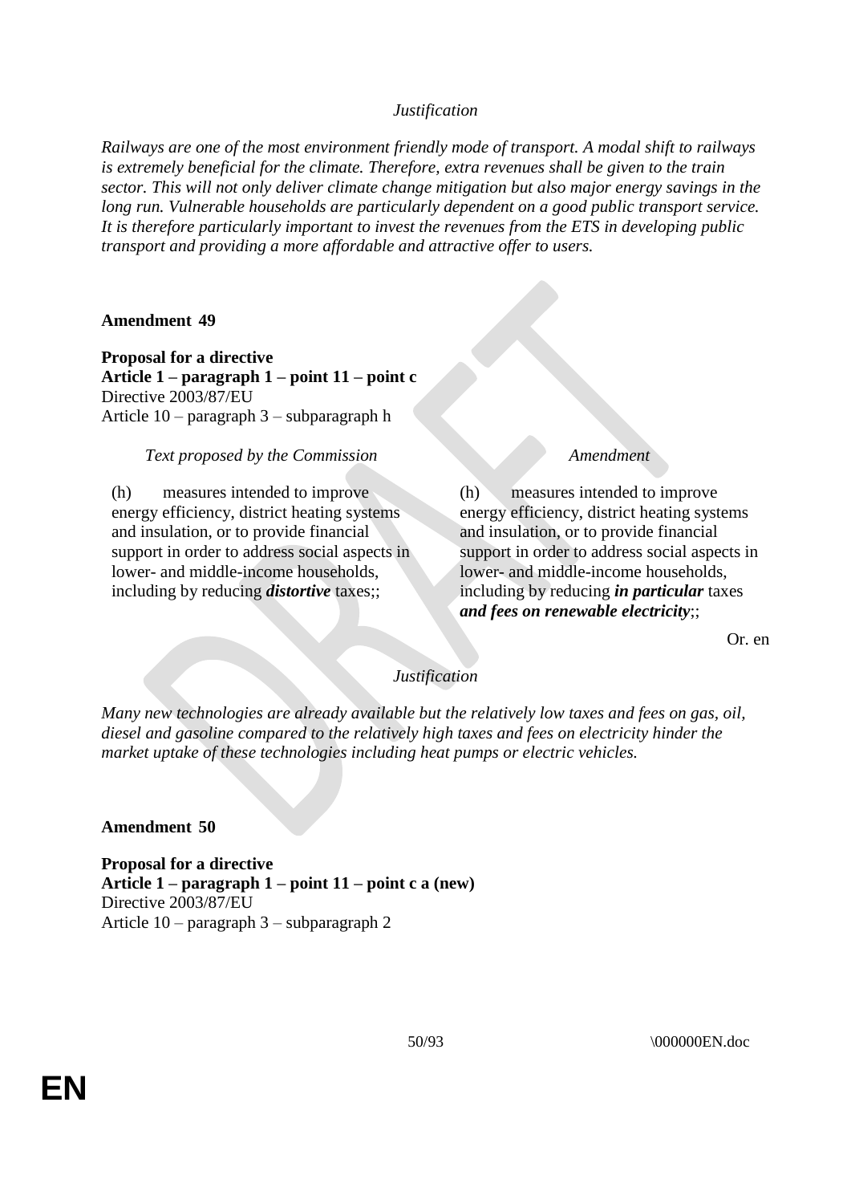*Justification*

*Railways are one of the most environment friendly mode of transport. A modal shift to railways is extremely beneficial for the climate. Therefore, extra revenues shall be given to the train sector. This will not only deliver climate change mitigation but also major energy savings in the long run. Vulnerable households are particularly dependent on a good public transport service. It is therefore particularly important to invest the revenues from the ETS in developing public transport and providing a more affordable and attractive offer to users.*

**Amendment 49**

**Proposal for a directive**
**Article 1 – paragraph 1 – point 11 – point c**
Directive 2003/87/EU
Article 10 – paragraph 3 – subparagraph h

| *Text proposed by the Commission* | *Amendment* |
| --- | --- |
| (h) measures intended to improve energy efficiency, district heating systems and insulation, or to provide financial support in order to address social aspects in lower- and middle-income households, including by reducing ***distortive*** taxes;; | (h) measures intended to improve energy efficiency, district heating systems and insulation, or to provide financial support in order to address social aspects in lower- and middle-income households, including by reducing ***in particular*** taxes ***and fees on renewable electricity***;; |

Or. en

*Justification*

*Many new technologies are already available but the relatively low taxes and fees on gas, oil, diesel and gasoline compared to the relatively high taxes and fees on electricity hinder the market uptake of these technologies including heat pumps or electric vehicles.*

**Amendment 50**

**Proposal for a directive**
**Article 1 – paragraph 1 – point 11 – point c a (new)**
Directive 2003/87/EU
Article 10 – paragraph 3 – subparagraph 2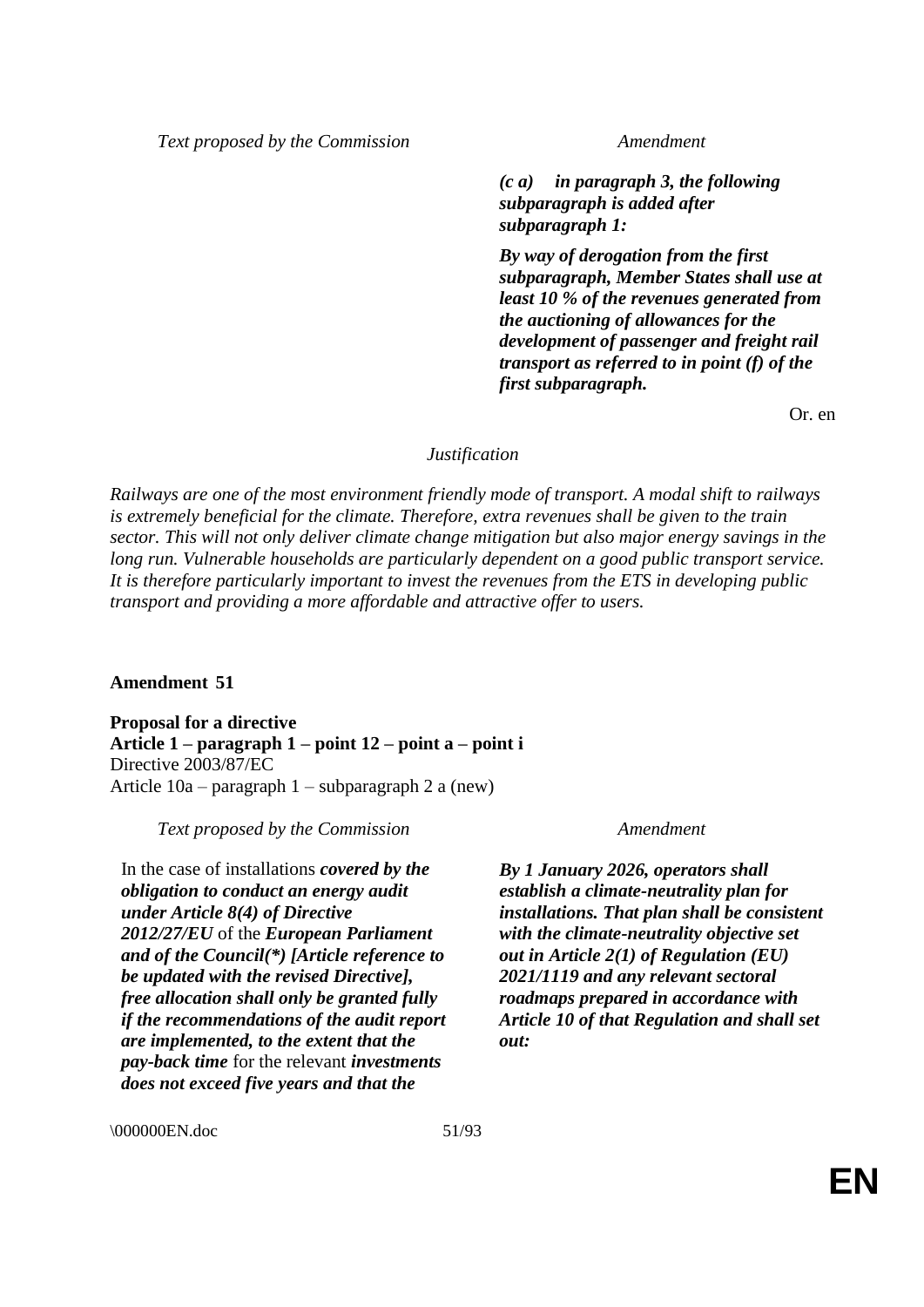| Text proposed by the Commission | Amendment |
|---|---|
| | ***(c a) in paragraph 3, the following subparagraph is added after subparagraph 1:*** |
| | ***By way of derogation from the first subparagraph, Member States shall use at least 10 % of the revenues generated from the auctioning of allowances for the development of passenger and freight rail transport as referred to in point (f) of the first subparagraph.*** |

Or. en

*Justification*

*Railways are one of the most environment friendly mode of transport. A modal shift to railways is extremely beneficial for the climate. Therefore, extra revenues shall be given to the train sector. This will not only deliver climate change mitigation but also major energy savings in the long run. Vulnerable households are particularly dependent on a good public transport service. It is therefore particularly important to invest the revenues from the ETS in developing public transport and providing a more affordable and attractive offer to users.*

**Amendment 51**

**Proposal for a directive**
**Article 1 – paragraph 1 – point 12 – point a – point i**
Directive 2003/87/EC
Article 10a – paragraph 1 – subparagraph 2 a (new)

| Text proposed by the Commission | Amendment |
|---|---|
| In the case of installations ***covered by the obligation to conduct an energy audit under Article 8(4) of Directive 2012/27/EU*** of the ***European Parliament and of the Council(\*) [Article reference to be updated with the revised Directive], free allocation shall only be granted fully if the recommendations of the audit report are implemented, to the extent that the pay-back time*** for the relevant ***investments does not exceed five years and that the*** | ***By 1 January 2026, operators shall establish a climate-neutrality plan for installations. That plan shall be consistent with the climate-neutrality objective set out in Article 2(1) of Regulation (EU) 2021/1119 and any relevant sectoral roadmaps prepared in accordance with Article 10 of that Regulation and shall set out:*** |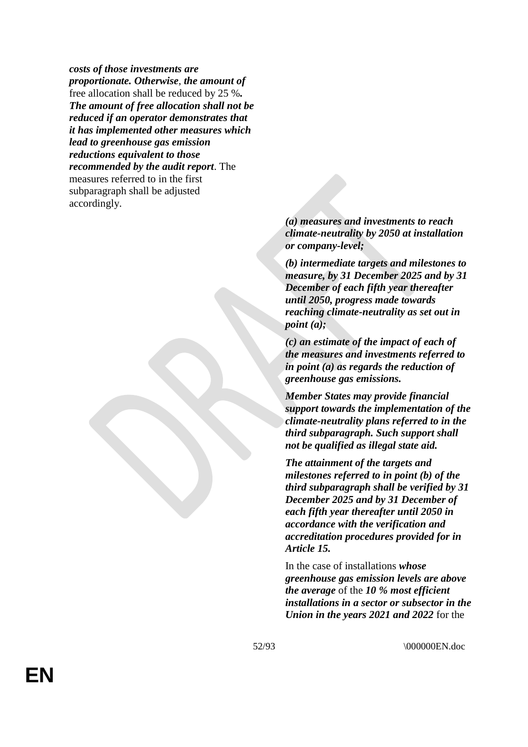***costs of those investments are proportionate. Otherwise***, ***the amount of*** free allocation shall be reduced by 25 %***. The amount of free allocation shall not be reduced if an operator demonstrates that it has implemented other measures which lead to greenhouse gas emission reductions equivalent to those recommended by the audit report***. The measures referred to in the first subparagraph shall be adjusted accordingly.

***(a) measures and investments to reach climate-neutrality by 2050 at installation or company-level;***

***(b) intermediate targets and milestones to measure, by 31 December 2025 and by 31 December of each fifth year thereafter until 2050, progress made towards reaching climate-neutrality as set out in point (a);***

***(c) an estimate of the impact of each of the measures and investments referred to in point (a) as regards the reduction of greenhouse gas emissions.***

***Member States may provide financial support towards the implementation of the climate-neutrality plans referred to in the third subparagraph. Such support shall not be qualified as illegal state aid.***

***The attainment of the targets and milestones referred to in point (b) of the third subparagraph shall be verified by 31 December 2025 and by 31 December of each fifth year thereafter until 2050 in accordance with the verification and accreditation procedures provided for in Article 15.***

In the case of installations ***whose greenhouse gas emission levels are above the average*** of the ***10 % most efficient installations in a sector or subsector in the Union in the years 2021 and 2022*** for the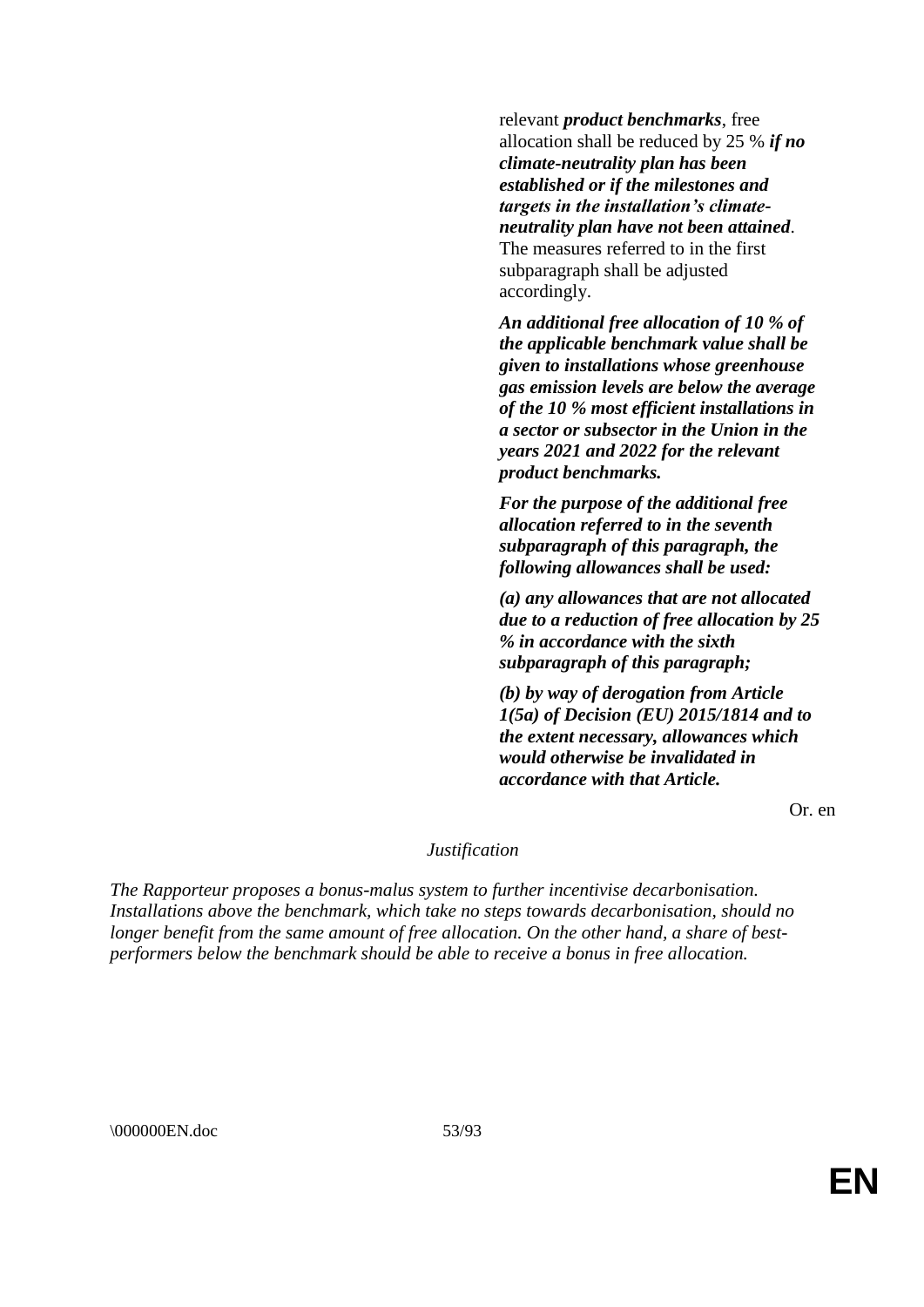relevant ***product benchmarks***, free allocation shall be reduced by 25 % ***if no climate-neutrality plan has been established or if the milestones and targets in the installation's climate-neutrality plan have not been attained***. The measures referred to in the first subparagraph shall be adjusted accordingly.

***An additional free allocation of 10 % of the applicable benchmark value shall be given to installations whose greenhouse gas emission levels are below the average of the 10 % most efficient installations in a sector or subsector in the Union in the years 2021 and 2022 for the relevant product benchmarks.***

***For the purpose of the additional free allocation referred to in the seventh subparagraph of this paragraph, the following allowances shall be used:***

***(a) any allowances that are not allocated due to a reduction of free allocation by 25 % in accordance with the sixth subparagraph of this paragraph;***

***(b) by way of derogation from Article 1(5a) of Decision (EU) 2015/1814 and to the extent necessary, allowances which would otherwise be invalidated in accordance with that Article.***

Or. en

*Justification*

*The Rapporteur proposes a bonus-malus system to further incentivise decarbonisation. Installations above the benchmark, which take no steps towards decarbonisation, should no longer benefit from the same amount of free allocation. On the other hand, a share of best-performers below the benchmark should be able to receive a bonus in free allocation.*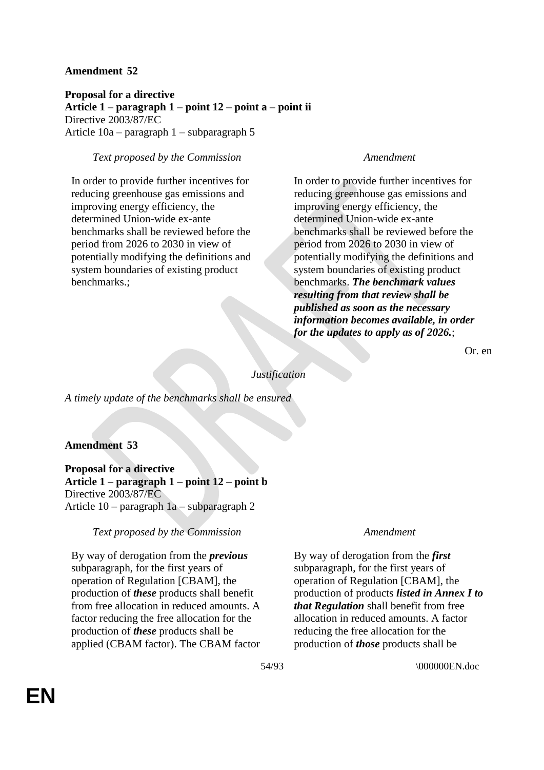**Amendment 52**

**Proposal for a directive**
**Article 1 – paragraph 1 – point 12 – point a – point ii**
Directive 2003/87/EC
Article 10a – paragraph 1 – subparagraph 5

| *Text proposed by the Commission* | *Amendment* |
|---|---|
| In order to provide further incentives for reducing greenhouse gas emissions and improving energy efficiency, the determined Union-wide ex-ante benchmarks shall be reviewed before the period from 2026 to 2030 in view of potentially modifying the definitions and system boundaries of existing product benchmarks.; | In order to provide further incentives for reducing greenhouse gas emissions and improving energy efficiency, the determined Union-wide ex-ante benchmarks shall be reviewed before the period from 2026 to 2030 in view of potentially modifying the definitions and system boundaries of existing product benchmarks. ***The benchmark values resulting from that review shall be published as soon as the necessary information becomes available, in order for the updates to apply as of 2026.***; |

Or. en

*Justification*

*A timely update of the benchmarks shall be ensured*

**Amendment 53**

**Proposal for a directive**
**Article 1 – paragraph 1 – point 12 – point b**
Directive 2003/87/EC
Article 10 – paragraph 1a – subparagraph 2

| *Text proposed by the Commission* | *Amendment* |
|---|---|
| By way of derogation from the ***previous*** subparagraph, for the first years of operation of Regulation [CBAM], the production of ***these*** products shall benefit from free allocation in reduced amounts. A factor reducing the free allocation for the production of ***these*** products shall be applied (CBAM factor). The CBAM factor | By way of derogation from the ***first*** subparagraph, for the first years of operation of Regulation [CBAM], the production of products ***listed in Annex I to that Regulation*** shall benefit from free allocation in reduced amounts. A factor reducing the free allocation for the production of ***those*** products shall be |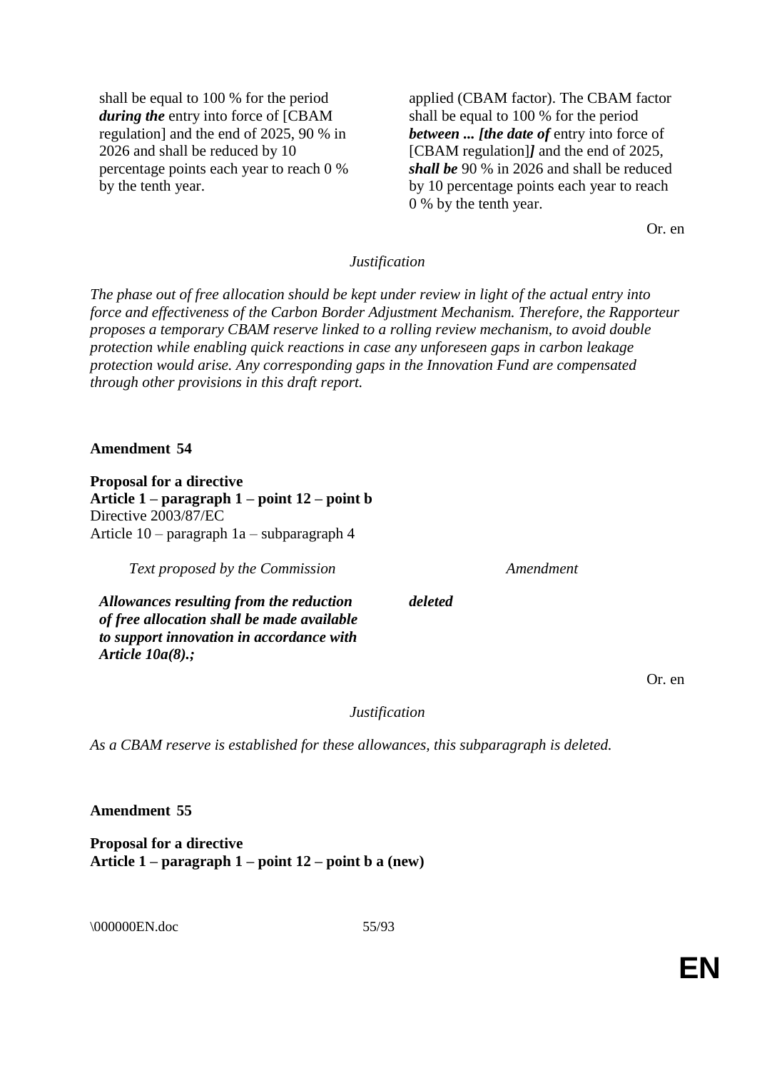| | |
|---|---|
| shall be equal to 100 % for the period ***during the*** entry into force of [CBAM regulation] and the end of 2025, 90 % in 2026 and shall be reduced by 10 percentage points each year to reach 0 % by the tenth year. | applied (CBAM factor). The CBAM factor shall be equal to 100 % for the period ***between ... [the date of*** entry into force of [CBAM regulation]***]*** and the end of 2025, ***shall be*** 90 % in 2026 and shall be reduced by 10 percentage points each year to reach 0 % by the tenth year. |

Or. en

*Justification*

*The phase out of free allocation should be kept under review in light of the actual entry into force and effectiveness of the Carbon Border Adjustment Mechanism. Therefore, the Rapporteur proposes a temporary CBAM reserve linked to a rolling review mechanism, to avoid double protection while enabling quick reactions in case any unforeseen gaps in carbon leakage protection would arise. Any corresponding gaps in the Innovation Fund are compensated through other provisions in this draft report.*

**Amendment 54**

**Proposal for a directive**
**Article 1 – paragraph 1 – point 12 – point b**
Directive 2003/87/EC
Article 10 – paragraph 1a – subparagraph 4

| *Text proposed by the Commission* | *Amendment* |
|---|---|
| ***Allowances resulting from the reduction of free allocation shall be made available to support innovation in accordance with Article 10a(8).;*** | ***deleted*** |

Or. en

*Justification*

*As a CBAM reserve is established for these allowances, this subparagraph is deleted.*

**Amendment 55**

**Proposal for a directive**
**Article 1 – paragraph 1 – point 12 – point b a (new)**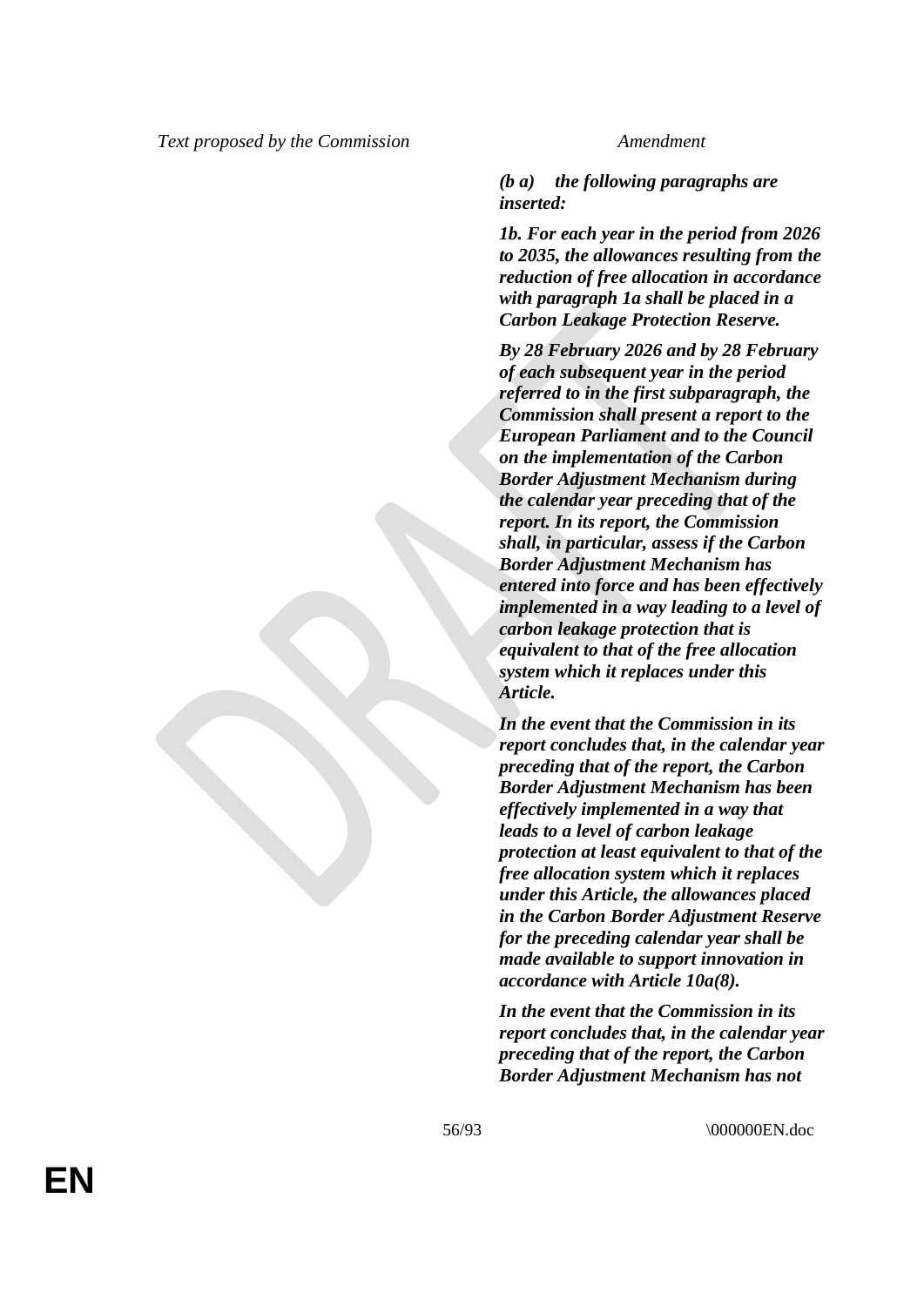| Text proposed by the Commission | Amendment |
|---|---|
| | ***(b a) the following paragraphs are inserted:*** |
| | ***1b. For each year in the period from 2026 to 2035, the allowances resulting from the reduction of free allocation in accordance with paragraph 1a shall be placed in a Carbon Leakage Protection Reserve.*** |
| | ***By 28 February 2026 and by 28 February of each subsequent year in the period referred to in the first subparagraph, the Commission shall present a report to the European Parliament and to the Council on the implementation of the Carbon Border Adjustment Mechanism during the calendar year preceding that of the report. In its report, the Commission shall, in particular, assess if the Carbon Border Adjustment Mechanism has entered into force and has been effectively implemented in a way leading to a level of carbon leakage protection that is equivalent to that of the free allocation system which it replaces under this Article.*** |
| | ***In the event that the Commission in its report concludes that, in the calendar year preceding that of the report, the Carbon Border Adjustment Mechanism has been effectively implemented in a way that leads to a level of carbon leakage protection at least equivalent to that of the free allocation system which it replaces under this Article, the allowances placed in the Carbon Border Adjustment Reserve for the preceding calendar year shall be made available to support innovation in accordance with Article 10a(8).*** |
| | ***In the event that the Commission in its report concludes that, in the calendar year preceding that of the report, the Carbon Border Adjustment Mechanism has not*** |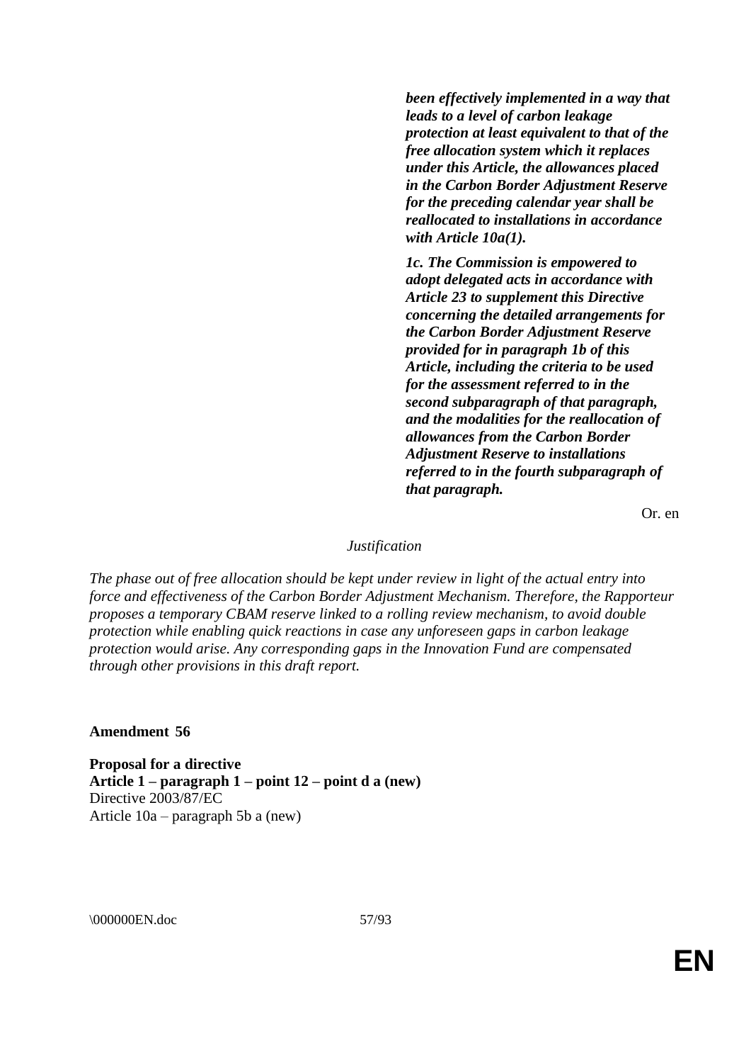***been effectively implemented in a way that leads to a level of carbon leakage protection at least equivalent to that of the free allocation system which it replaces under this Article, the allowances placed in the Carbon Border Adjustment Reserve for the preceding calendar year shall be reallocated to installations in accordance with Article 10a(1).***

***1c. The Commission is empowered to adopt delegated acts in accordance with Article 23 to supplement this Directive concerning the detailed arrangements for the Carbon Border Adjustment Reserve provided for in paragraph 1b of this Article, including the criteria to be used for the assessment referred to in the second subparagraph of that paragraph, and the modalities for the reallocation of allowances from the Carbon Border Adjustment Reserve to installations referred to in the fourth subparagraph of that paragraph.***

Or. en

*Justification*

*The phase out of free allocation should be kept under review in light of the actual entry into force and effectiveness of the Carbon Border Adjustment Mechanism. Therefore, the Rapporteur proposes a temporary CBAM reserve linked to a rolling review mechanism, to avoid double protection while enabling quick reactions in case any unforeseen gaps in carbon leakage protection would arise. Any corresponding gaps in the Innovation Fund are compensated through other provisions in this draft report.*

**Amendment 56**

**Proposal for a directive**
**Article 1 – paragraph 1 – point 12 – point d a (new)**
Directive 2003/87/EC
Article 10a – paragraph 5b a (new)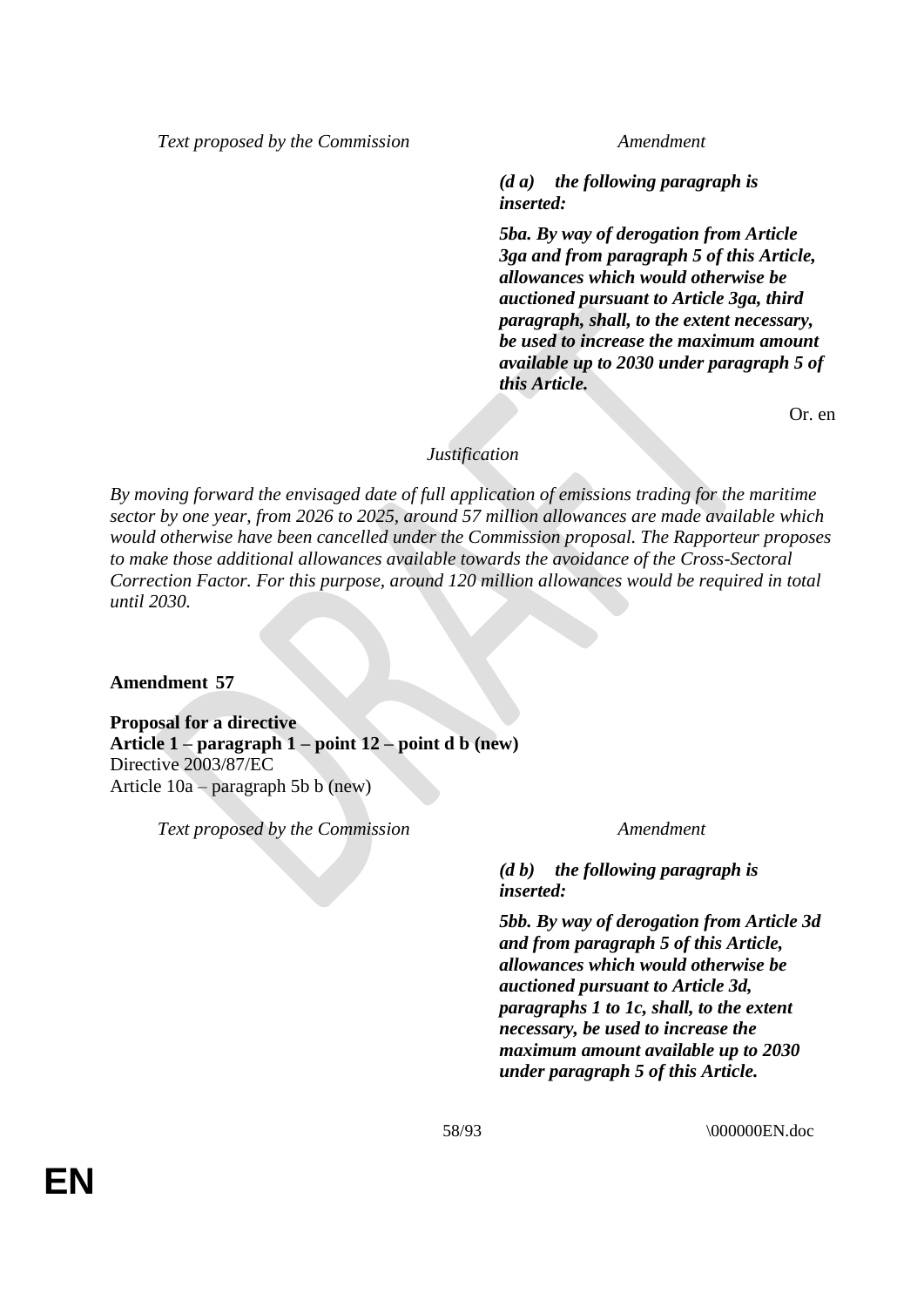| Text proposed by the Commission | Amendment |
| --- | --- |
| | ***(d a) the following paragraph is inserted:*** |
| | ***5ba. By way of derogation from Article 3ga and from paragraph 5 of this Article, allowances which would otherwise be auctioned pursuant to Article 3ga, third paragraph, shall, to the extent necessary, be used to increase the maximum amount available up to 2030 under paragraph 5 of this Article.*** |

Or. en

*Justification*

*By moving forward the envisaged date of full application of emissions trading for the maritime sector by one year, from 2026 to 2025, around 57 million allowances are made available which would otherwise have been cancelled under the Commission proposal. The Rapporteur proposes to make those additional allowances available towards the avoidance of the Cross-Sectoral Correction Factor. For this purpose, around 120 million allowances would be required in total until 2030.*

**Amendment 57**

**Proposal for a directive**
**Article 1 – paragraph 1 – point 12 – point d b (new)**
Directive 2003/87/EC
Article 10a – paragraph 5b b (new)

| Text proposed by the Commission | Amendment |
| --- | --- |
| | ***(d b) the following paragraph is inserted:*** |
| | ***5bb. By way of derogation from Article 3d and from paragraph 5 of this Article, allowances which would otherwise be auctioned pursuant to Article 3d, paragraphs 1 to 1c, shall, to the extent necessary, be used to increase the maximum amount available up to 2030 under paragraph 5 of this Article.*** |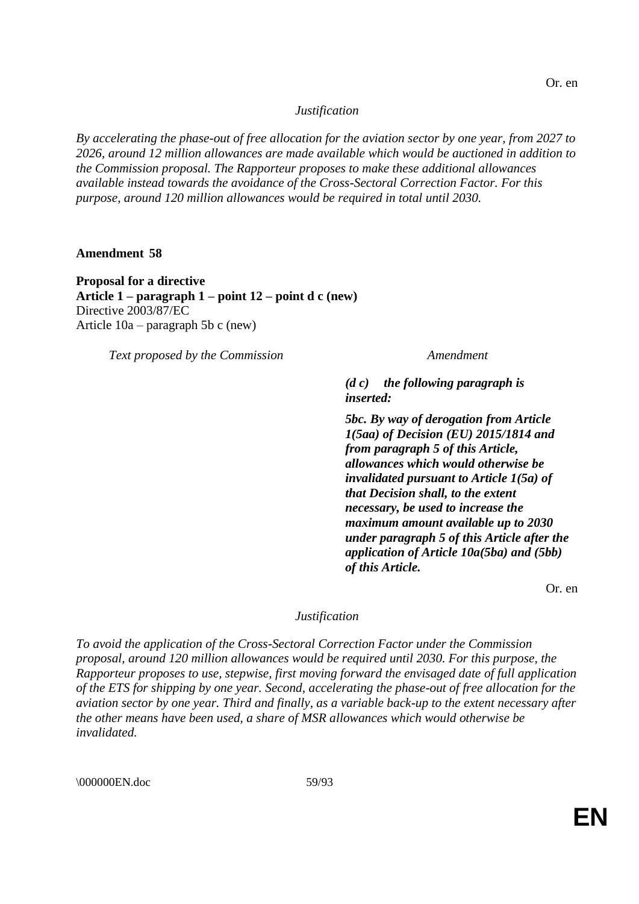Or. en

*Justification*

*By accelerating the phase-out of free allocation for the aviation sector by one year, from 2027 to 2026, around 12 million allowances are made available which would be auctioned in addition to the Commission proposal. The Rapporteur proposes to make these additional allowances available instead towards the avoidance of the Cross-Sectoral Correction Factor. For this purpose, around 120 million allowances would be required in total until 2030.*

**Amendment 58**

**Proposal for a directive**
**Article 1 – paragraph 1 – point 12 – point d c (new)**
Directive 2003/87/EC
Article 10a – paragraph 5b c (new)

| *Text proposed by the Commission* | *Amendment* |
| --- | --- |
| | ***(d c) the following paragraph is inserted:*** |
| | ***5bc. By way of derogation from Article 1(5aa) of Decision (EU) 2015/1814 and from paragraph 5 of this Article, allowances which would otherwise be invalidated pursuant to Article 1(5a) of that Decision shall, to the extent necessary, be used to increase the maximum amount available up to 2030 under paragraph 5 of this Article after the application of Article 10a(5ba) and (5bb) of this Article.*** |

Or. en

*Justification*

*To avoid the application of the Cross-Sectoral Correction Factor under the Commission proposal, around 120 million allowances would be required until 2030. For this purpose, the Rapporteur proposes to use, stepwise, first moving forward the envisaged date of full application of the ETS for shipping by one year. Second, accelerating the phase-out of free allocation for the aviation sector by one year. Third and finally, as a variable back-up to the extent necessary after the other means have been used, a share of MSR allowances which would otherwise be invalidated.*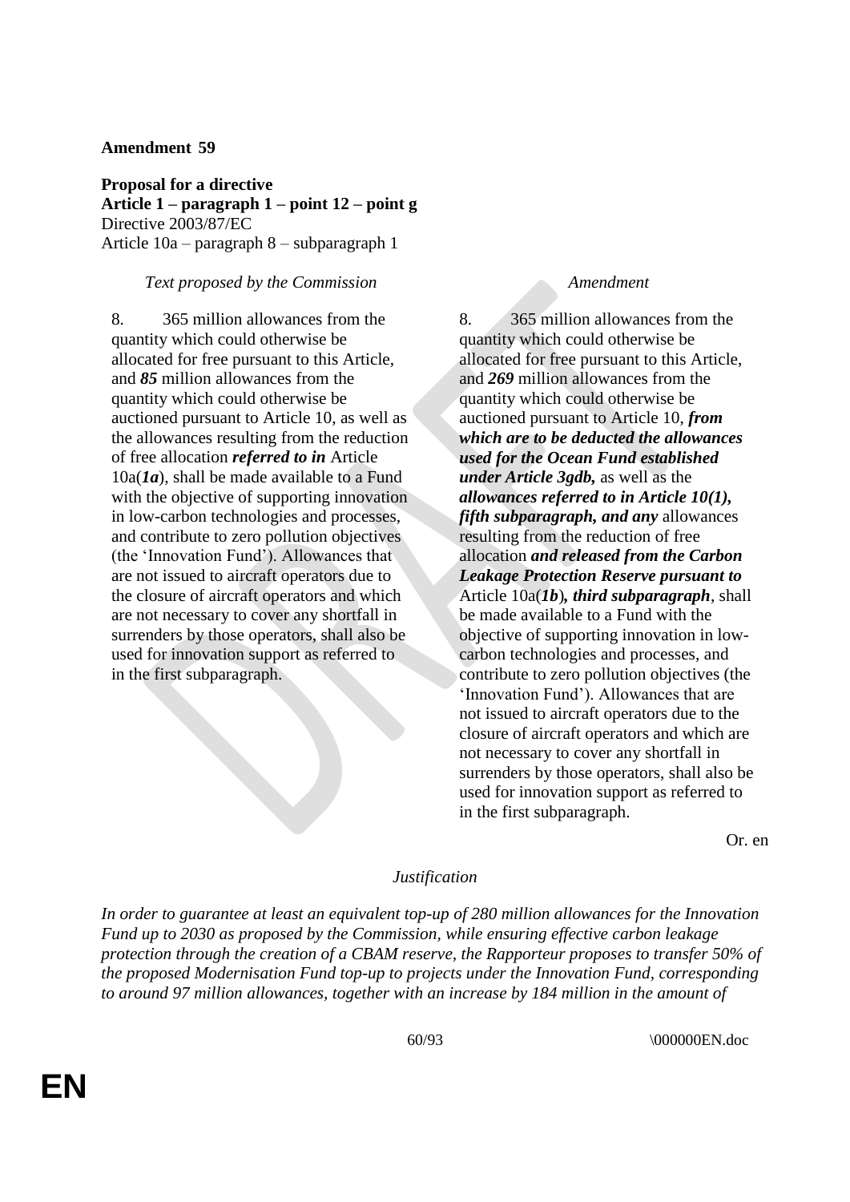**Amendment 59**

**Proposal for a directive**
**Article 1 – paragraph 1 – point 12 – point g**
Directive 2003/87/EC
Article 10a – paragraph 8 – subparagraph 1

| *Text proposed by the Commission* | *Amendment* |
|---|---|
| 8. 365 million allowances from the quantity which could otherwise be allocated for free pursuant to this Article, and ***85*** million allowances from the quantity which could otherwise be auctioned pursuant to Article 10, as well as the allowances resulting from the reduction of free allocation ***referred to in*** Article 10a(***1a***), shall be made available to a Fund with the objective of supporting innovation in low-carbon technologies and processes, and contribute to zero pollution objectives (the 'Innovation Fund'). Allowances that are not issued to aircraft operators due to the closure of aircraft operators and which are not necessary to cover any shortfall in surrenders by those operators, shall also be used for innovation support as referred to in the first subparagraph. | 8. 365 million allowances from the quantity which could otherwise be allocated for free pursuant to this Article, and ***269*** million allowances from the quantity which could otherwise be auctioned pursuant to Article 10, ***from which are to be deducted the allowances used for the Ocean Fund established under Article 3gdb,*** as well as the ***allowances referred to in Article 10(1), fifth subparagraph, and any*** allowances resulting from the reduction of free allocation ***and released from the Carbon Leakage Protection Reserve pursuant to*** Article 10a(***1b***)***, third subparagraph***, shall be made available to a Fund with the objective of supporting innovation in low-carbon technologies and processes, and contribute to zero pollution objectives (the 'Innovation Fund'). Allowances that are not issued to aircraft operators due to the closure of aircraft operators and which are not necessary to cover any shortfall in surrenders by those operators, shall also be used for innovation support as referred to in the first subparagraph. |

Or. en

*Justification*

*In order to guarantee at least an equivalent top-up of 280 million allowances for the Innovation Fund up to 2030 as proposed by the Commission, while ensuring effective carbon leakage protection through the creation of a CBAM reserve, the Rapporteur proposes to transfer 50% of the proposed Modernisation Fund top-up to projects under the Innovation Fund, corresponding to around 97 million allowances, together with an increase by 184 million in the amount of*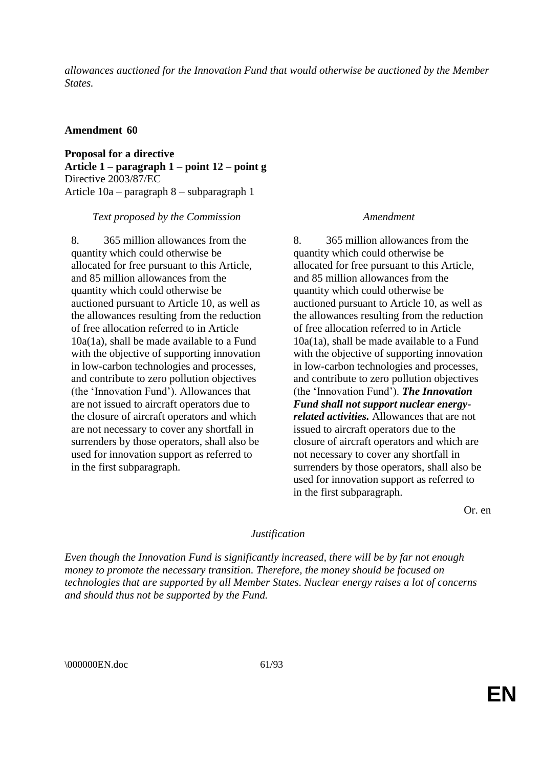*allowances auctioned for the Innovation Fund that would otherwise be auctioned by the Member States.*

**Amendment 60**

**Proposal for a directive**
**Article 1 – paragraph 1 – point 12 – point g**
Directive 2003/87/EC
Article 10a – paragraph 8 – subparagraph 1

| *Text proposed by the Commission* | *Amendment* |
| --- | --- |
| 8. 365 million allowances from the quantity which could otherwise be allocated for free pursuant to this Article, and 85 million allowances from the quantity which could otherwise be auctioned pursuant to Article 10, as well as the allowances resulting from the reduction of free allocation referred to in Article 10a(1a), shall be made available to a Fund with the objective of supporting innovation in low-carbon technologies and processes, and contribute to zero pollution objectives (the 'Innovation Fund'). Allowances that are not issued to aircraft operators due to the closure of aircraft operators and which are not necessary to cover any shortfall in surrenders by those operators, shall also be used for innovation support as referred to in the first subparagraph. | 8. 365 million allowances from the quantity which could otherwise be allocated for free pursuant to this Article, and 85 million allowances from the quantity which could otherwise be auctioned pursuant to Article 10, as well as the allowances resulting from the reduction of free allocation referred to in Article 10a(1a), shall be made available to a Fund with the objective of supporting innovation in low-carbon technologies and processes, and contribute to zero pollution objectives (the 'Innovation Fund'). ***The Innovation Fund shall not support nuclear energy-related activities.*** Allowances that are not issued to aircraft operators due to the closure of aircraft operators and which are not necessary to cover any shortfall in surrenders by those operators, shall also be used for innovation support as referred to in the first subparagraph. |

Or. en

*Justification*

*Even though the Innovation Fund is significantly increased, there will be by far not enough money to promote the necessary transition. Therefore, the money should be focused on technologies that are supported by all Member States. Nuclear energy raises a lot of concerns and should thus not be supported by the Fund.*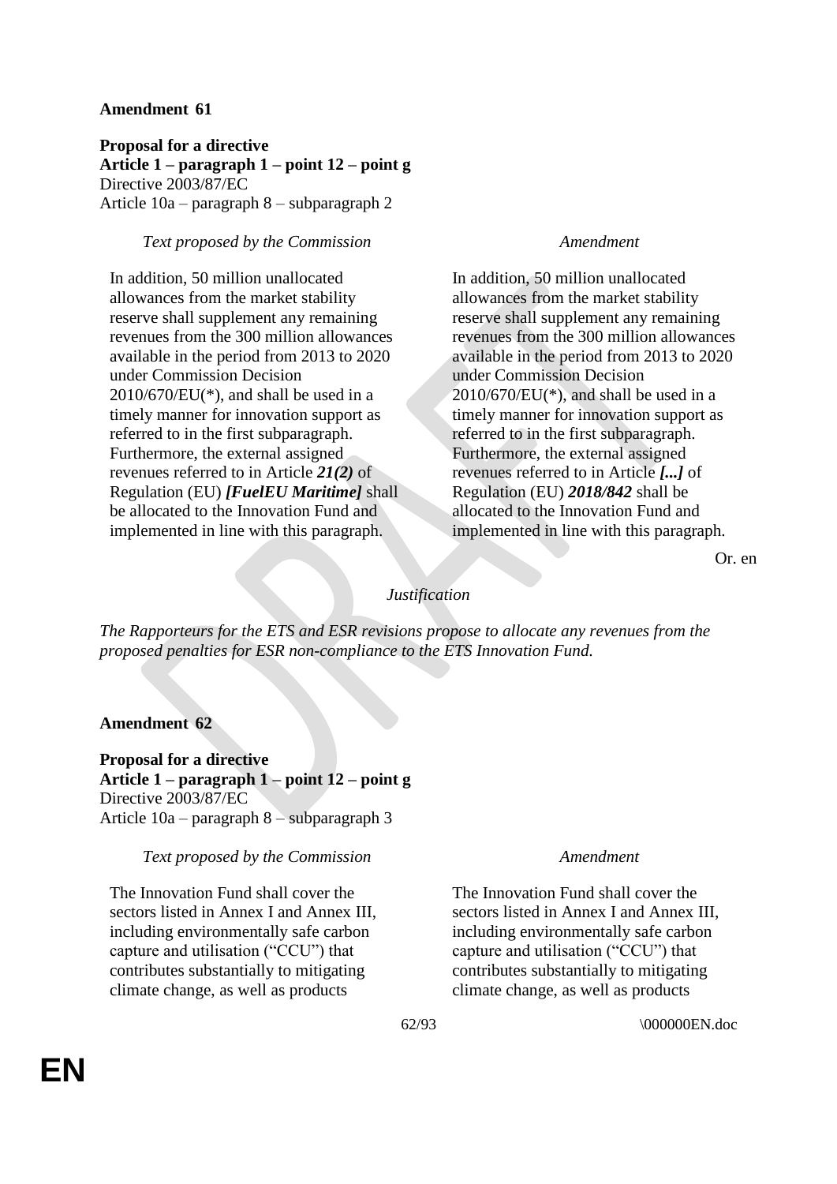**Amendment 61**

**Proposal for a directive**
**Article 1 – paragraph 1 – point 12 – point g**
Directive 2003/87/EC
Article 10a – paragraph 8 – subparagraph 2

| *Text proposed by the Commission* | *Amendment* |
|---|---|
| In addition, 50 million unallocated allowances from the market stability reserve shall supplement any remaining revenues from the 300 million allowances available in the period from 2013 to 2020 under Commission Decision 2010/670/EU(\*), and shall be used in a timely manner for innovation support as referred to in the first subparagraph. Furthermore, the external assigned revenues referred to in Article ***21(2)*** of Regulation (EU) ***[FuelEU Maritime]*** shall be allocated to the Innovation Fund and implemented in line with this paragraph. | In addition, 50 million unallocated allowances from the market stability reserve shall supplement any remaining revenues from the 300 million allowances available in the period from 2013 to 2020 under Commission Decision 2010/670/EU(\*), and shall be used in a timely manner for innovation support as referred to in the first subparagraph. Furthermore, the external assigned revenues referred to in Article ***[...]*** of Regulation (EU) ***2018/842*** shall be allocated to the Innovation Fund and implemented in line with this paragraph. |

Or. en

*Justification*

*The Rapporteurs for the ETS and ESR revisions propose to allocate any revenues from the proposed penalties for ESR non-compliance to the ETS Innovation Fund.*

**Amendment 62**

**Proposal for a directive**
**Article 1 – paragraph 1 – point 12 – point g**
Directive 2003/87/EC
Article 10a – paragraph 8 – subparagraph 3

| *Text proposed by the Commission* | *Amendment* |
|---|---|
| The Innovation Fund shall cover the sectors listed in Annex I and Annex III, including environmentally safe carbon capture and utilisation ("CCU") that contributes substantially to mitigating climate change, as well as products | The Innovation Fund shall cover the sectors listed in Annex I and Annex III, including environmentally safe carbon capture and utilisation ("CCU") that contributes substantially to mitigating climate change, as well as products |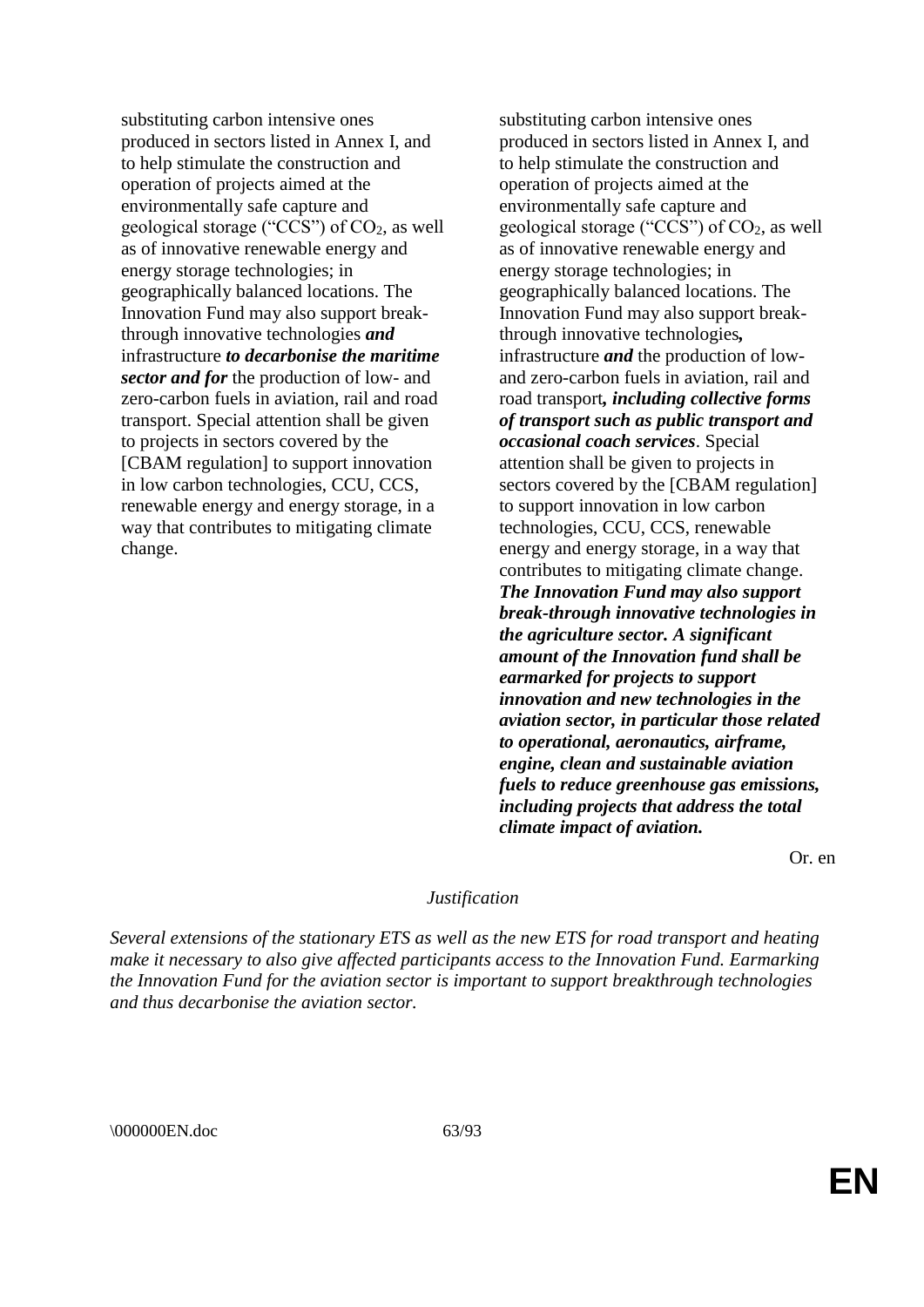| | |
|---|---|
| substituting carbon intensive ones produced in sectors listed in Annex I, and to help stimulate the construction and operation of projects aimed at the environmentally safe capture and geological storage ("CCS") of $CO_2$, as well as of innovative renewable energy and energy storage technologies; in geographically balanced locations. The Innovation Fund may also support break-through innovative technologies ***and*** infrastructure ***to decarbonise the maritime sector and for*** the production of low- and zero-carbon fuels in aviation, rail and road transport. Special attention shall be given to projects in sectors covered by the [CBAM regulation] to support innovation in low carbon technologies, CCU, CCS, renewable energy and energy storage, in a way that contributes to mitigating climate change. | substituting carbon intensive ones produced in sectors listed in Annex I, and to help stimulate the construction and operation of projects aimed at the environmentally safe capture and geological storage ("CCS") of $CO_2$, as well as of innovative renewable energy and energy storage technologies; in geographically balanced locations. The Innovation Fund may also support break-through innovative technologies***,*** infrastructure ***and*** the production of low- and zero-carbon fuels in aviation, rail and road transport***, including collective forms of transport such as public transport and occasional coach services***. Special attention shall be given to projects in sectors covered by the [CBAM regulation] to support innovation in low carbon technologies, CCU, CCS, renewable energy and energy storage, in a way that contributes to mitigating climate change. ***The Innovation Fund may also support break-through innovative technologies in the agriculture sector. A significant amount of the Innovation fund shall be earmarked for projects to support innovation and new technologies in the aviation sector, in particular those related to operational, aeronautics, airframe, engine, clean and sustainable aviation fuels to reduce greenhouse gas emissions, including projects that address the total climate impact of aviation.*** |

Or. en

*Justification*

*Several extensions of the stationary ETS as well as the new ETS for road transport and heating make it necessary to also give affected participants access to the Innovation Fund. Earmarking the Innovation Fund for the aviation sector is important to support breakthrough technologies and thus decarbonise the aviation sector.*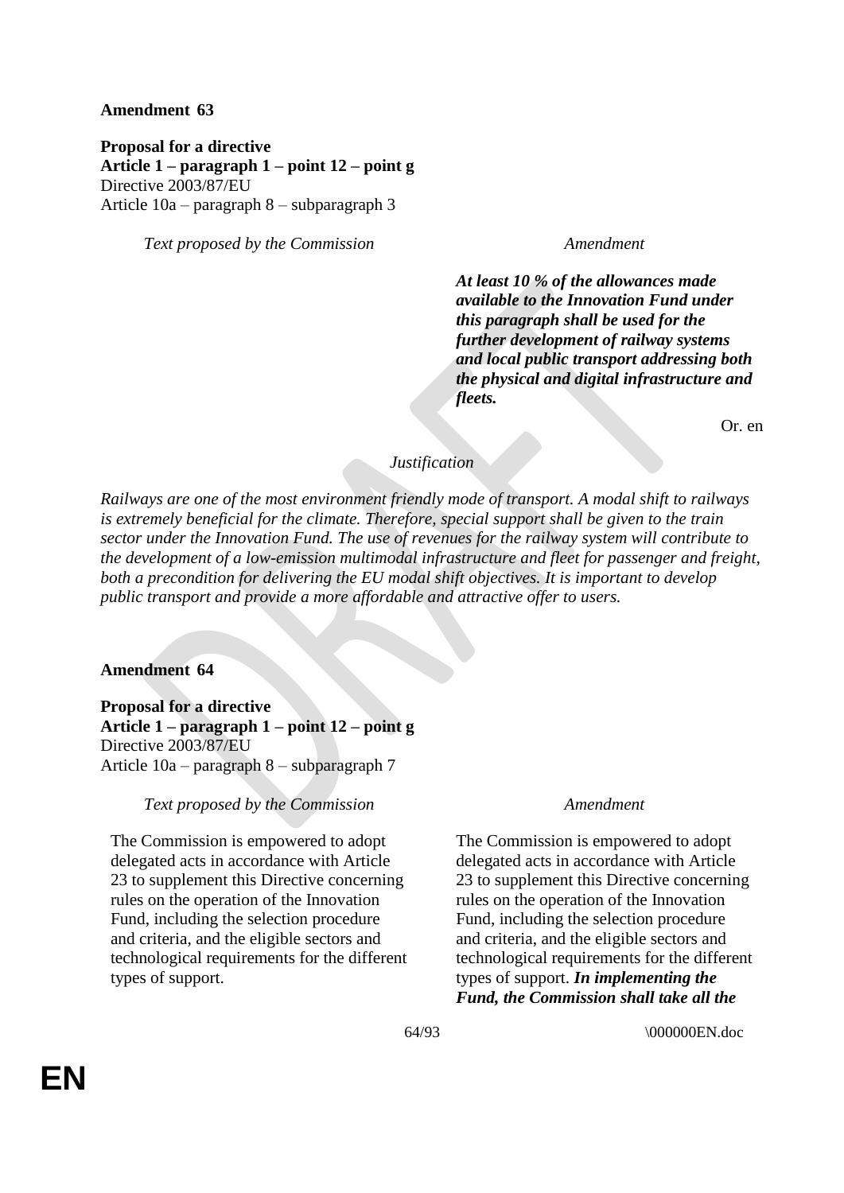**Amendment 63**

**Proposal for a directive**
**Article 1 – paragraph 1 – point 12 – point g**
Directive 2003/87/EU
Article 10a – paragraph 8 – subparagraph 3

| *Text proposed by the Commission* | *Amendment* |
|---|---|
| | ***At least 10 % of the allowances made available to the Innovation Fund under this paragraph shall be used for the further development of railway systems and local public transport addressing both the physical and digital infrastructure and fleets.*** |

Or. en

*Justification*

*Railways are one of the most environment friendly mode of transport. A modal shift to railways is extremely beneficial for the climate. Therefore, special support shall be given to the train sector under the Innovation Fund. The use of revenues for the railway system will contribute to the development of a low-emission multimodal infrastructure and fleet for passenger and freight, both a precondition for delivering the EU modal shift objectives. It is important to develop public transport and provide a more affordable and attractive offer to users.*

**Amendment 64**

**Proposal for a directive**
**Article 1 – paragraph 1 – point 12 – point g**
Directive 2003/87/EU
Article 10a – paragraph 8 – subparagraph 7

| *Text proposed by the Commission* | *Amendment* |
|---|---|
| The Commission is empowered to adopt delegated acts in accordance with Article 23 to supplement this Directive concerning rules on the operation of the Innovation Fund, including the selection procedure and criteria, and the eligible sectors and technological requirements for the different types of support. | The Commission is empowered to adopt delegated acts in accordance with Article 23 to supplement this Directive concerning rules on the operation of the Innovation Fund, including the selection procedure and criteria, and the eligible sectors and technological requirements for the different types of support. ***In implementing the Fund, the Commission shall take all the*** |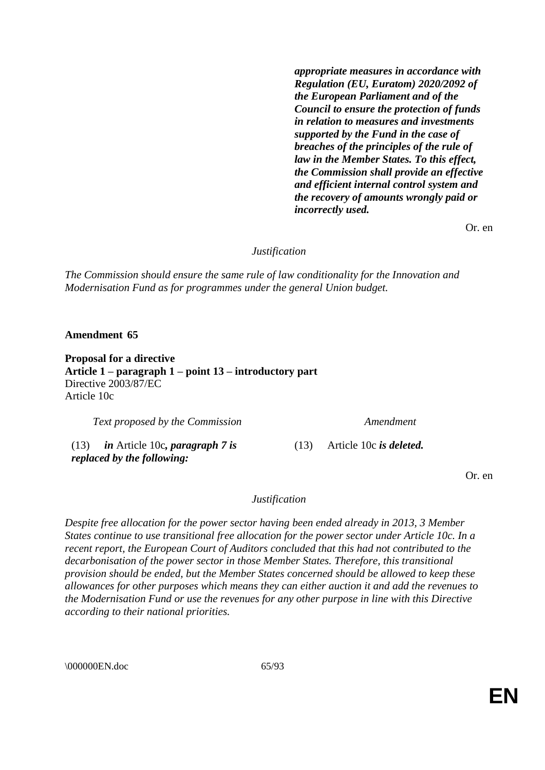| | |
|---|---|
| | ***appropriate measures in accordance with Regulation (EU, Euratom) 2020/2092 of the European Parliament and of the Council to ensure the protection of funds in relation to measures and investments supported by the Fund in the case of breaches of the principles of the rule of law in the Member States. To this effect, the Commission shall provide an effective and efficient internal control system and the recovery of amounts wrongly paid or incorrectly used.*** |

Or. en

*Justification*

*The Commission should ensure the same rule of law conditionality for the Innovation and Modernisation Fund as for programmes under the general Union budget.*

**Amendment 65**

**Proposal for a directive**
**Article 1 – paragraph 1 – point 13 – introductory part**
Directive 2003/87/EC
Article 10c

| *Text proposed by the Commission* | *Amendment* |
|---|---|
| (13) ***in*** Article 10c***, paragraph 7 is replaced by the following:*** | (13) Article 10c ***is deleted.*** |

Or. en

*Justification*

*Despite free allocation for the power sector having been ended already in 2013, 3 Member States continue to use transitional free allocation for the power sector under Article 10c. In a recent report, the European Court of Auditors concluded that this had not contributed to the decarbonisation of the power sector in those Member States. Therefore, this transitional provision should be ended, but the Member States concerned should be allowed to keep these allowances for other purposes which means they can either auction it and add the revenues to the Modernisation Fund or use the revenues for any other purpose in line with this Directive according to their national priorities.*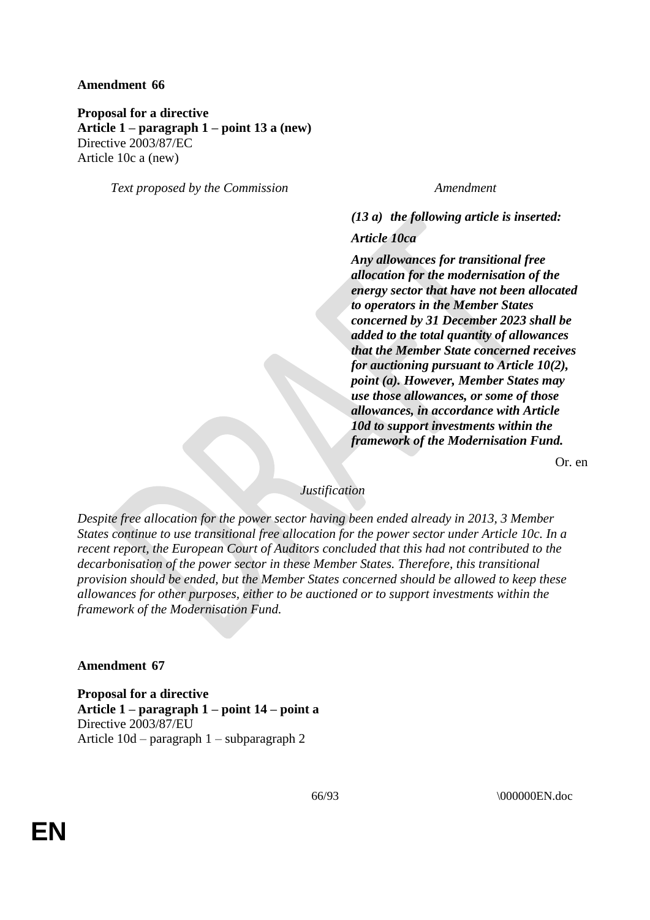**Amendment 66**

**Proposal for a directive**
**Article 1 – paragraph 1 – point 13 a (new)**
Directive 2003/87/EC
Article 10c a (new)

| *Text proposed by the Commission* | *Amendment* |
|---|---|
| | ***(13 a) the following article is inserted:*** |
| | ***Article 10ca*** |
| | ***Any allowances for transitional free allocation for the modernisation of the energy sector that have not been allocated to operators in the Member States concerned by 31 December 2023 shall be added to the total quantity of allowances that the Member State concerned receives for auctioning pursuant to Article 10(2), point (a). However, Member States may use those allowances, or some of those allowances, in accordance with Article 10d to support investments within the framework of the Modernisation Fund.*** |

Or. en

*Justification*

*Despite free allocation for the power sector having been ended already in 2013, 3 Member States continue to use transitional free allocation for the power sector under Article 10c. In a recent report, the European Court of Auditors concluded that this had not contributed to the decarbonisation of the power sector in these Member States. Therefore, this transitional provision should be ended, but the Member States concerned should be allowed to keep these allowances for other purposes, either to be auctioned or to support investments within the framework of the Modernisation Fund.*

**Amendment 67**

**Proposal for a directive**
**Article 1 – paragraph 1 – point 14 – point a**
Directive 2003/87/EU
Article 10d – paragraph 1 – subparagraph 2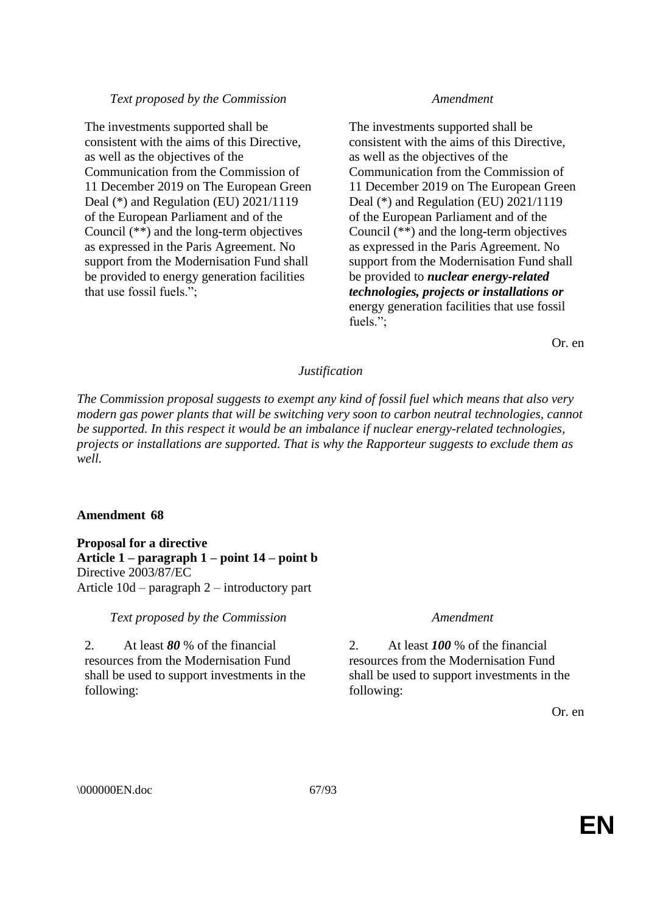| *Text proposed by the Commission* | *Amendment* |
|---|---|
| The investments supported shall be consistent with the aims of this Directive, as well as the objectives of the Communication from the Commission of 11 December 2019 on The European Green Deal (*) and Regulation (EU) 2021/1119 of the European Parliament and of the Council (**) and the long-term objectives as expressed in the Paris Agreement. No support from the Modernisation Fund shall be provided to energy generation facilities that use fossil fuels."; | The investments supported shall be consistent with the aims of this Directive, as well as the objectives of the Communication from the Commission of 11 December 2019 on The European Green Deal (*) and Regulation (EU) 2021/1119 of the European Parliament and of the Council (**) and the long-term objectives as expressed in the Paris Agreement. No support from the Modernisation Fund shall be provided to ***nuclear energy-related technologies, projects or installations or*** energy generation facilities that use fossil fuels."; |

Or. en

*Justification*

*The Commission proposal suggests to exempt any kind of fossil fuel which means that also very modern gas power plants that will be switching very soon to carbon neutral technologies, cannot be supported. In this respect it would be an imbalance if nuclear energy-related technologies, projects or installations are supported. That is why the Rapporteur suggests to exclude them as well.*

**Amendment 68**

**Proposal for a directive**
**Article 1 – paragraph 1 – point 14 – point b**
Directive 2003/87/EC
Article 10d – paragraph 2 – introductory part

| *Text proposed by the Commission* | *Amendment* |
|---|---|
| 2. At least ***80*** % of the financial resources from the Modernisation Fund shall be used to support investments in the following: | 2. At least ***100*** % of the financial resources from the Modernisation Fund shall be used to support investments in the following: |

Or. en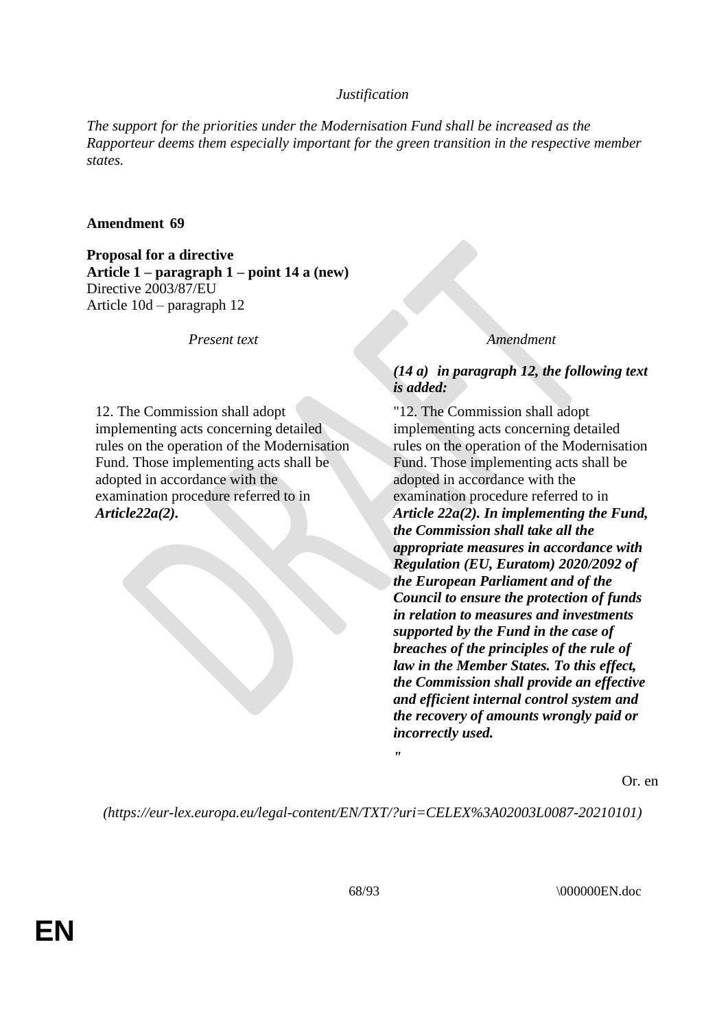*Justification*

*The support for the priorities under the Modernisation Fund shall be increased as the Rapporteur deems them especially important for the green transition in the respective member states.*

**Amendment 69**

**Proposal for a directive**
**Article 1 – paragraph 1 – point 14 a (new)**
Directive 2003/87/EU
Article 10d – paragraph 12

| *Present text* | *Amendment* |
| --- | --- |
| | ***(14 a) in paragraph 12, the following text is added:*** |
| 12. The Commission shall adopt implementing acts concerning detailed rules on the operation of the Modernisation Fund. Those implementing acts shall be adopted in accordance with the examination procedure referred to in ***Article22a(2).*** | "12. The Commission shall adopt implementing acts concerning detailed rules on the operation of the Modernisation Fund. Those implementing acts shall be adopted in accordance with the examination procedure referred to in ***Article 22a(2). In implementing the Fund, the Commission shall take all the appropriate measures in accordance with Regulation (EU, Euratom) 2020/2092 of the European Parliament and of the Council to ensure the protection of funds in relation to measures and investments supported by the Fund in the case of breaches of the principles of the rule of law in the Member States. To this effect, the Commission shall provide an effective and efficient internal control system and the recovery of amounts wrongly paid or incorrectly used.*** |
| | *"* |

Or. en

*(https://eur-lex.europa.eu/legal-content/EN/TXT/?uri=CELEX%3A02003L0087-20210101)*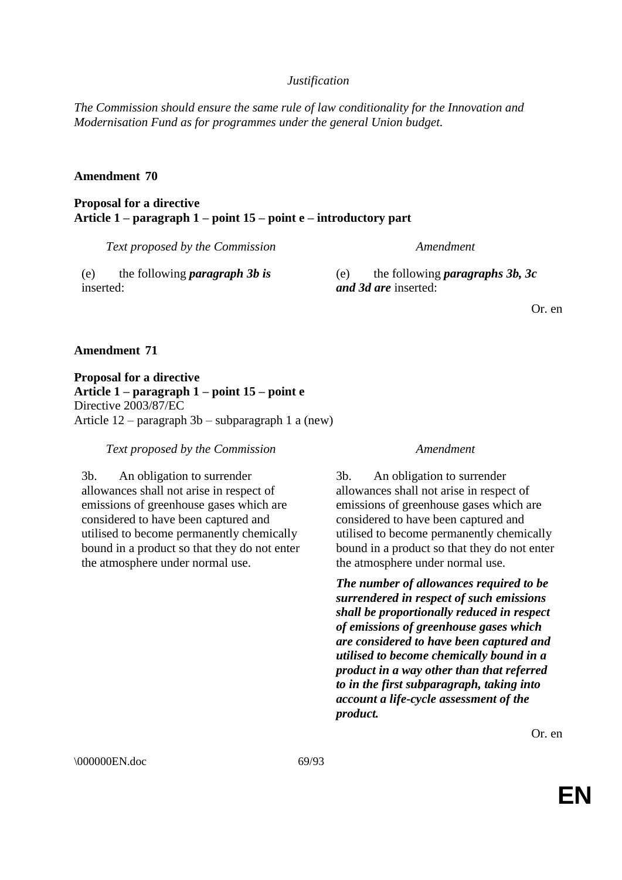*Justification*

*The Commission should ensure the same rule of law conditionality for the Innovation and Modernisation Fund as for programmes under the general Union budget.*

**Amendment 70**

**Proposal for a directive**
**Article 1 – paragraph 1 – point 15 – point e – introductory part**

| *Text proposed by the Commission* | *Amendment* |
| --- | --- |
| (e) the following ***paragraph 3b is*** inserted: | (e) the following ***paragraphs 3b, 3c and 3d are*** inserted: |

Or. en

**Amendment 71**

**Proposal for a directive**
**Article 1 – paragraph 1 – point 15 – point e**
Directive 2003/87/EC
Article 12 – paragraph 3b – subparagraph 1 a (new)

| *Text proposed by the Commission* | *Amendment* |
| --- | --- |
| 3b. An obligation to surrender allowances shall not arise in respect of emissions of greenhouse gases which are considered to have been captured and utilised to become permanently chemically bound in a product so that they do not enter the atmosphere under normal use. | 3b. An obligation to surrender allowances shall not arise in respect of emissions of greenhouse gases which are considered to have been captured and utilised to become permanently chemically bound in a product so that they do not enter the atmosphere under normal use. |
| | ***The number of allowances required to be surrendered in respect of such emissions shall be proportionally reduced in respect of emissions of greenhouse gases which are considered to have been captured and utilised to become chemically bound in a product in a way other than that referred to in the first subparagraph, taking into account a life-cycle assessment of the product.*** |

Or. en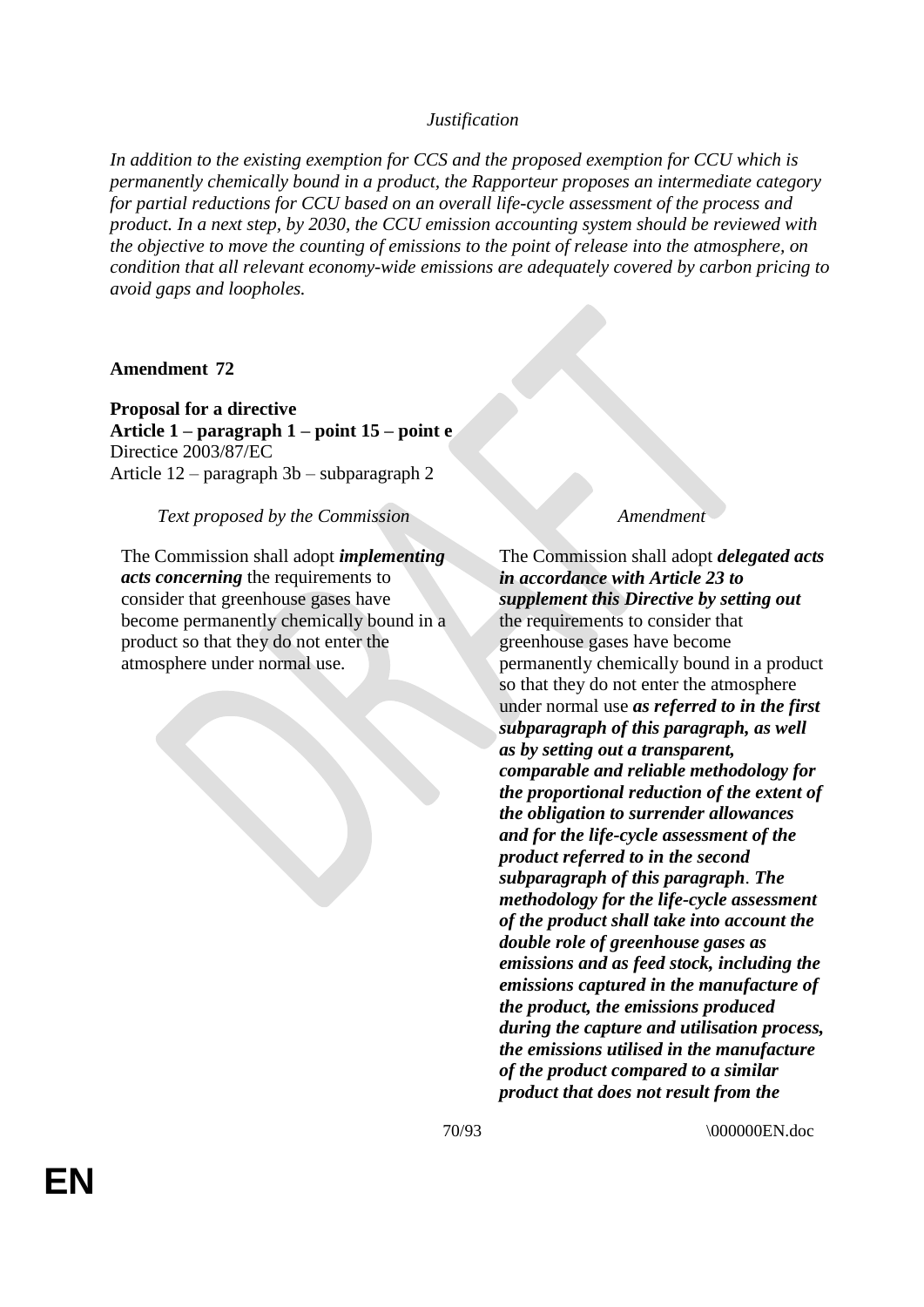*Justification*

*In addition to the existing exemption for CCS and the proposed exemption for CCU which is permanently chemically bound in a product, the Rapporteur proposes an intermediate category for partial reductions for CCU based on an overall life-cycle assessment of the process and product. In a next step, by 2030, the CCU emission accounting system should be reviewed with the objective to move the counting of emissions to the point of release into the atmosphere, on condition that all relevant economy-wide emissions are adequately covered by carbon pricing to avoid gaps and loopholes.*

**Amendment 72**

**Proposal for a directive**
**Article 1 – paragraph 1 – point 15 – point e**
Directice 2003/87/EC
Article 12 – paragraph 3b – subparagraph 2

| *Text proposed by the Commission* | *Amendment* |
| --- | --- |
| The Commission shall adopt ***implementing acts concerning*** the requirements to consider that greenhouse gases have become permanently chemically bound in a product so that they do not enter the atmosphere under normal use. | The Commission shall adopt ***delegated acts in accordance with Article 23 to supplement this Directive by setting out*** the requirements to consider that greenhouse gases have become permanently chemically bound in a product so that they do not enter the atmosphere under normal use ***as referred to in the first subparagraph of this paragraph, as well as by setting out a transparent, comparable and reliable methodology for the proportional reduction of the extent of the obligation to surrender allowances and for the life-cycle assessment of the product referred to in the second subparagraph of this paragraph***. ***The methodology for the life-cycle assessment of the product shall take into account the double role of greenhouse gases as emissions and as feed stock, including the emissions captured in the manufacture of the product, the emissions produced during the capture and utilisation process, the emissions utilised in the manufacture of the product compared to a similar product that does not result from the*** |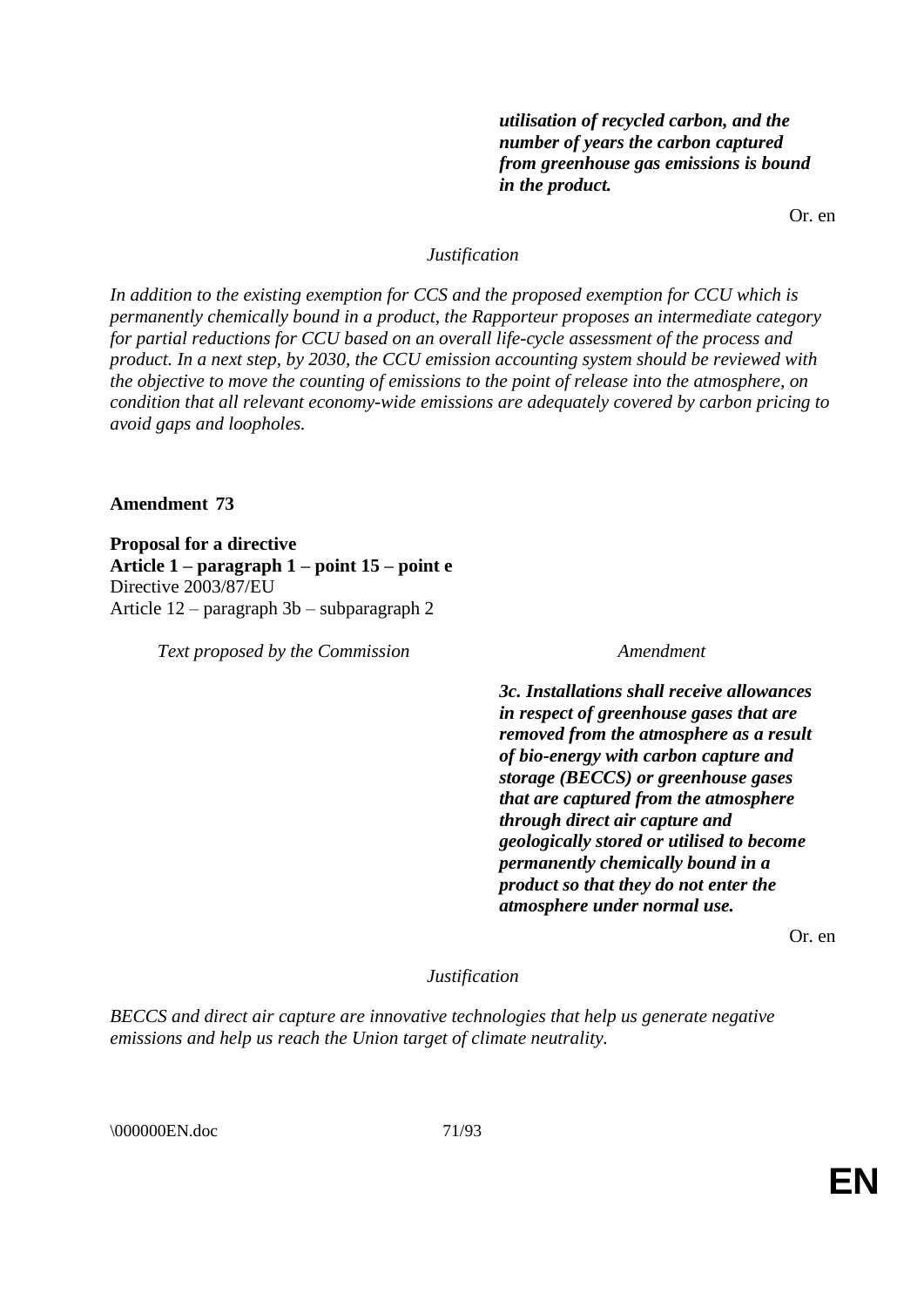| | |
|---|---|
| | ***utilisation of recycled carbon, and the number of years the carbon captured from greenhouse gas emissions is bound in the product.*** |

Or. en

*Justification*

*In addition to the existing exemption for CCS and the proposed exemption for CCU which is permanently chemically bound in a product, the Rapporteur proposes an intermediate category for partial reductions for CCU based on an overall life-cycle assessment of the process and product. In a next step, by 2030, the CCU emission accounting system should be reviewed with the objective to move the counting of emissions to the point of release into the atmosphere, on condition that all relevant economy-wide emissions are adequately covered by carbon pricing to avoid gaps and loopholes.*

**Amendment 73**

**Proposal for a directive**
**Article 1 – paragraph 1 – point 15 – point e**
Directive 2003/87/EU
Article 12 – paragraph 3b – subparagraph 2

| *Text proposed by the Commission* | *Amendment* |
|---|---|
| | ***3c. Installations shall receive allowances in respect of greenhouse gases that are removed from the atmosphere as a result of bio-energy with carbon capture and storage (BECCS) or greenhouse gases that are captured from the atmosphere through direct air capture and geologically stored or utilised to become permanently chemically bound in a product so that they do not enter the atmosphere under normal use.*** |

Or. en

*Justification*

*BECCS and direct air capture are innovative technologies that help us generate negative emissions and help us reach the Union target of climate neutrality.*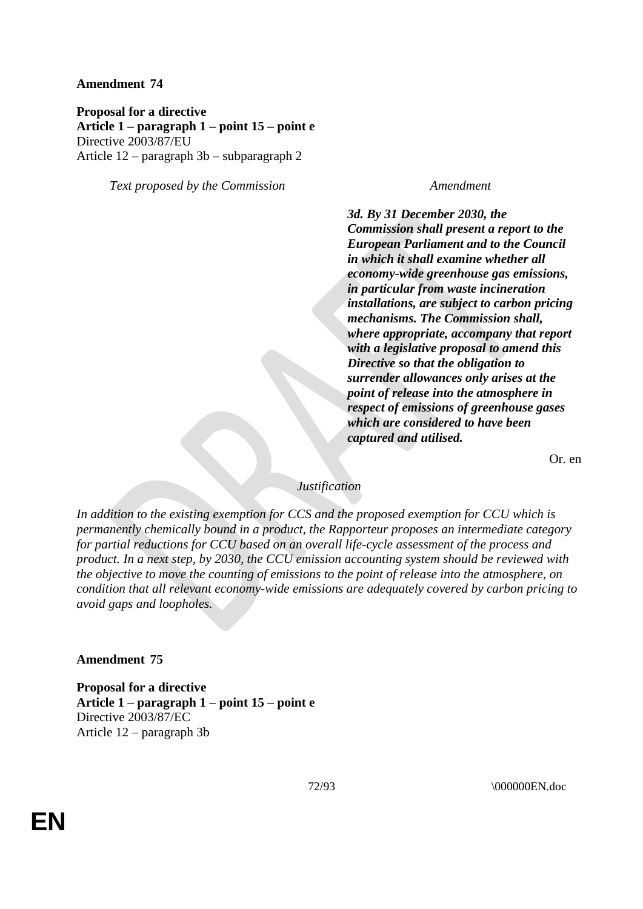**Amendment 74**

**Proposal for a directive**
**Article 1 – paragraph 1 – point 15 – point e**
Directive 2003/87/EU
Article 12 – paragraph 3b – subparagraph 2

| *Text proposed by the Commission* | *Amendment* |
|---|---|
| | ***3d. By 31 December 2030, the Commission shall present a report to the European Parliament and to the Council in which it shall examine whether all economy-wide greenhouse gas emissions, in particular from waste incineration installations, are subject to carbon pricing mechanisms. The Commission shall, where appropriate, accompany that report with a legislative proposal to amend this Directive so that the obligation to surrender allowances only arises at the point of release into the atmosphere in respect of emissions of greenhouse gases which are considered to have been captured and utilised.*** |

Or. en

*Justification*

*In addition to the existing exemption for CCS and the proposed exemption for CCU which is permanently chemically bound in a product, the Rapporteur proposes an intermediate category for partial reductions for CCU based on an overall life-cycle assessment of the process and product. In a next step, by 2030, the CCU emission accounting system should be reviewed with the objective to move the counting of emissions to the point of release into the atmosphere, on condition that all relevant economy-wide emissions are adequately covered by carbon pricing to avoid gaps and loopholes.*

**Amendment 75**

**Proposal for a directive**
**Article 1 – paragraph 1 – point 15 – point e**
Directive 2003/87/EC
Article 12 – paragraph 3b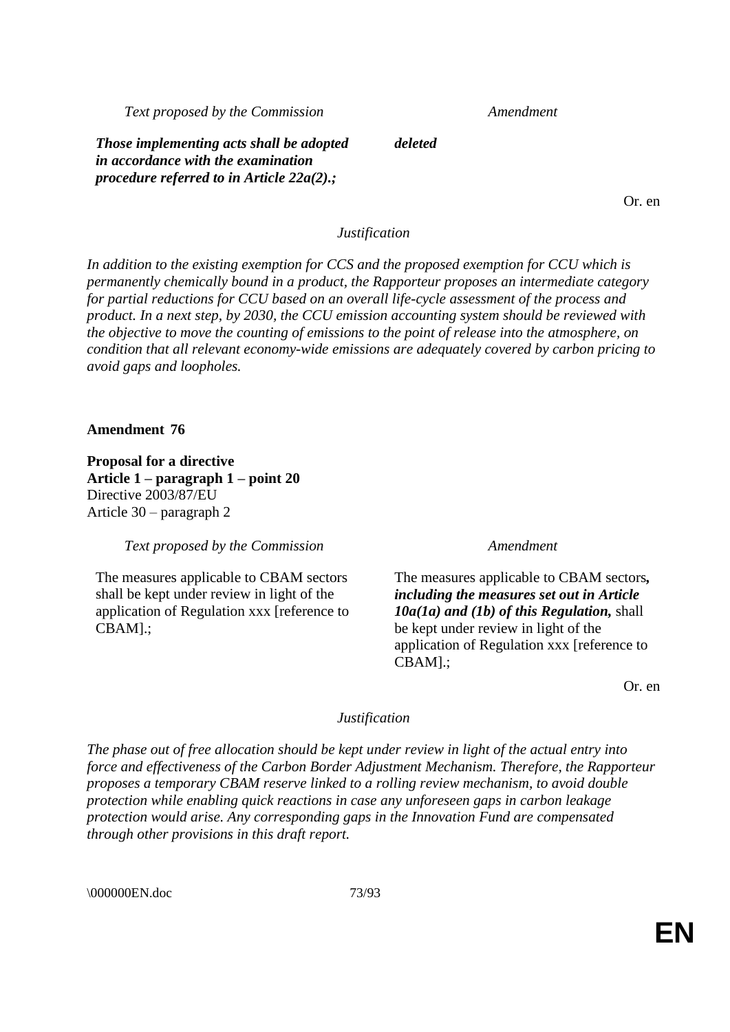| *Text proposed by the Commission* | *Amendment* |
|---|---|
| ***Those implementing acts shall be adopted in accordance with the examination procedure referred to in Article 22a(2).;*** | ***deleted*** |

Or. en

*Justification*

*In addition to the existing exemption for CCS and the proposed exemption for CCU which is permanently chemically bound in a product, the Rapporteur proposes an intermediate category for partial reductions for CCU based on an overall life-cycle assessment of the process and product. In a next step, by 2030, the CCU emission accounting system should be reviewed with the objective to move the counting of emissions to the point of release into the atmosphere, on condition that all relevant economy-wide emissions are adequately covered by carbon pricing to avoid gaps and loopholes.*

**Amendment 76**

**Proposal for a directive**
**Article 1 – paragraph 1 – point 20**
Directive 2003/87/EU
Article 30 – paragraph 2

| *Text proposed by the Commission* | *Amendment* |
|---|---|
| The measures applicable to CBAM sectors shall be kept under review in light of the application of Regulation xxx [reference to CBAM].; | The measures applicable to CBAM sectors***, including the measures set out in Article 10a(1a) and (1b) of this Regulation,*** shall be kept under review in light of the application of Regulation xxx [reference to CBAM].; |

Or. en

*Justification*

*The phase out of free allocation should be kept under review in light of the actual entry into force and effectiveness of the Carbon Border Adjustment Mechanism. Therefore, the Rapporteur proposes a temporary CBAM reserve linked to a rolling review mechanism, to avoid double protection while enabling quick reactions in case any unforeseen gaps in carbon leakage protection would arise. Any corresponding gaps in the Innovation Fund are compensated through other provisions in this draft report.*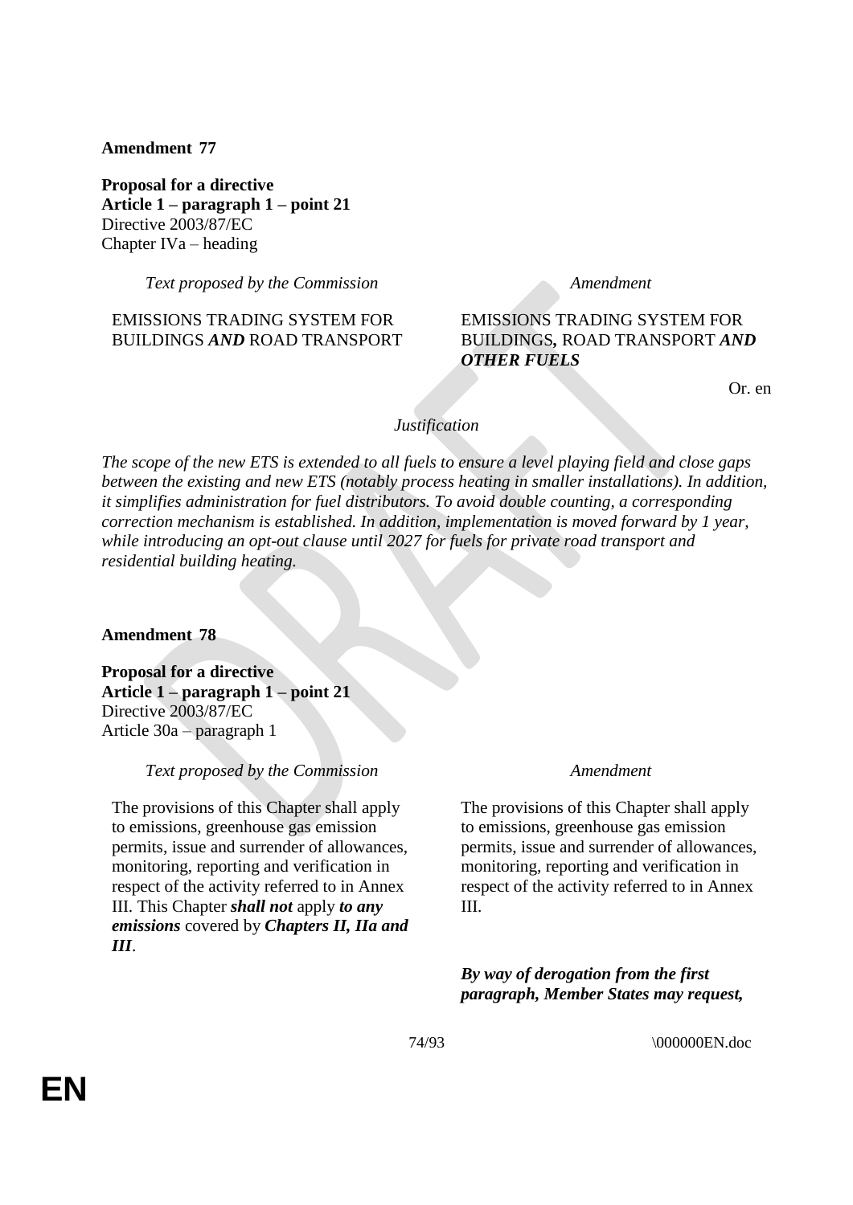**Amendment 77**

**Proposal for a directive**
**Article 1 – paragraph 1 – point 21**
Directive 2003/87/EC
Chapter IVa – heading

| *Text proposed by the Commission* | *Amendment* |
|---|---|
| EMISSIONS TRADING SYSTEM FOR BUILDINGS ***AND*** ROAD TRANSPORT | EMISSIONS TRADING SYSTEM FOR BUILDINGS**,** ROAD TRANSPORT ***AND OTHER FUELS*** |

Or. en

*Justification*

*The scope of the new ETS is extended to all fuels to ensure a level playing field and close gaps between the existing and new ETS (notably process heating in smaller installations). In addition, it simplifies administration for fuel distributors. To avoid double counting, a corresponding correction mechanism is established. In addition, implementation is moved forward by 1 year, while introducing an opt-out clause until 2027 for fuels for private road transport and residential building heating.*

**Amendment 78**

**Proposal for a directive**
**Article 1 – paragraph 1 – point 21**
Directive 2003/87/EC
Article 30a – paragraph 1

| *Text proposed by the Commission* | *Amendment* |
|---|---|
| The provisions of this Chapter shall apply to emissions, greenhouse gas emission permits, issue and surrender of allowances, monitoring, reporting and verification in respect of the activity referred to in Annex III. This Chapter ***shall not*** apply ***to any emissions*** covered by ***Chapters II, IIa and III***. | The provisions of this Chapter shall apply to emissions, greenhouse gas emission permits, issue and surrender of allowances, monitoring, reporting and verification in respect of the activity referred to in Annex III. |
| | ***By way of derogation from the first paragraph, Member States may request,*** |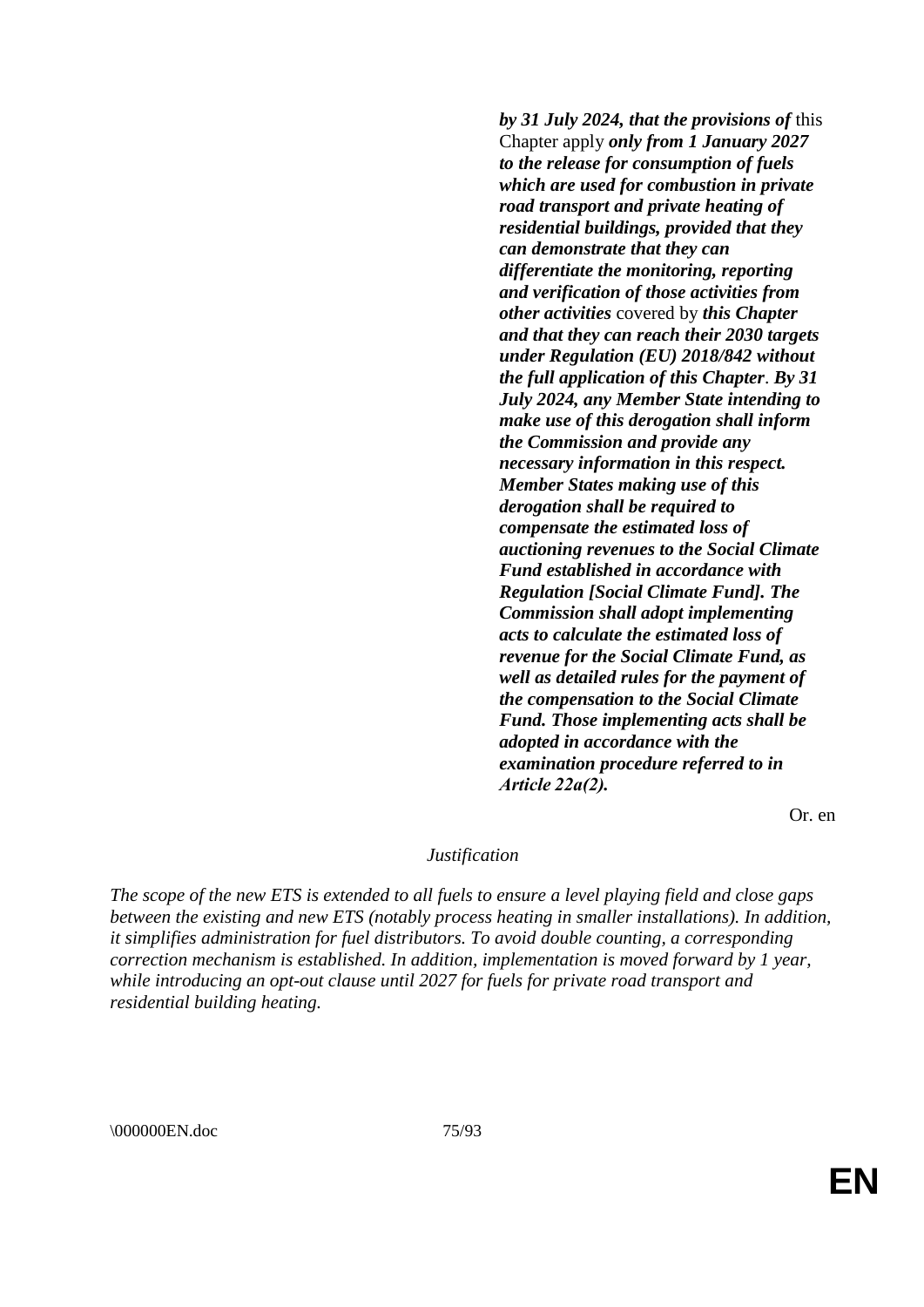***by 31 July 2024, that the provisions of*** this Chapter apply ***only from 1 January 2027 to the release for consumption of fuels which are used for combustion in private road transport and private heating of residential buildings, provided that they can demonstrate that they can differentiate the monitoring, reporting and verification of those activities from other activities*** covered by ***this Chapter and that they can reach their 2030 targets under Regulation (EU) 2018/842 without the full application of this Chapter***. ***By 31 July 2024, any Member State intending to make use of this derogation shall inform the Commission and provide any necessary information in this respect. Member States making use of this derogation shall be required to compensate the estimated loss of auctioning revenues to the Social Climate Fund established in accordance with Regulation [Social Climate Fund]. The Commission shall adopt implementing acts to calculate the estimated loss of revenue for the Social Climate Fund, as well as detailed rules for the payment of the compensation to the Social Climate Fund. Those implementing acts shall be adopted in accordance with the examination procedure referred to in Article 22a(2).***

Or. en

*Justification*

*The scope of the new ETS is extended to all fuels to ensure a level playing field and close gaps between the existing and new ETS (notably process heating in smaller installations). In addition, it simplifies administration for fuel distributors. To avoid double counting, a corresponding correction mechanism is established. In addition, implementation is moved forward by 1 year, while introducing an opt-out clause until 2027 for fuels for private road transport and residential building heating.*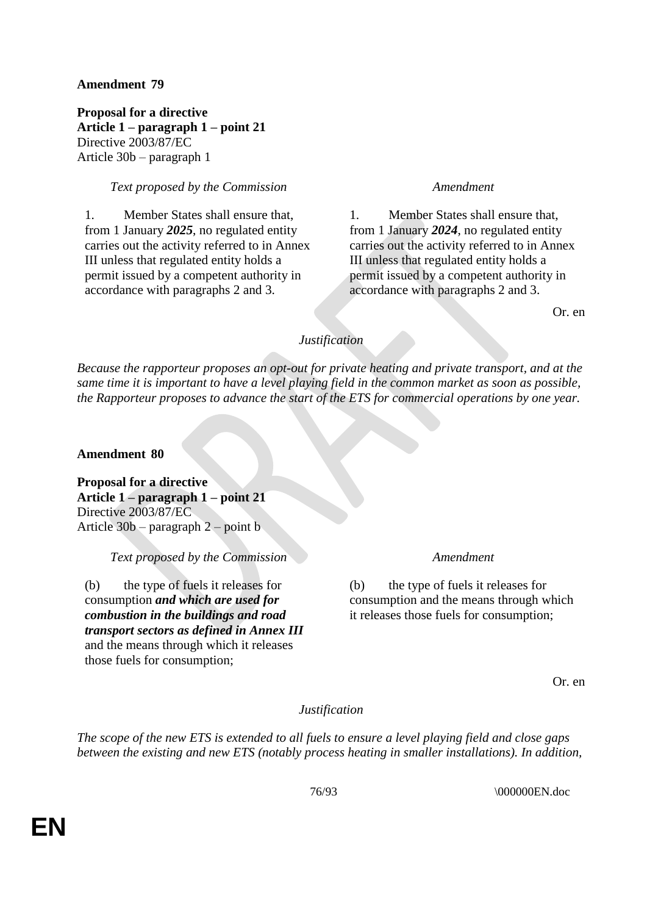**Amendment 79**

**Proposal for a directive**
**Article 1 – paragraph 1 – point 21**
Directive 2003/87/EC
Article 30b – paragraph 1

| *Text proposed by the Commission* | *Amendment* |
|---|---|
| 1. Member States shall ensure that, from 1 January ***2025***, no regulated entity carries out the activity referred to in Annex III unless that regulated entity holds a permit issued by a competent authority in accordance with paragraphs 2 and 3. | 1. Member States shall ensure that, from 1 January ***2024***, no regulated entity carries out the activity referred to in Annex III unless that regulated entity holds a permit issued by a competent authority in accordance with paragraphs 2 and 3. |

Or. en

*Justification*

*Because the rapporteur proposes an opt-out for private heating and private transport, and at the same time it is important to have a level playing field in the common market as soon as possible, the Rapporteur proposes to advance the start of the ETS for commercial operations by one year.*

**Amendment 80**

**Proposal for a directive**
**Article 1 – paragraph 1 – point 21**
Directive 2003/87/EC
Article 30b – paragraph 2 – point b

| *Text proposed by the Commission* | *Amendment* |
|---|---|
| (b) the type of fuels it releases for consumption ***and which are used for combustion in the buildings and road transport sectors as defined in Annex III*** and the means through which it releases those fuels for consumption; | (b) the type of fuels it releases for consumption and the means through which it releases those fuels for consumption; |

Or. en

*Justification*

*The scope of the new ETS is extended to all fuels to ensure a level playing field and close gaps between the existing and new ETS (notably process heating in smaller installations). In addition,*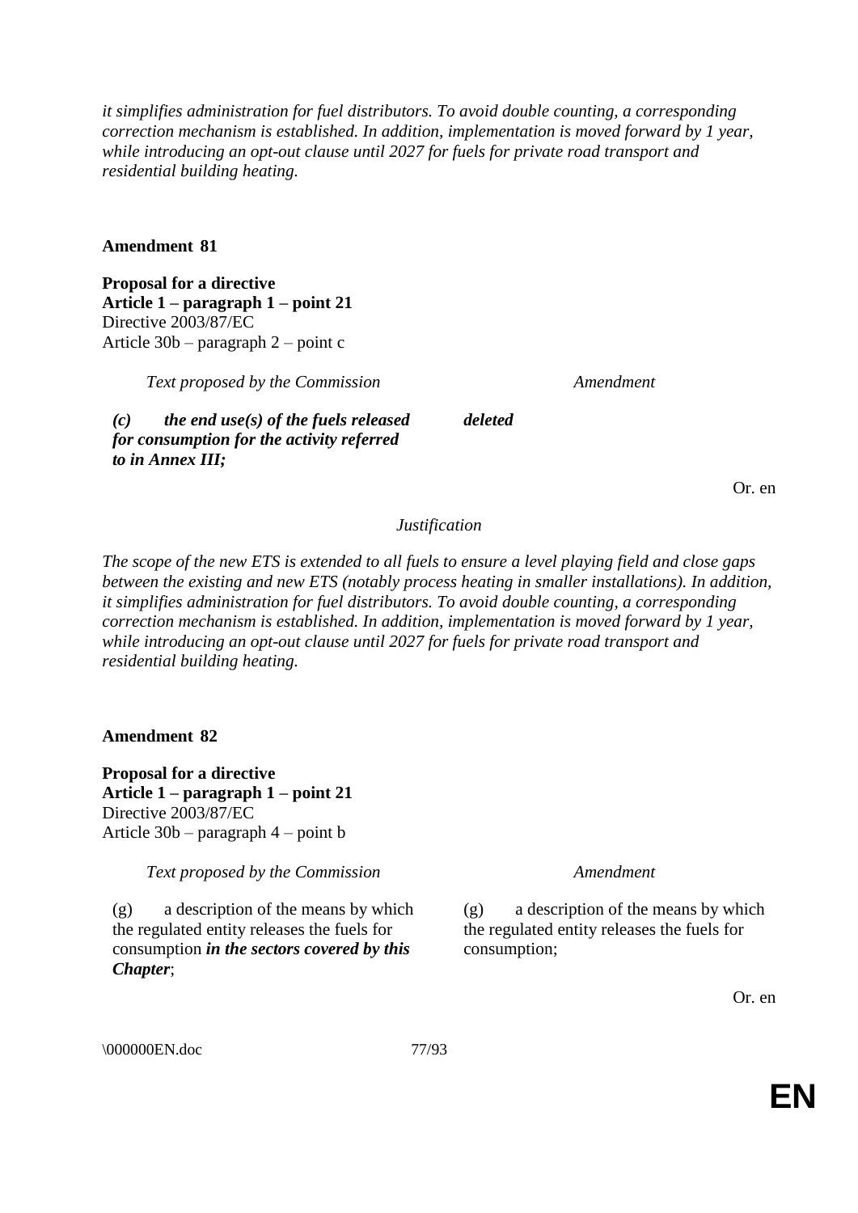*it simplifies administration for fuel distributors. To avoid double counting, a corresponding correction mechanism is established. In addition, implementation is moved forward by 1 year, while introducing an opt-out clause until 2027 for fuels for private road transport and residential building heating.*

**Amendment 81**

**Proposal for a directive**
**Article 1 – paragraph 1 – point 21**
Directive 2003/87/EC
Article 30b – paragraph 2 – point c

| *Text proposed by the Commission* | *Amendment* |
|---|---|
| ***(c) the end use(s) of the fuels released for consumption for the activity referred to in Annex III;*** | ***deleted*** |

Or. en

*Justification*

*The scope of the new ETS is extended to all fuels to ensure a level playing field and close gaps between the existing and new ETS (notably process heating in smaller installations). In addition, it simplifies administration for fuel distributors. To avoid double counting, a corresponding correction mechanism is established. In addition, implementation is moved forward by 1 year, while introducing an opt-out clause until 2027 for fuels for private road transport and residential building heating.*

**Amendment 82**

**Proposal for a directive**
**Article 1 – paragraph 1 – point 21**
Directive 2003/87/EC
Article 30b – paragraph 4 – point b

| *Text proposed by the Commission* | *Amendment* |
|---|---|
| (g) a description of the means by which the regulated entity releases the fuels for consumption ***in the sectors covered by this Chapter***; | (g) a description of the means by which the regulated entity releases the fuels for consumption; |

Or. en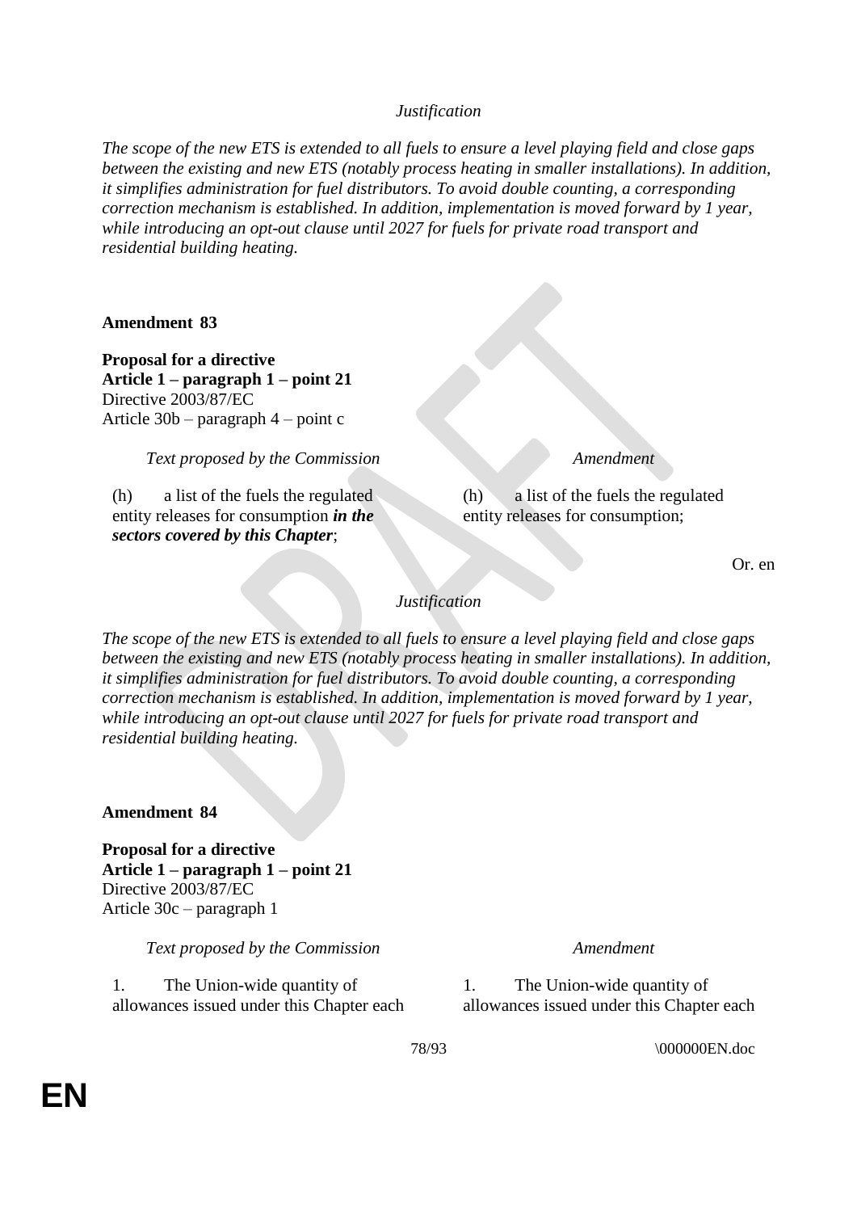*Justification*

*The scope of the new ETS is extended to all fuels to ensure a level playing field and close gaps between the existing and new ETS (notably process heating in smaller installations). In addition, it simplifies administration for fuel distributors. To avoid double counting, a corresponding correction mechanism is established. In addition, implementation is moved forward by 1 year, while introducing an opt-out clause until 2027 for fuels for private road transport and residential building heating.*

**Amendment 83**

**Proposal for a directive**
**Article 1 – paragraph 1 – point 21**
Directive 2003/87/EC
Article 30b – paragraph 4 – point c

| *Text proposed by the Commission* | *Amendment* |
|---|---|
| (h) a list of the fuels the regulated entity releases for consumption ***in the sectors covered by this Chapter***; | (h) a list of the fuels the regulated entity releases for consumption; |

Or. en

*Justification*

*The scope of the new ETS is extended to all fuels to ensure a level playing field and close gaps between the existing and new ETS (notably process heating in smaller installations). In addition, it simplifies administration for fuel distributors. To avoid double counting, a corresponding correction mechanism is established. In addition, implementation is moved forward by 1 year, while introducing an opt-out clause until 2027 for fuels for private road transport and residential building heating.*

**Amendment 84**

**Proposal for a directive**
**Article 1 – paragraph 1 – point 21**
Directive 2003/87/EC
Article 30c – paragraph 1

| *Text proposed by the Commission* | *Amendment* |
|---|---|
| 1. The Union-wide quantity of allowances issued under this Chapter each | 1. The Union-wide quantity of allowances issued under this Chapter each |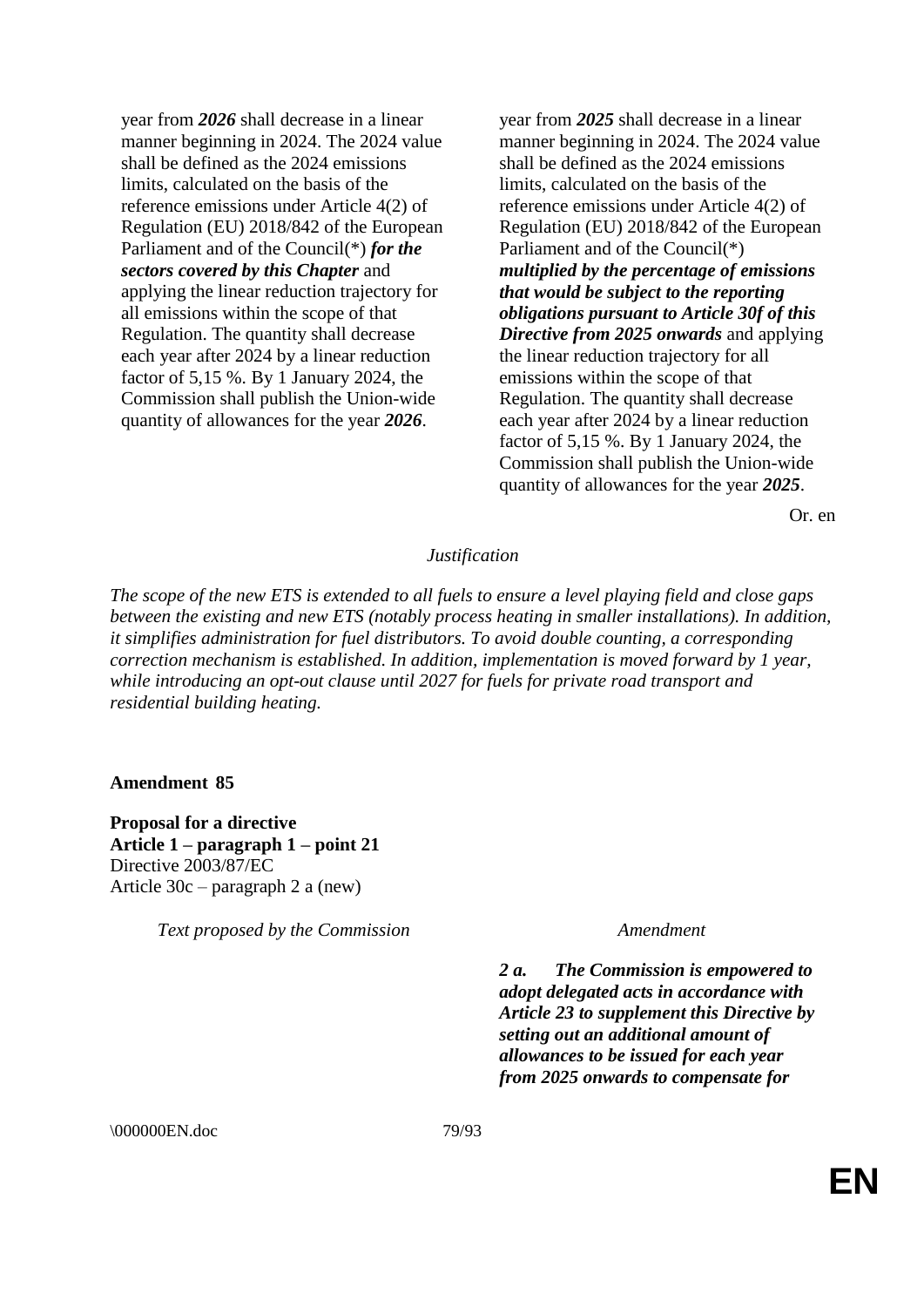| Text proposed by the Commission | Amendment |
|---|---|
| year from ***2026*** shall decrease in a linear manner beginning in 2024. The 2024 value shall be defined as the 2024 emissions limits, calculated on the basis of the reference emissions under Article 4(2) of Regulation (EU) 2018/842 of the European Parliament and of the Council(*) ***for the sectors covered by this Chapter*** and applying the linear reduction trajectory for all emissions within the scope of that Regulation. The quantity shall decrease each year after 2024 by a linear reduction factor of 5,15 %. By 1 January 2024, the Commission shall publish the Union-wide quantity of allowances for the year ***2026***. | year from ***2025*** shall decrease in a linear manner beginning in 2024. The 2024 value shall be defined as the 2024 emissions limits, calculated on the basis of the reference emissions under Article 4(2) of Regulation (EU) 2018/842 of the European Parliament and of the Council(*) ***multiplied by the percentage of emissions that would be subject to the reporting obligations pursuant to Article 30f of this Directive from 2025 onwards*** and applying the linear reduction trajectory for all emissions within the scope of that Regulation. The quantity shall decrease each year after 2024 by a linear reduction factor of 5,15 %. By 1 January 2024, the Commission shall publish the Union-wide quantity of allowances for the year ***2025***. |

Or. en

*Justification*

*The scope of the new ETS is extended to all fuels to ensure a level playing field and close gaps between the existing and new ETS (notably process heating in smaller installations). In addition, it simplifies administration for fuel distributors. To avoid double counting, a corresponding correction mechanism is established. In addition, implementation is moved forward by 1 year, while introducing an opt-out clause until 2027 for fuels for private road transport and residential building heating.*

**Amendment 85**

**Proposal for a directive**
**Article 1 – paragraph 1 – point 21**
Directive 2003/87/EC
Article 30c – paragraph 2 a (new)

| Text proposed by the Commission | Amendment |
|---|---|
| | ***2 a. The Commission is empowered to adopt delegated acts in accordance with Article 23 to supplement this Directive by setting out an additional amount of allowances to be issued for each year from 2025 onwards to compensate for*** |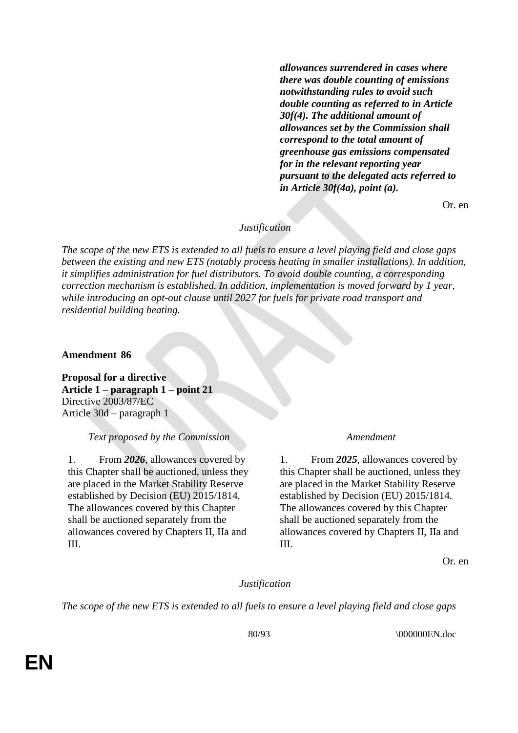| | ***allowances surrendered in cases where there was double counting of emissions notwithstanding rules to avoid such double counting as referred to in Article 30f(4). The additional amount of allowances set by the Commission shall correspond to the total amount of greenhouse gas emissions compensated for in the relevant reporting year pursuant to the delegated acts referred to in Article 30f(4a), point (a).*** |
|---|---|

Or. en

*Justification*

*The scope of the new ETS is extended to all fuels to ensure a level playing field and close gaps between the existing and new ETS (notably process heating in smaller installations). In addition, it simplifies administration for fuel distributors. To avoid double counting, a corresponding correction mechanism is established. In addition, implementation is moved forward by 1 year, while introducing an opt-out clause until 2027 for fuels for private road transport and residential building heating.*

**Amendment 86**

**Proposal for a directive**
**Article 1 – paragraph 1 – point 21**
Directive 2003/87/EC
Article 30d – paragraph 1

| *Text proposed by the Commission* | *Amendment* |
|---|---|
| 1. From ***2026***, allowances covered by this Chapter shall be auctioned, unless they are placed in the Market Stability Reserve established by Decision (EU) 2015/1814. The allowances covered by this Chapter shall be auctioned separately from the allowances covered by Chapters II, IIa and III. | 1. From ***2025***, allowances covered by this Chapter shall be auctioned, unless they are placed in the Market Stability Reserve established by Decision (EU) 2015/1814. The allowances covered by this Chapter shall be auctioned separately from the allowances covered by Chapters II, IIa and III. |

Or. en

*Justification*

*The scope of the new ETS is extended to all fuels to ensure a level playing field and close gaps*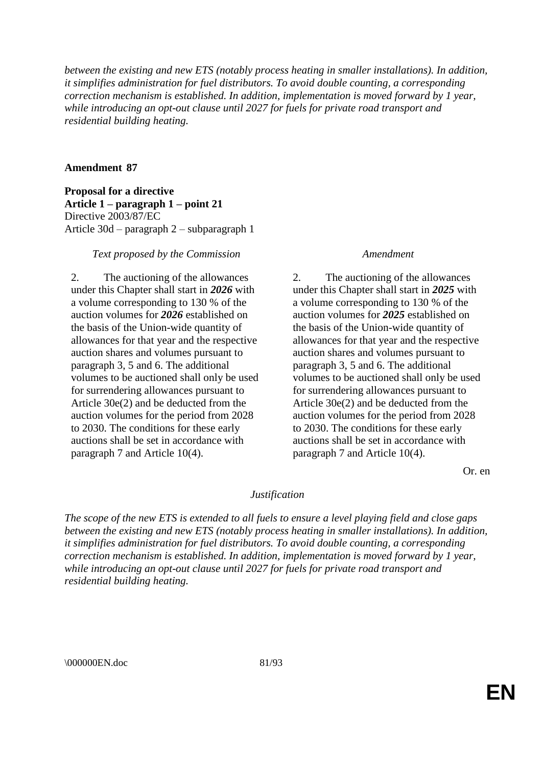*between the existing and new ETS (notably process heating in smaller installations). In addition, it simplifies administration for fuel distributors. To avoid double counting, a corresponding correction mechanism is established. In addition, implementation is moved forward by 1 year, while introducing an opt-out clause until 2027 for fuels for private road transport and residential building heating.*

**Amendment 87**

**Proposal for a directive**
**Article 1 – paragraph 1 – point 21**
Directive 2003/87/EC
Article 30d – paragraph 2 – subparagraph 1

| *Text proposed by the Commission* | *Amendment* |
|---|---|
| 2. The auctioning of the allowances under this Chapter shall start in ***2026*** with a volume corresponding to 130 % of the auction volumes for ***2026*** established on the basis of the Union-wide quantity of allowances for that year and the respective auction shares and volumes pursuant to paragraph 3, 5 and 6. The additional volumes to be auctioned shall only be used for surrendering allowances pursuant to Article 30e(2) and be deducted from the auction volumes for the period from 2028 to 2030. The conditions for these early auctions shall be set in accordance with paragraph 7 and Article 10(4). | 2. The auctioning of the allowances under this Chapter shall start in ***2025*** with a volume corresponding to 130 % of the auction volumes for ***2025*** established on the basis of the Union-wide quantity of allowances for that year and the respective auction shares and volumes pursuant to paragraph 3, 5 and 6. The additional volumes to be auctioned shall only be used for surrendering allowances pursuant to Article 30e(2) and be deducted from the auction volumes for the period from 2028 to 2030. The conditions for these early auctions shall be set in accordance with paragraph 7 and Article 10(4). |

Or. en

*Justification*

*The scope of the new ETS is extended to all fuels to ensure a level playing field and close gaps between the existing and new ETS (notably process heating in smaller installations). In addition, it simplifies administration for fuel distributors. To avoid double counting, a corresponding correction mechanism is established. In addition, implementation is moved forward by 1 year, while introducing an opt-out clause until 2027 for fuels for private road transport and residential building heating.*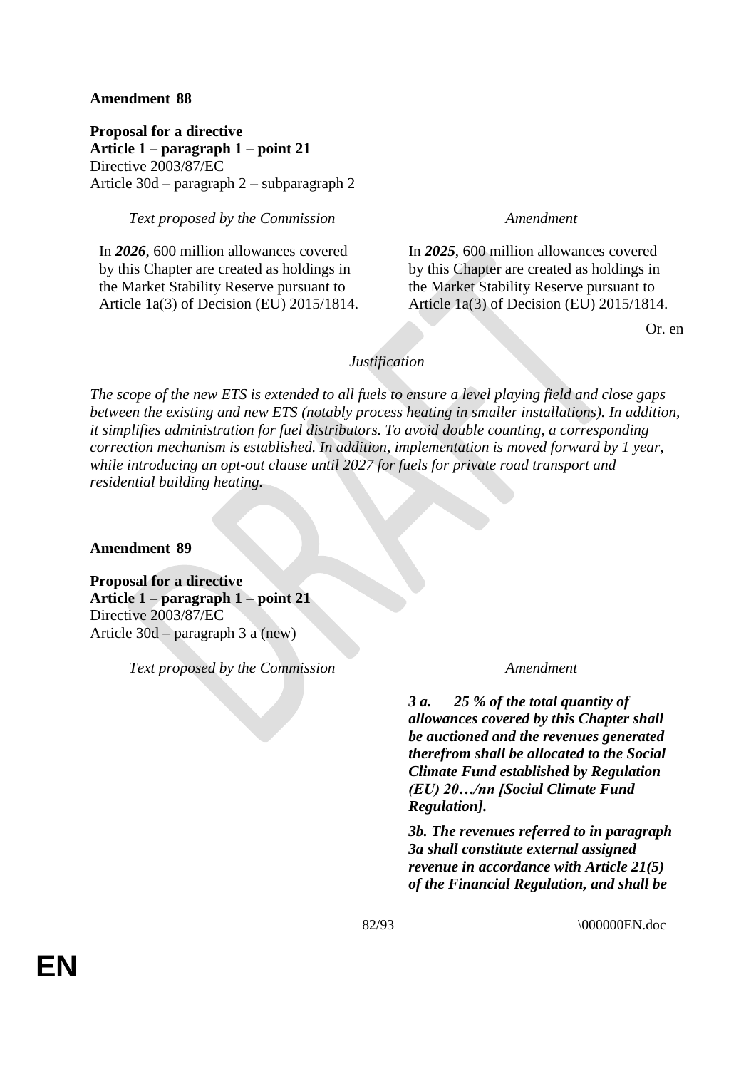**Amendment 88**

**Proposal for a directive**
**Article 1 – paragraph 1 – point 21**
Directive 2003/87/EC
Article 30d – paragraph 2 – subparagraph 2

| *Text proposed by the Commission* | *Amendment* |
|---|---|
| In ***2026***, 600 million allowances covered by this Chapter are created as holdings in the Market Stability Reserve pursuant to Article 1a(3) of Decision (EU) 2015/1814. | In ***2025***, 600 million allowances covered by this Chapter are created as holdings in the Market Stability Reserve pursuant to Article 1a(3) of Decision (EU) 2015/1814. |

Or. en

*Justification*

*The scope of the new ETS is extended to all fuels to ensure a level playing field and close gaps between the existing and new ETS (notably process heating in smaller installations). In addition, it simplifies administration for fuel distributors. To avoid double counting, a corresponding correction mechanism is established. In addition, implementation is moved forward by 1 year, while introducing an opt-out clause until 2027 for fuels for private road transport and residential building heating.*

**Amendment 89**

**Proposal for a directive**
**Article 1 – paragraph 1 – point 21**
Directive 2003/87/EC
Article 30d – paragraph 3 a (new)

| *Text proposed by the Commission* | *Amendment* |
|---|---|
| | ***3 a. 25 % of the total quantity of allowances covered by this Chapter shall be auctioned and the revenues generated therefrom shall be allocated to the Social Climate Fund established by Regulation (EU) 20…/nn [Social Climate Fund Regulation].*** |
| | ***3b. The revenues referred to in paragraph 3a shall constitute external assigned revenue in accordance with Article 21(5) of the Financial Regulation, and shall be*** |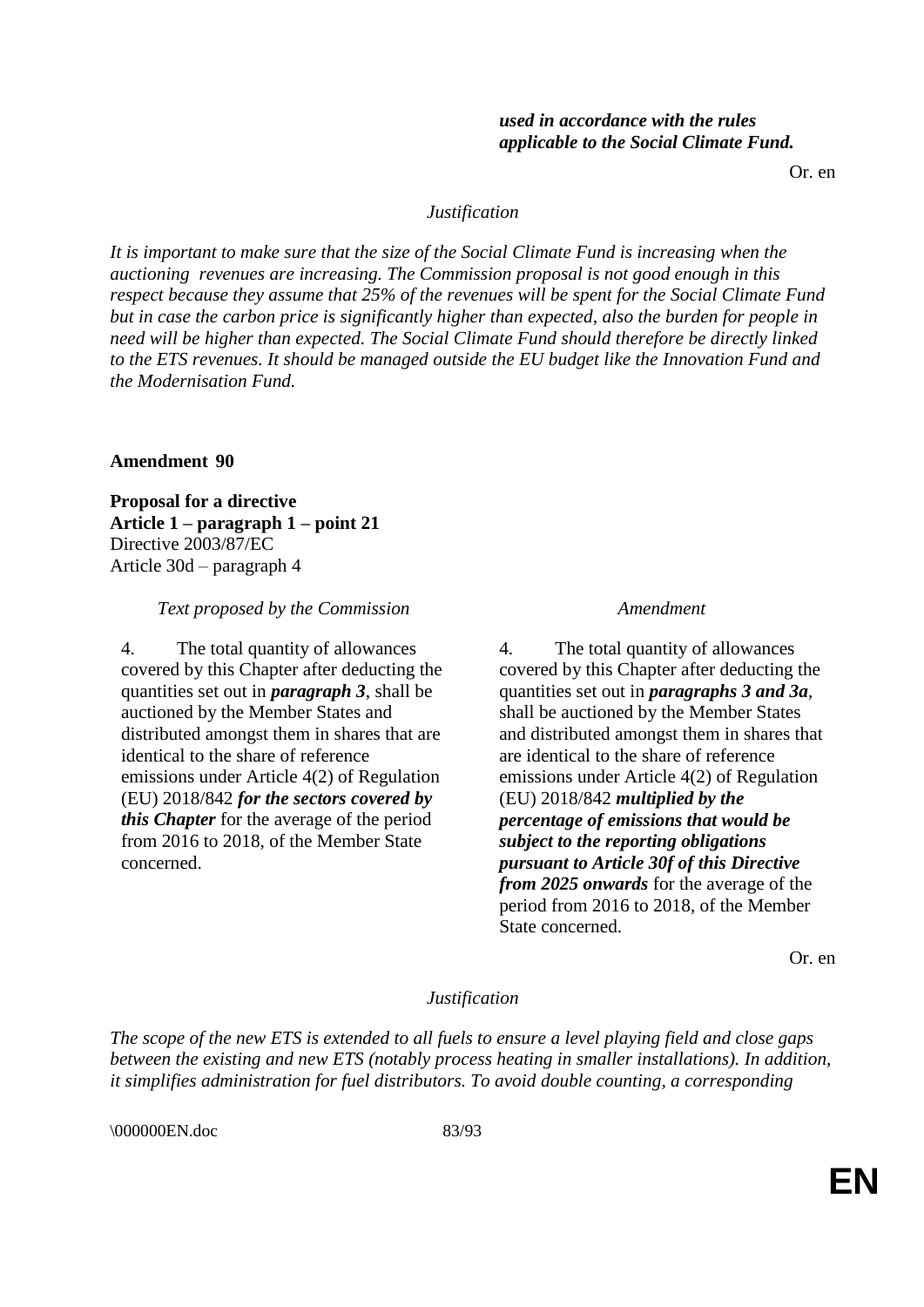| | |
|---|---|
| | ***used in accordance with the rules applicable to the Social Climate Fund.*** |

Or. en

*Justification*

*It is important to make sure that the size of the Social Climate Fund is increasing when the auctioning revenues are increasing. The Commission proposal is not good enough in this respect because they assume that 25% of the revenues will be spent for the Social Climate Fund but in case the carbon price is significantly higher than expected, also the burden for people in need will be higher than expected. The Social Climate Fund should therefore be directly linked to the ETS revenues. It should be managed outside the EU budget like the Innovation Fund and the Modernisation Fund.*

**Amendment 90**

**Proposal for a directive**
**Article 1 – paragraph 1 – point 21**
Directive 2003/87/EC
Article 30d – paragraph 4

| *Text proposed by the Commission* | *Amendment* |
|---|---|
| 4. The total quantity of allowances covered by this Chapter after deducting the quantities set out in ***paragraph 3***, shall be auctioned by the Member States and distributed amongst them in shares that are identical to the share of reference emissions under Article 4(2) of Regulation (EU) 2018/842 ***for the sectors covered by this Chapter*** for the average of the period from 2016 to 2018, of the Member State concerned. | 4. The total quantity of allowances covered by this Chapter after deducting the quantities set out in ***paragraphs 3 and 3a***, shall be auctioned by the Member States and distributed amongst them in shares that are identical to the share of reference emissions under Article 4(2) of Regulation (EU) 2018/842 ***multiplied by the percentage of emissions that would be subject to the reporting obligations pursuant to Article 30f of this Directive from 2025 onwards*** for the average of the period from 2016 to 2018, of the Member State concerned. |

Or. en

*Justification*

*The scope of the new ETS is extended to all fuels to ensure a level playing field and close gaps between the existing and new ETS (notably process heating in smaller installations). In addition, it simplifies administration for fuel distributors. To avoid double counting, a corresponding*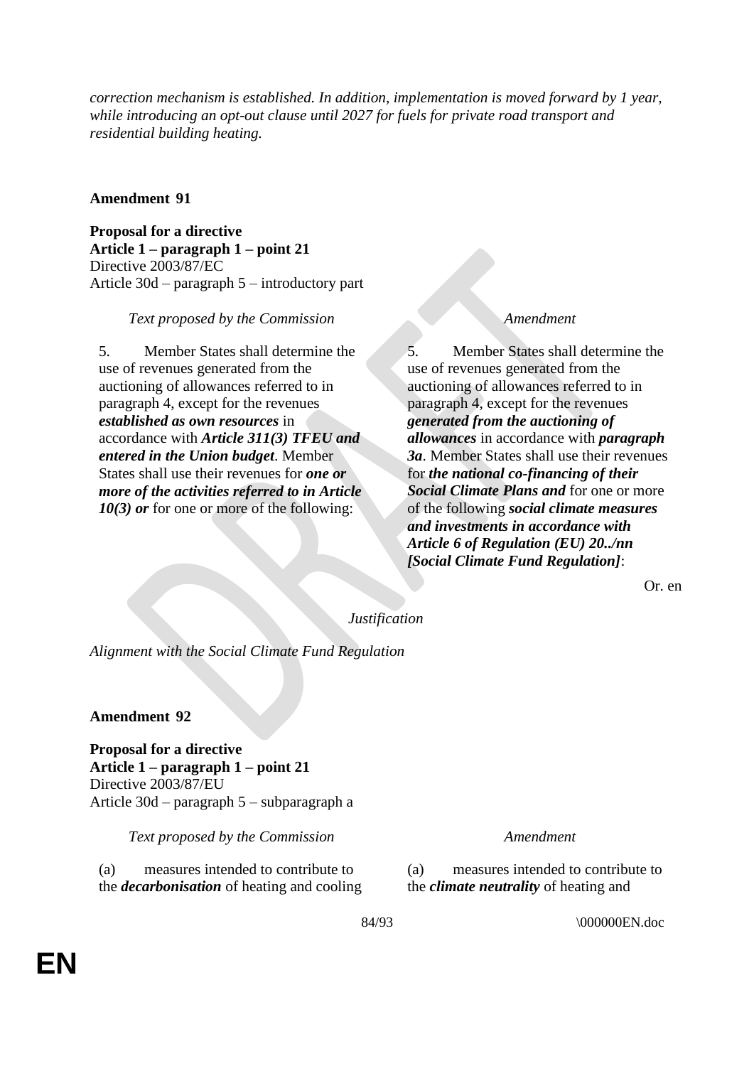*correction mechanism is established. In addition, implementation is moved forward by 1 year, while introducing an opt-out clause until 2027 for fuels for private road transport and residential building heating.*

**Amendment 91**

**Proposal for a directive**
**Article 1 – paragraph 1 – point 21**
Directive 2003/87/EC
Article 30d – paragraph 5 – introductory part

| *Text proposed by the Commission* | *Amendment* |
|---|---|
| 5. Member States shall determine the use of revenues generated from the auctioning of allowances referred to in paragraph 4, except for the revenues ***established as own resources*** in accordance with ***Article 311(3) TFEU and entered in the Union budget***. Member States shall use their revenues for ***one or more of the activities referred to in Article 10(3) or*** for one or more of the following: | 5. Member States shall determine the use of revenues generated from the auctioning of allowances referred to in paragraph 4, except for the revenues ***generated from the auctioning of allowances*** in accordance with ***paragraph 3a***. Member States shall use their revenues for ***the national co-financing of their Social Climate Plans and*** for one or more of the following ***social climate measures and investments in accordance with Article 6 of Regulation (EU) 20../nn [Social Climate Fund Regulation]***: |

Or. en

*Justification*

*Alignment with the Social Climate Fund Regulation*

**Amendment 92**

**Proposal for a directive**
**Article 1 – paragraph 1 – point 21**
Directive 2003/87/EU
Article 30d – paragraph 5 – subparagraph a

| *Text proposed by the Commission* | *Amendment* |
|---|---|
| (a) measures intended to contribute to the ***decarbonisation*** of heating and cooling | (a) measures intended to contribute to the ***climate neutrality*** of heating and |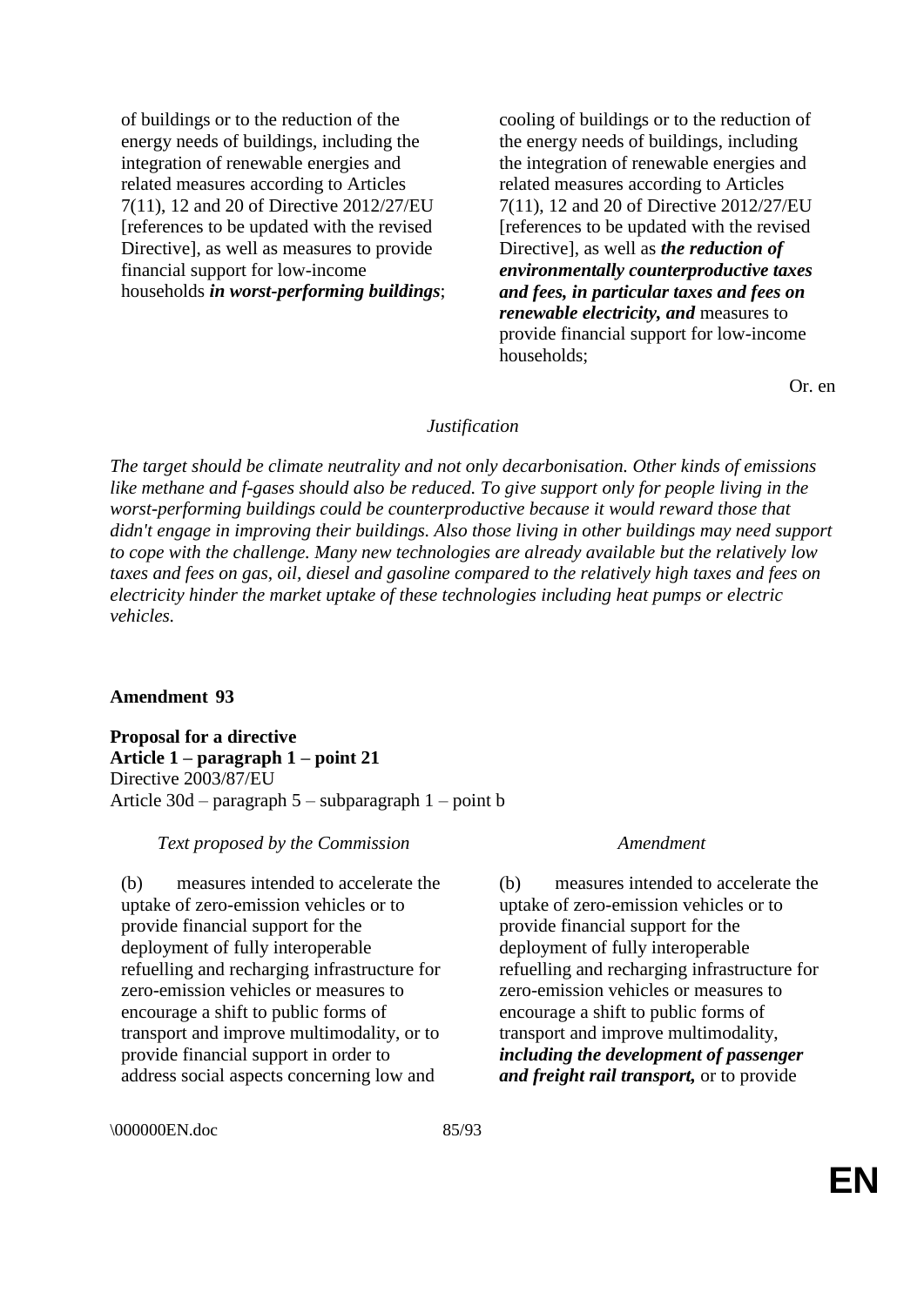| | |
|---|---|
| of buildings or to the reduction of the energy needs of buildings, including the integration of renewable energies and related measures according to Articles 7(11), 12 and 20 of Directive 2012/27/EU [references to be updated with the revised Directive], as well as measures to provide financial support for low-income households ***in worst-performing buildings***; | cooling of buildings or to the reduction of the energy needs of buildings, including the integration of renewable energies and related measures according to Articles 7(11), 12 and 20 of Directive 2012/27/EU [references to be updated with the revised Directive], as well as ***the reduction of environmentally counterproductive taxes and fees, in particular taxes and fees on renewable electricity, and*** measures to provide financial support for low-income households; |

Or. en

*Justification*

*The target should be climate neutrality and not only decarbonisation. Other kinds of emissions like methane and f-gases should also be reduced. To give support only for people living in the worst-performing buildings could be counterproductive because it would reward those that didn't engage in improving their buildings. Also those living in other buildings may need support to cope with the challenge. Many new technologies are already available but the relatively low taxes and fees on gas, oil, diesel and gasoline compared to the relatively high taxes and fees on electricity hinder the market uptake of these technologies including heat pumps or electric vehicles.*

**Amendment 93**

**Proposal for a directive**
**Article 1 – paragraph 1 – point 21**
Directive 2003/87/EU
Article 30d – paragraph 5 – subparagraph 1 – point b

| *Text proposed by the Commission* | *Amendment* |
|---|---|
| (b) measures intended to accelerate the uptake of zero-emission vehicles or to provide financial support for the deployment of fully interoperable refuelling and recharging infrastructure for zero-emission vehicles or measures to encourage a shift to public forms of transport and improve multimodality, or to provide financial support in order to address social aspects concerning low and | (b) measures intended to accelerate the uptake of zero-emission vehicles or to provide financial support for the deployment of fully interoperable refuelling and recharging infrastructure for zero-emission vehicles or measures to encourage a shift to public forms of transport and improve multimodality, ***including the development of passenger and freight rail transport,*** or to provide |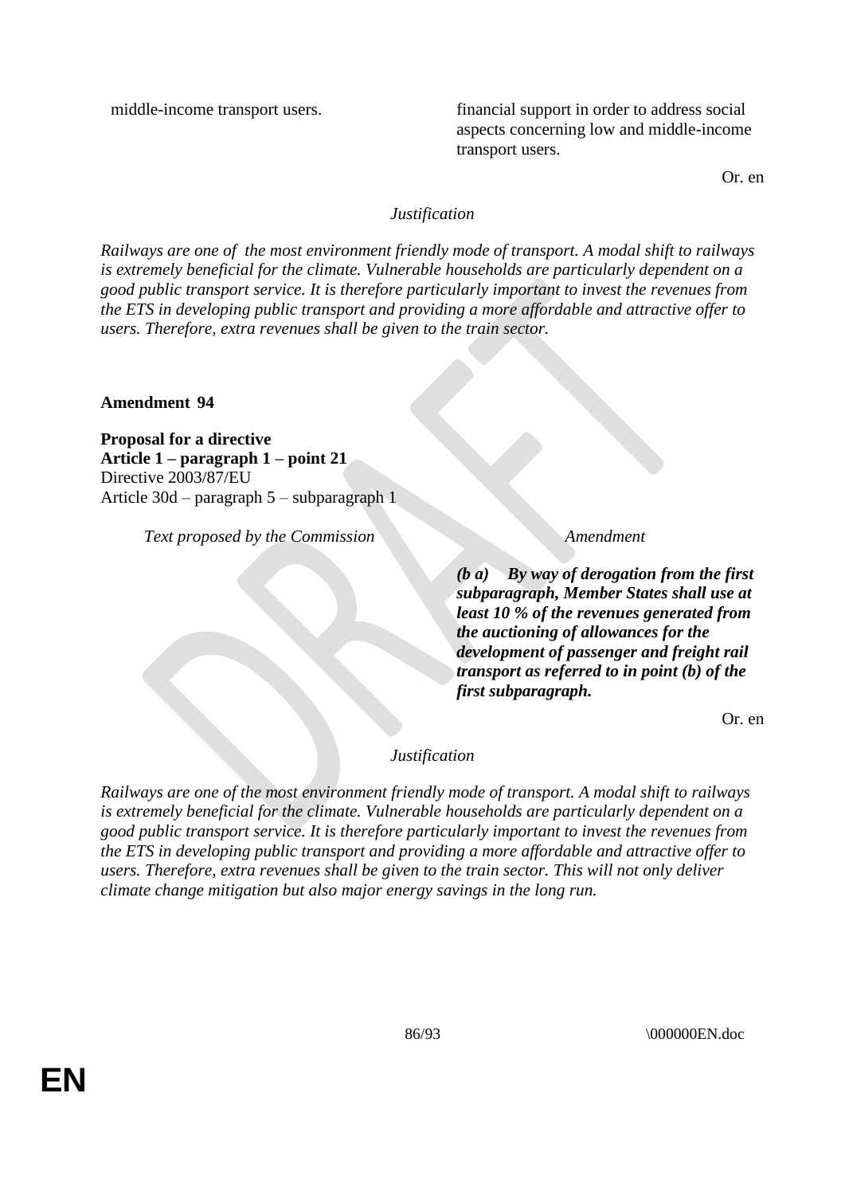| | |
|---|---|
| middle-income transport users. | financial support in order to address social aspects concerning low and middle-income transport users. |

Or. en

*Justification*

*Railways are one of the most environment friendly mode of transport. A modal shift to railways is extremely beneficial for the climate. Vulnerable households are particularly dependent on a good public transport service. It is therefore particularly important to invest the revenues from the ETS in developing public transport and providing a more affordable and attractive offer to users. Therefore, extra revenues shall be given to the train sector.*

**Amendment 94**

**Proposal for a directive**
**Article 1 – paragraph 1 – point 21**
Directive 2003/87/EU
Article 30d – paragraph 5 – subparagraph 1

| *Text proposed by the Commission* | *Amendment* |
|---|---|
| | ***(b a) By way of derogation from the first subparagraph, Member States shall use at least 10 % of the revenues generated from the auctioning of allowances for the development of passenger and freight rail transport as referred to in point (b) of the first subparagraph.*** |

Or. en

*Justification*

*Railways are one of the most environment friendly mode of transport. A modal shift to railways is extremely beneficial for the climate. Vulnerable households are particularly dependent on a good public transport service. It is therefore particularly important to invest the revenues from the ETS in developing public transport and providing a more affordable and attractive offer to users. Therefore, extra revenues shall be given to the train sector. This will not only deliver climate change mitigation but also major energy savings in the long run.*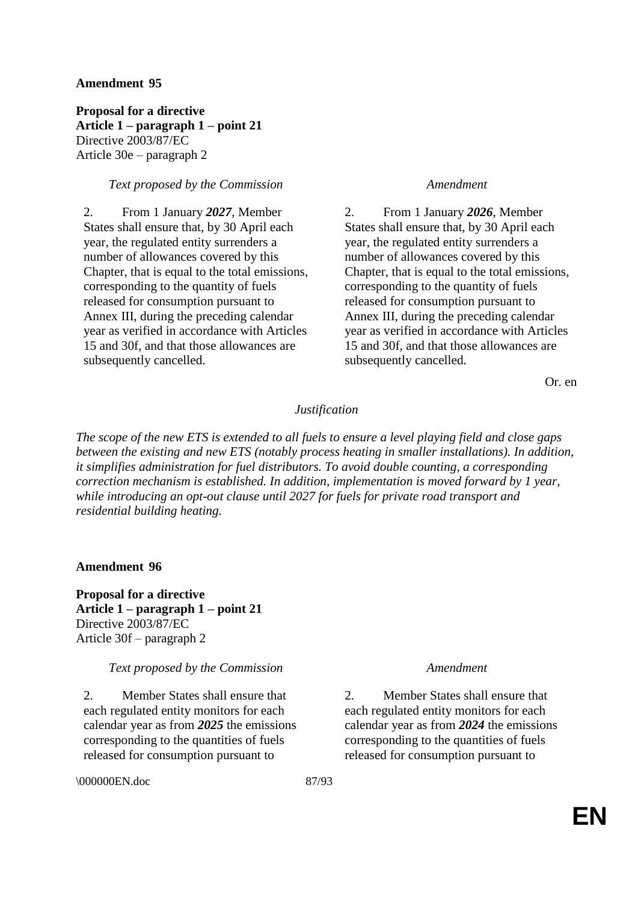**Amendment 95**

**Proposal for a directive**
**Article 1 – paragraph 1 – point 21**
Directive 2003/87/EC
Article 30e – paragraph 2

| *Text proposed by the Commission* | *Amendment* |
| --- | --- |
| 2. From 1 January ***2027***, Member States shall ensure that, by 30 April each year, the regulated entity surrenders a number of allowances covered by this Chapter, that is equal to the total emissions, corresponding to the quantity of fuels released for consumption pursuant to Annex III, during the preceding calendar year as verified in accordance with Articles 15 and 30f, and that those allowances are subsequently cancelled. | 2. From 1 January ***2026***, Member States shall ensure that, by 30 April each year, the regulated entity surrenders a number of allowances covered by this Chapter, that is equal to the total emissions, corresponding to the quantity of fuels released for consumption pursuant to Annex III, during the preceding calendar year as verified in accordance with Articles 15 and 30f, and that those allowances are subsequently cancelled. |

Or. en

*Justification*

*The scope of the new ETS is extended to all fuels to ensure a level playing field and close gaps between the existing and new ETS (notably process heating in smaller installations). In addition, it simplifies administration for fuel distributors. To avoid double counting, a corresponding correction mechanism is established. In addition, implementation is moved forward by 1 year, while introducing an opt-out clause until 2027 for fuels for private road transport and residential building heating.*

**Amendment 96**

**Proposal for a directive**
**Article 1 – paragraph 1 – point 21**
Directive 2003/87/EC
Article 30f – paragraph 2

| *Text proposed by the Commission* | *Amendment* |
| --- | --- |
| 2. Member States shall ensure that each regulated entity monitors for each calendar year as from ***2025*** the emissions corresponding to the quantities of fuels released for consumption pursuant to | 2. Member States shall ensure that each regulated entity monitors for each calendar year as from ***2024*** the emissions corresponding to the quantities of fuels released for consumption pursuant to |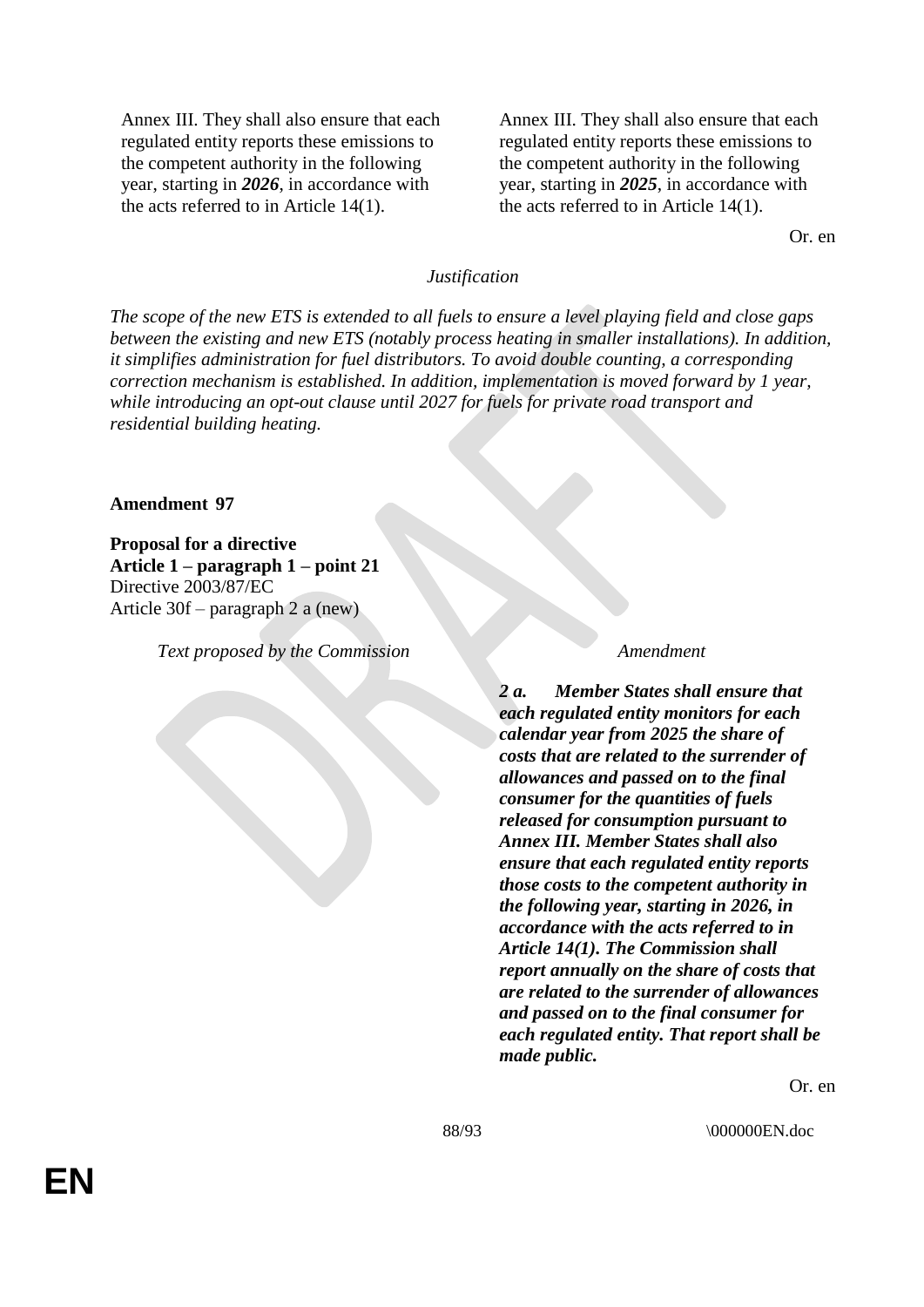| | |
|---|---|
| Annex III. They shall also ensure that each regulated entity reports these emissions to the competent authority in the following year, starting in ***2026***, in accordance with the acts referred to in Article 14(1). | Annex III. They shall also ensure that each regulated entity reports these emissions to the competent authority in the following year, starting in ***2025***, in accordance with the acts referred to in Article 14(1). |

Or. en

*Justification*

*The scope of the new ETS is extended to all fuels to ensure a level playing field and close gaps between the existing and new ETS (notably process heating in smaller installations). In addition, it simplifies administration for fuel distributors. To avoid double counting, a corresponding correction mechanism is established. In addition, implementation is moved forward by 1 year, while introducing an opt-out clause until 2027 for fuels for private road transport and residential building heating.*

**Amendment 97**

**Proposal for a directive**
**Article 1 – paragraph 1 – point 21**
Directive 2003/87/EC
Article 30f – paragraph 2 a (new)

| *Text proposed by the Commission* | *Amendment* |
|---|---|
| | ***2 a. Member States shall ensure that each regulated entity monitors for each calendar year from 2025 the share of costs that are related to the surrender of allowances and passed on to the final consumer for the quantities of fuels released for consumption pursuant to Annex III. Member States shall also ensure that each regulated entity reports those costs to the competent authority in the following year, starting in 2026, in accordance with the acts referred to in Article 14(1). The Commission shall report annually on the share of costs that are related to the surrender of allowances and passed on to the final consumer for each regulated entity. That report shall be made public.*** |

Or. en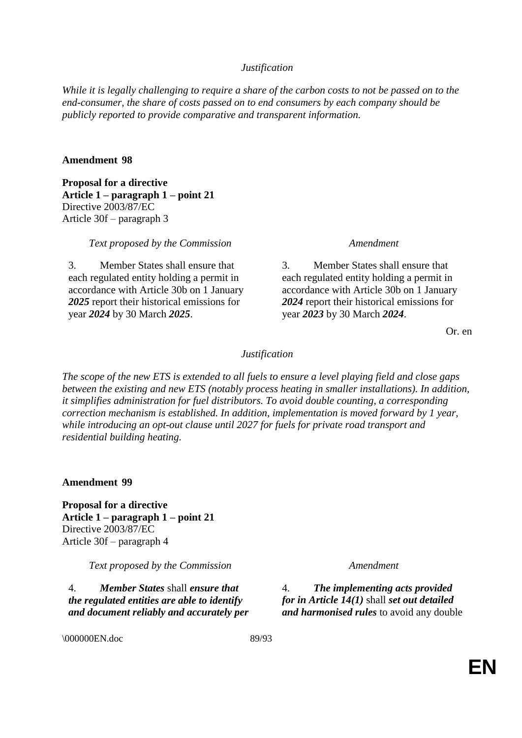*Justification*

*While it is legally challenging to require a share of the carbon costs to not be passed on to the end-consumer, the share of costs passed on to end consumers by each company should be publicly reported to provide comparative and transparent information.*

**Amendment 98**

**Proposal for a directive**
**Article 1 – paragraph 1 – point 21**
Directive 2003/87/EC
Article 30f – paragraph 3

| *Text proposed by the Commission* | *Amendment* |
|---|---|
| 3. Member States shall ensure that each regulated entity holding a permit in accordance with Article 30b on 1 January ***2025*** report their historical emissions for year ***2024*** by 30 March ***2025***. | 3. Member States shall ensure that each regulated entity holding a permit in accordance with Article 30b on 1 January ***2024*** report their historical emissions for year ***2023*** by 30 March ***2024***. |

Or. en

*Justification*

*The scope of the new ETS is extended to all fuels to ensure a level playing field and close gaps between the existing and new ETS (notably process heating in smaller installations). In addition, it simplifies administration for fuel distributors. To avoid double counting, a corresponding correction mechanism is established. In addition, implementation is moved forward by 1 year, while introducing an opt-out clause until 2027 for fuels for private road transport and residential building heating.*

**Amendment 99**

**Proposal for a directive**
**Article 1 – paragraph 1 – point 21**
Directive 2003/87/EC
Article 30f – paragraph 4

| *Text proposed by the Commission* | *Amendment* |
|---|---|
| 4. ***Member States*** shall ***ensure that the regulated entities are able to identify and document reliably and accurately per*** | 4. ***The implementing acts provided for in Article 14(1)*** shall ***set out detailed and harmonised rules*** to avoid any double |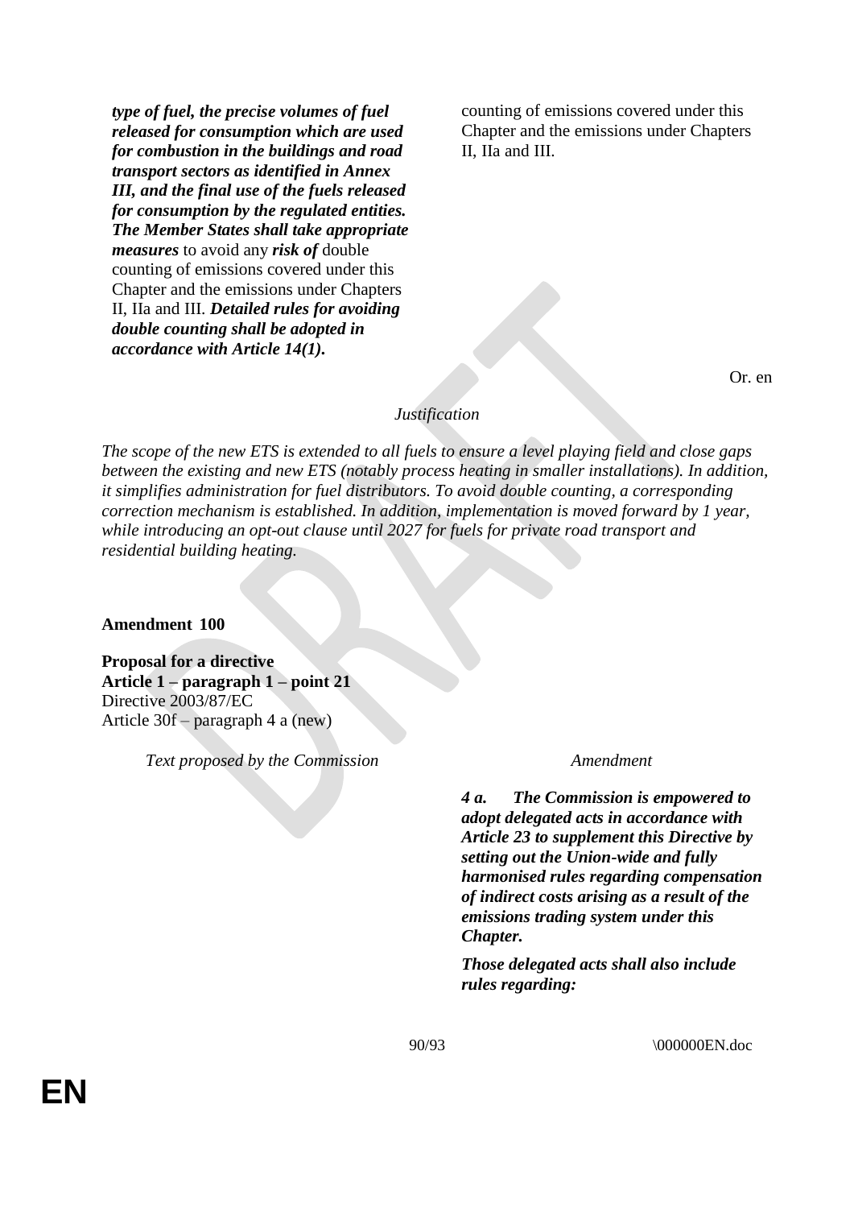| | |
|---|---|
| ***type of fuel, the precise volumes of fuel released for consumption which are used for combustion in the buildings and road transport sectors as identified in Annex III, and the final use of the fuels released for consumption by the regulated entities. The Member States shall take appropriate measures*** to avoid any ***risk of*** double counting of emissions covered under this Chapter and the emissions under Chapters II, IIa and III. ***Detailed rules for avoiding double counting shall be adopted in accordance with Article 14(1).*** | counting of emissions covered under this Chapter and the emissions under Chapters II, IIa and III. |

Or. en

*Justification*

*The scope of the new ETS is extended to all fuels to ensure a level playing field and close gaps between the existing and new ETS (notably process heating in smaller installations). In addition, it simplifies administration for fuel distributors. To avoid double counting, a corresponding correction mechanism is established. In addition, implementation is moved forward by 1 year, while introducing an opt-out clause until 2027 for fuels for private road transport and residential building heating.*

**Amendment 100**

**Proposal for a directive**
**Article 1 – paragraph 1 – point 21**
Directive 2003/87/EC
Article 30f – paragraph 4 a (new)

| *Text proposed by the Commission* | *Amendment* |
|---|---|
| | ***4 a. The Commission is empowered to adopt delegated acts in accordance with Article 23 to supplement this Directive by setting out the Union-wide and fully harmonised rules regarding compensation of indirect costs arising as a result of the emissions trading system under this Chapter.*** |
| | ***Those delegated acts shall also include rules regarding:*** |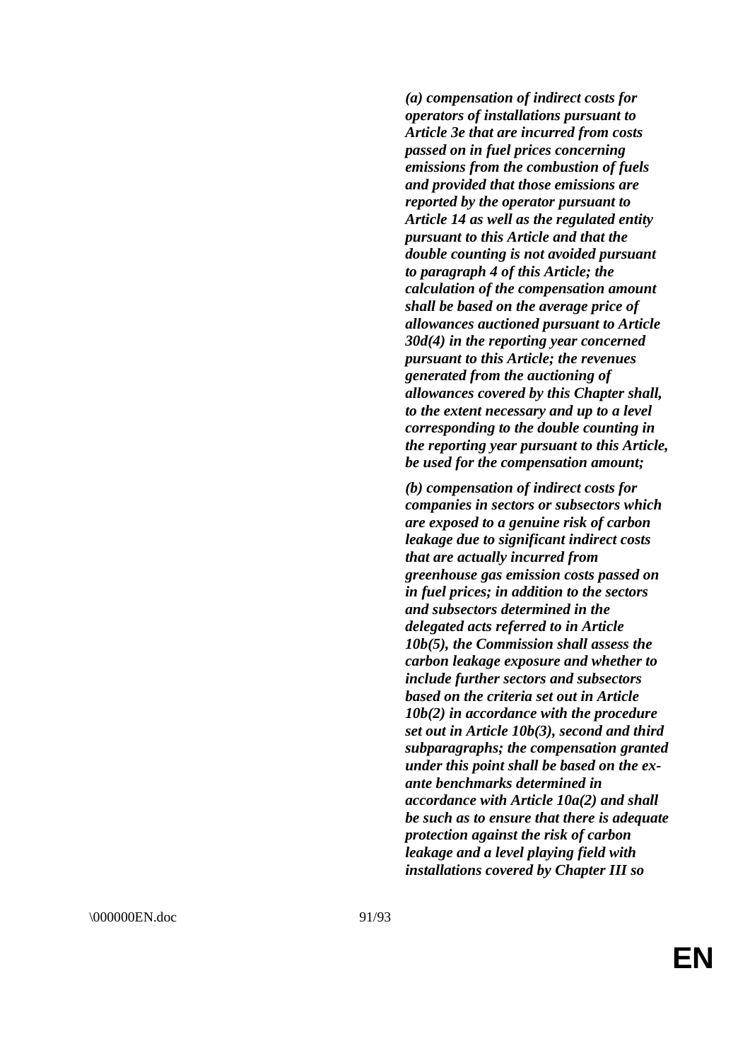*(a) compensation of indirect costs for operators of installations pursuant to Article 3e that are incurred from costs passed on in fuel prices concerning emissions from the combustion of fuels and provided that those emissions are reported by the operator pursuant to Article 14 as well as the regulated entity pursuant to this Article and that the double counting is not avoided pursuant to paragraph 4 of this Article; the calculation of the compensation amount shall be based on the average price of allowances auctioned pursuant to Article 30d(4) in the reporting year concerned pursuant to this Article; the revenues generated from the auctioning of allowances covered by this Chapter shall, to the extent necessary and up to a level corresponding to the double counting in the reporting year pursuant to this Article, be used for the compensation amount;*

*(b) compensation of indirect costs for companies in sectors or subsectors which are exposed to a genuine risk of carbon leakage due to significant indirect costs that are actually incurred from greenhouse gas emission costs passed on in fuel prices; in addition to the sectors and subsectors determined in the delegated acts referred to in Article 10b(5), the Commission shall assess the carbon leakage exposure and whether to include further sectors and subsectors based on the criteria set out in Article 10b(2) in accordance with the procedure set out in Article 10b(3), second and third subparagraphs; the compensation granted under this point shall be based on the ex-ante benchmarks determined in accordance with Article 10a(2) and shall be such as to ensure that there is adequate protection against the risk of carbon leakage and a level playing field with installations covered by Chapter III so*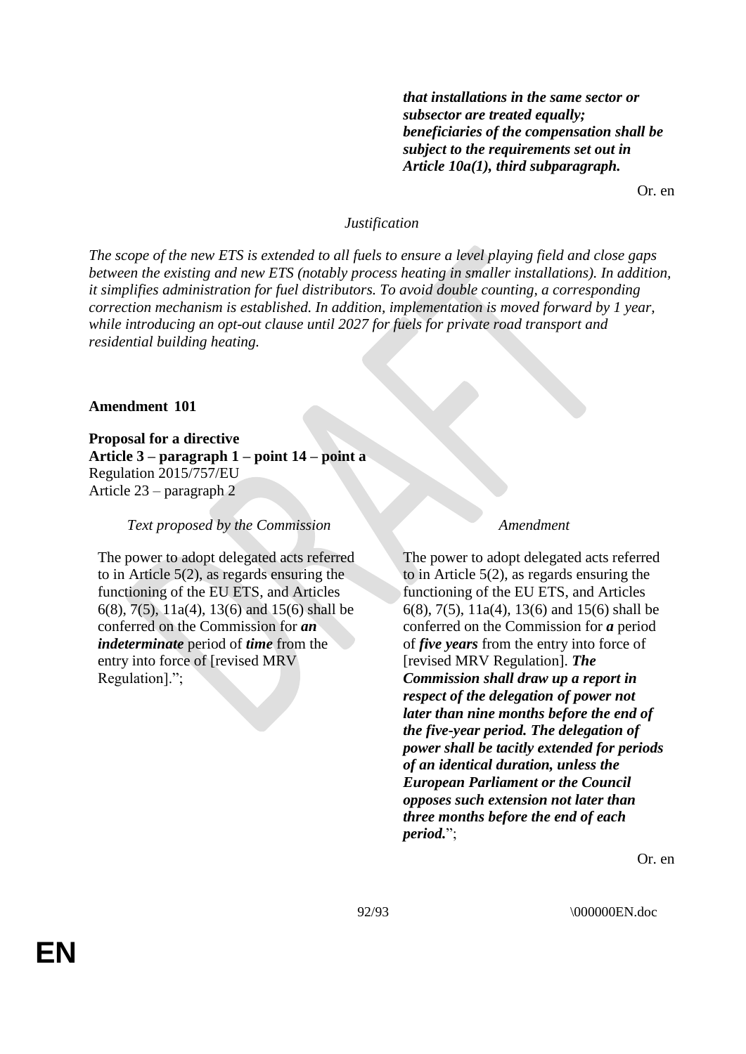| | ***that installations in the same sector or subsector are treated equally; beneficiaries of the compensation shall be subject to the requirements set out in Article 10a(1), third subparagraph.*** |
|---|---|

Or. en

*Justification*

*The scope of the new ETS is extended to all fuels to ensure a level playing field and close gaps between the existing and new ETS (notably process heating in smaller installations). In addition, it simplifies administration for fuel distributors. To avoid double counting, a corresponding correction mechanism is established. In addition, implementation is moved forward by 1 year, while introducing an opt-out clause until 2027 for fuels for private road transport and residential building heating.*

**Amendment 101**

**Proposal for a directive**
**Article 3 – paragraph 1 – point 14 – point a**
Regulation 2015/757/EU
Article 23 – paragraph 2

| *Text proposed by the Commission* | *Amendment* |
|---|---|
| The power to adopt delegated acts referred to in Article 5(2), as regards ensuring the functioning of the EU ETS, and Articles 6(8), 7(5), 11a(4), 13(6) and 15(6) shall be conferred on the Commission for ***an indeterminate*** period of ***time*** from the entry into force of [revised MRV Regulation].”; | The power to adopt delegated acts referred to in Article 5(2), as regards ensuring the functioning of the EU ETS, and Articles 6(8), 7(5), 11a(4), 13(6) and 15(6) shall be conferred on the Commission for ***a*** period of ***five years*** from the entry into force of [revised MRV Regulation]. ***The Commission shall draw up a report in respect of the delegation of power not later than nine months before the end of the five-year period. The delegation of power shall be tacitly extended for periods of an identical duration, unless the European Parliament or the Council opposes such extension not later than three months before the end of each period.***”; |

Or. en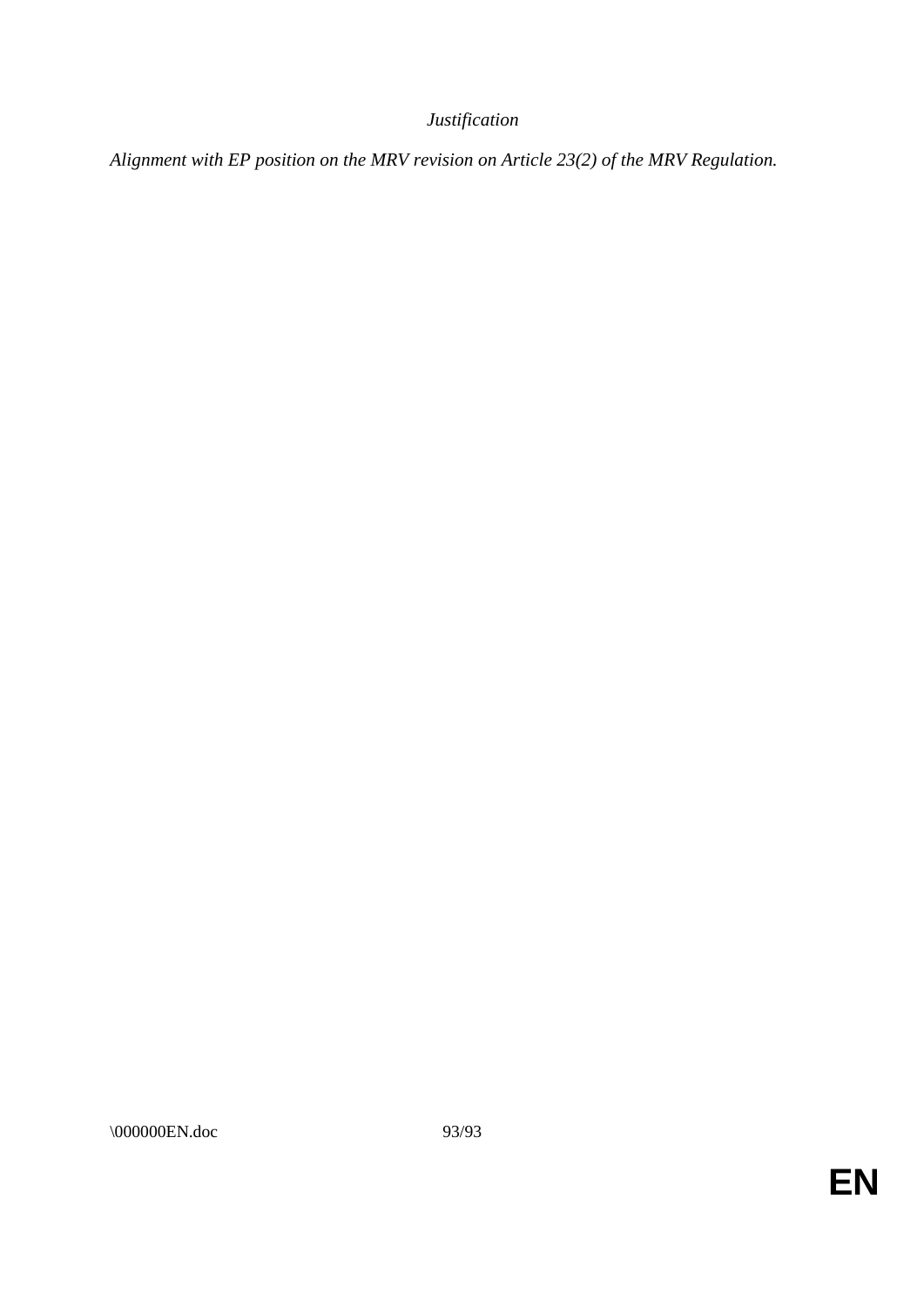*Justification*

*Alignment with EP position on the MRV revision on Article 23(2) of the MRV Regulation.*